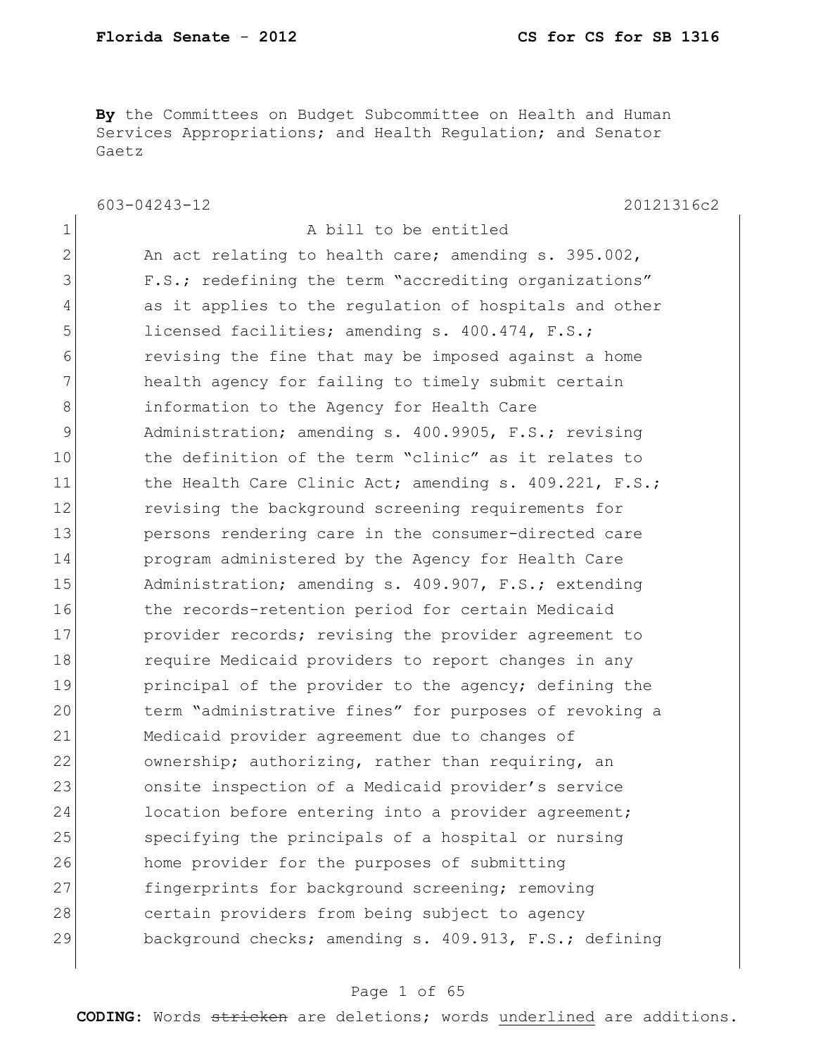**By** the Committees on Budget Subcommittee on Health and Human Services Appropriations; and Health Regulation; and Senator Gaetz

603-04243-12 20121316c2

A bill to be entitled

An act relating to health care; amending s. 395.002, F.S.; redefining the term "accrediting organizations" as it applies to the regulation of hospitals and other licensed facilities; amending s. 400.474, F.S.; revising the fine that may be imposed against a home health agency for failing to timely submit certain information to the Agency for Health Care Administration; amending s. 400.9905, F.S.; revising the definition of the term "clinic" as it relates to the Health Care Clinic Act; amending s. 409.221, F.S.; revising the background screening requirements for persons rendering care in the consumer-directed care program administered by the Agency for Health Care Administration; amending s. 409.907, F.S.; extending the records-retention period for certain Medicaid provider records; revising the provider agreement to require Medicaid providers to report changes in any principal of the provider to the agency; defining the term "administrative fines" for purposes of revoking a Medicaid provider agreement due to changes of ownership; authorizing, rather than requiring, an onsite inspection of a Medicaid provider's service location before entering into a provider agreement; specifying the principals of a hospital or nursing home provider for the purposes of submitting fingerprints for background screening; removing certain providers from being subject to agency background checks; amending s. 409.913, F.S.; defining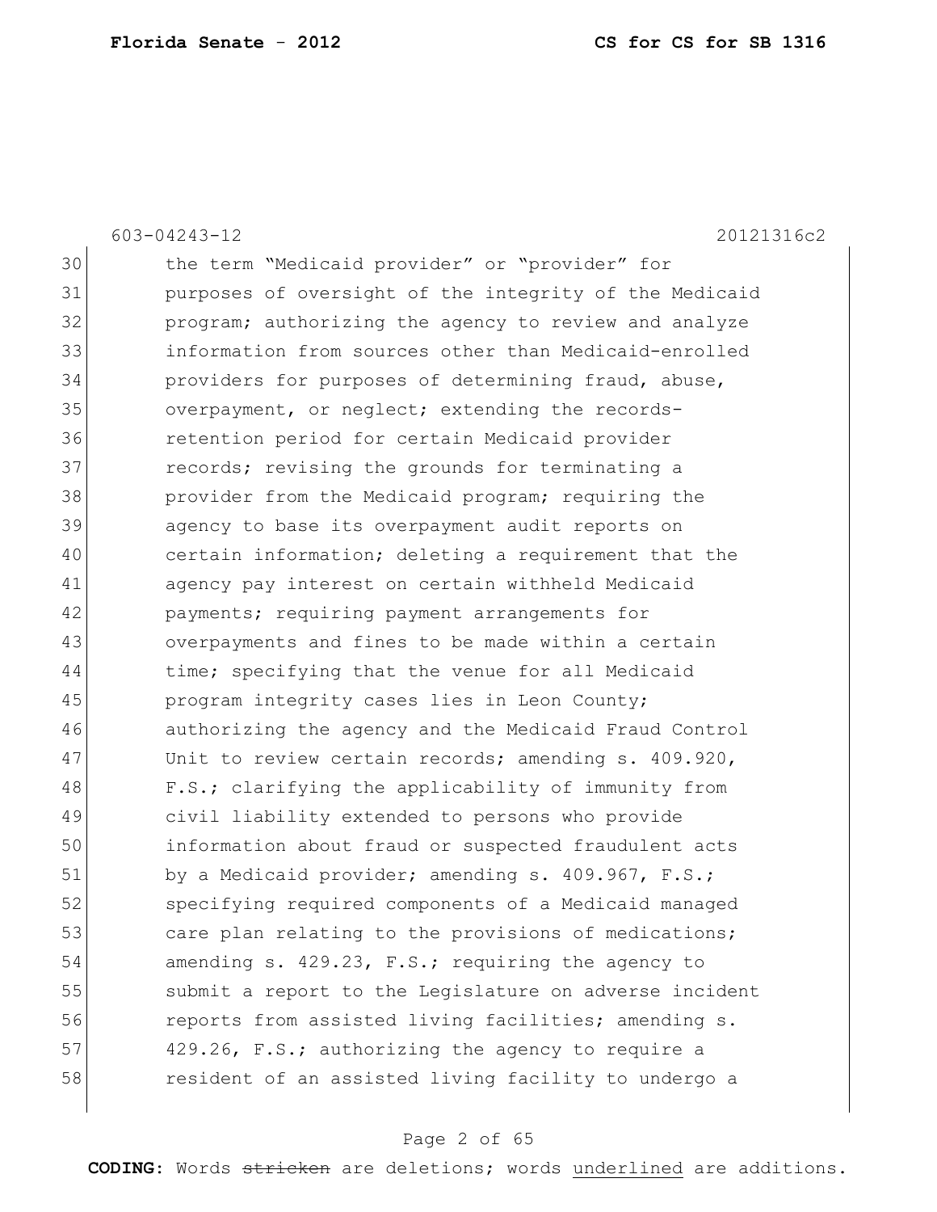30 the term "Medicaid provider" or "provider" for
31 purposes of oversight of the integrity of the Medicaid
32 program; authorizing the agency to review and analyze
33 information from sources other than Medicaid-enrolled
34 providers for purposes of determining fraud, abuse,
35 overpayment, or neglect; extending the records-
36 retention period for certain Medicaid provider
37 records; revising the grounds for terminating a
38 provider from the Medicaid program; requiring the
39 agency to base its overpayment audit reports on
40 certain information; deleting a requirement that the
41 agency pay interest on certain withheld Medicaid
42 payments; requiring payment arrangements for
43 overpayments and fines to be made within a certain
44 time; specifying that the venue for all Medicaid
45 program integrity cases lies in Leon County;
46 authorizing the agency and the Medicaid Fraud Control
47 Unit to review certain records; amending s. 409.920,
48 F.S.; clarifying the applicability of immunity from
49 civil liability extended to persons who provide
50 information about fraud or suspected fraudulent acts
51 by a Medicaid provider; amending s. 409.967, F.S.;
52 specifying required components of a Medicaid managed
53 care plan relating to the provisions of medications;
54 amending s. 429.23, F.S.; requiring the agency to
55 submit a report to the Legislature on adverse incident
56 reports from assisted living facilities; amending s.
57 429.26, F.S.; authorizing the agency to require a
58 resident of an assisted living facility to undergo a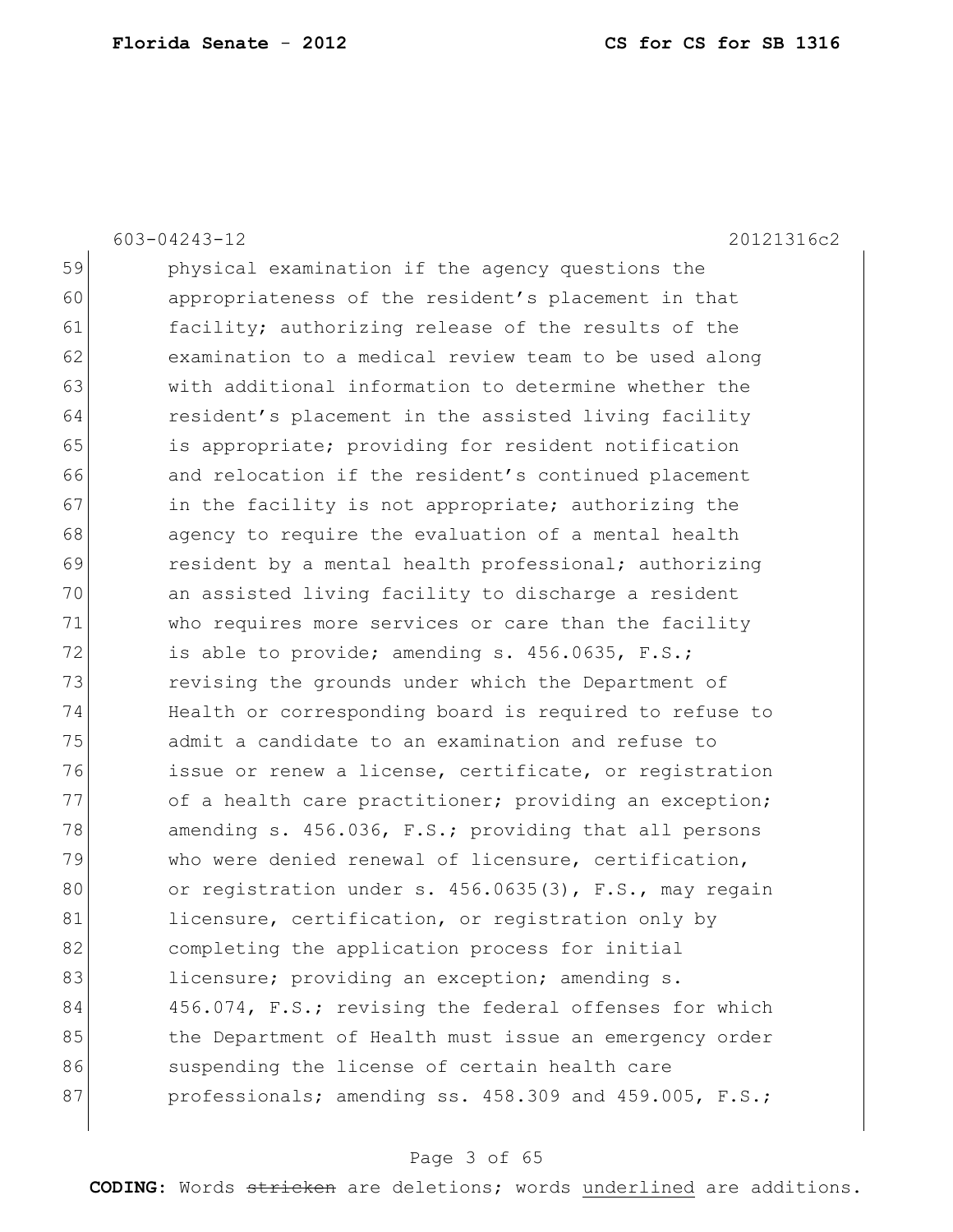physical examination if the agency questions the appropriateness of the resident's placement in that facility; authorizing release of the results of the examination to a medical review team to be used along with additional information to determine whether the resident's placement in the assisted living facility is appropriate; providing for resident notification and relocation if the resident's continued placement in the facility is not appropriate; authorizing the agency to require the evaluation of a mental health resident by a mental health professional; authorizing an assisted living facility to discharge a resident who requires more services or care than the facility is able to provide; amending s. 456.0635, F.S.; revising the grounds under which the Department of Health or corresponding board is required to refuse to admit a candidate to an examination and refuse to issue or renew a license, certificate, or registration of a health care practitioner; providing an exception; amending s. 456.036, F.S.; providing that all persons who were denied renewal of licensure, certification, or registration under s. 456.0635(3), F.S., may regain licensure, certification, or registration only by completing the application process for initial licensure; providing an exception; amending s. 456.074, F.S.; revising the federal offenses for which the Department of Health must issue an emergency order suspending the license of certain health care professionals; amending ss. 458.309 and 459.005, F.S.;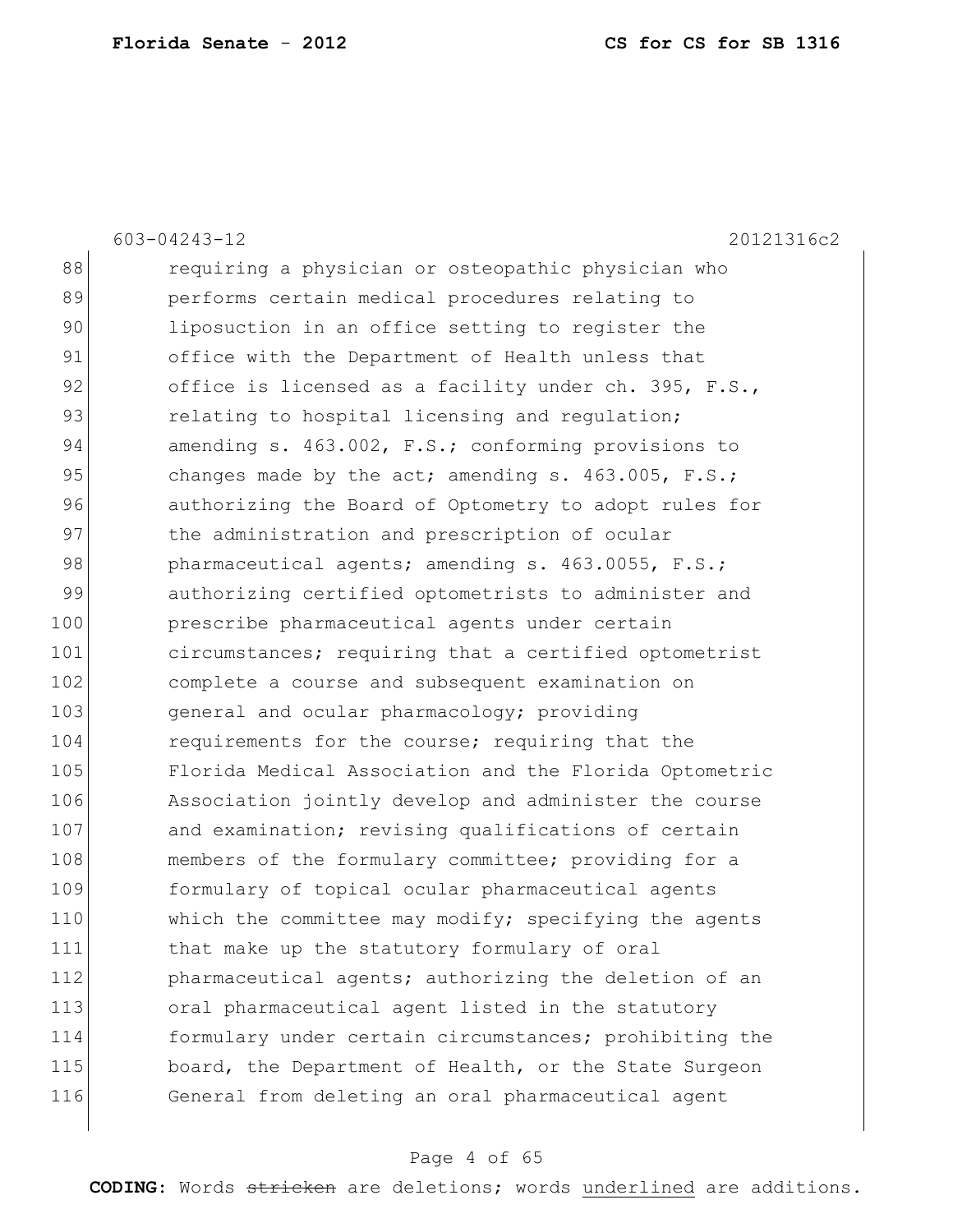requiring a physician or osteopathic physician who performs certain medical procedures relating to liposuction in an office setting to register the office with the Department of Health unless that office is licensed as a facility under ch. 395, F.S., relating to hospital licensing and regulation; amending s. 463.002, F.S.; conforming provisions to changes made by the act; amending s. 463.005, F.S.; authorizing the Board of Optometry to adopt rules for the administration and prescription of ocular pharmaceutical agents; amending s. 463.0055, F.S.; authorizing certified optometrists to administer and prescribe pharmaceutical agents under certain circumstances; requiring that a certified optometrist complete a course and subsequent examination on general and ocular pharmacology; providing requirements for the course; requiring that the Florida Medical Association and the Florida Optometric Association jointly develop and administer the course and examination; revising qualifications of certain members of the formulary committee; providing for a formulary of topical ocular pharmaceutical agents which the committee may modify; specifying the agents that make up the statutory formulary of oral pharmaceutical agents; authorizing the deletion of an oral pharmaceutical agent listed in the statutory formulary under certain circumstances; prohibiting the board, the Department of Health, or the State Surgeon General from deleting an oral pharmaceutical agent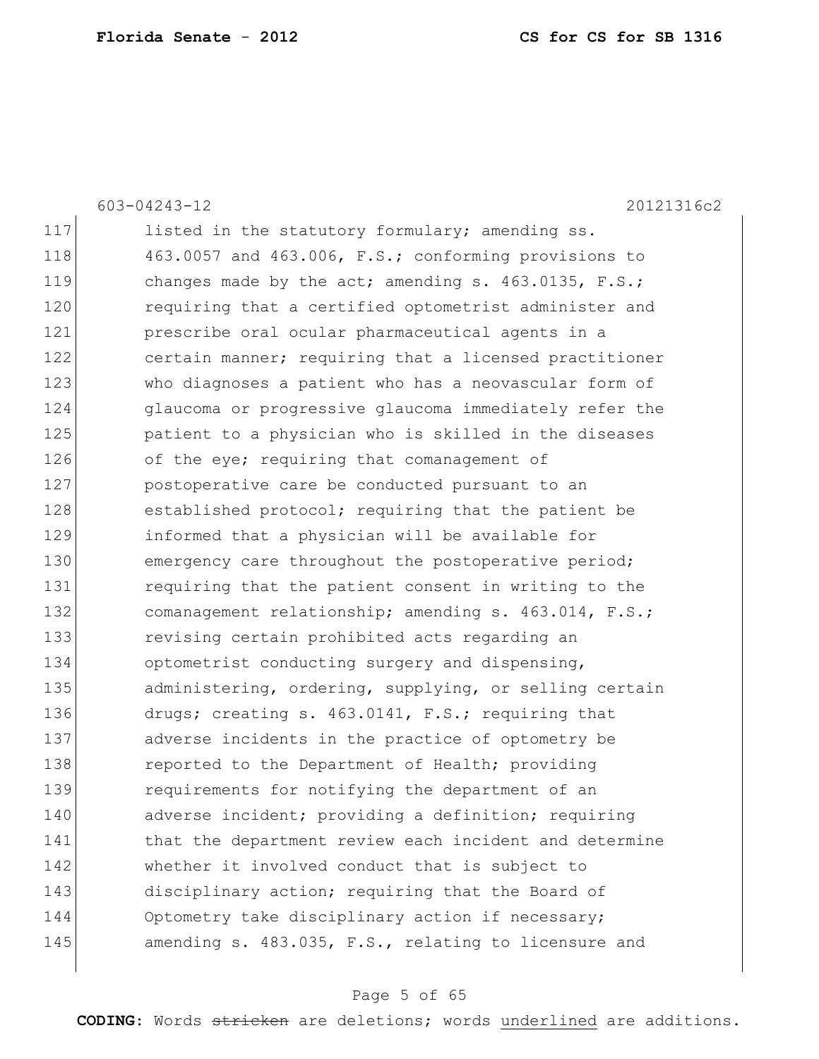603-04243-12 20121316c2

117 listed in the statutory formulary; amending ss.
118 463.0057 and 463.006, F.S.; conforming provisions to
119 changes made by the act; amending s. 463.0135, F.S.;
120 requiring that a certified optometrist administer and
121 prescribe oral ocular pharmaceutical agents in a
122 certain manner; requiring that a licensed practitioner
123 who diagnoses a patient who has a neovascular form of
124 glaucoma or progressive glaucoma immediately refer the
125 patient to a physician who is skilled in the diseases
126 of the eye; requiring that comanagement of
127 postoperative care be conducted pursuant to an
128 established protocol; requiring that the patient be
129 informed that a physician will be available for
130 emergency care throughout the postoperative period;
131 requiring that the patient consent in writing to the
132 comanagement relationship; amending s. 463.014, F.S.;
133 revising certain prohibited acts regarding an
134 optometrist conducting surgery and dispensing,
135 administering, ordering, supplying, or selling certain
136 drugs; creating s. 463.0141, F.S.; requiring that
137 adverse incidents in the practice of optometry be
138 reported to the Department of Health; providing
139 requirements for notifying the department of an
140 adverse incident; providing a definition; requiring
141 that the department review each incident and determine
142 whether it involved conduct that is subject to
143 disciplinary action; requiring that the Board of
144 Optometry take disciplinary action if necessary;
145 amending s. 483.035, F.S., relating to licensure and

**CODING:** Words ~~stricken~~ are deletions; words <u>underlined</u> are additions.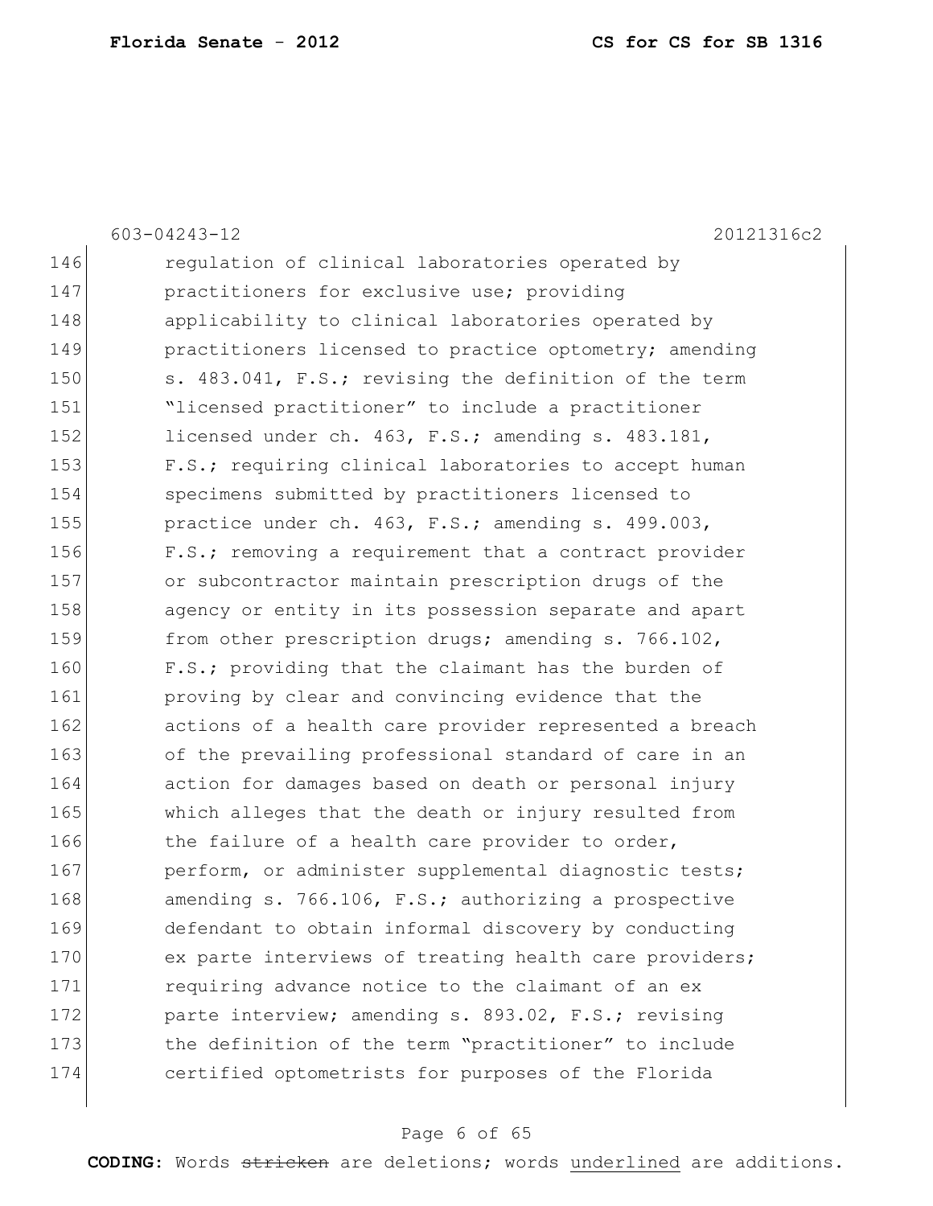603-04243-12 20121316c2

146 regulation of clinical laboratories operated by
147 practitioners for exclusive use; providing
148 applicability to clinical laboratories operated by
149 practitioners licensed to practice optometry; amending
150 s. 483.041, F.S.; revising the definition of the term
151 "licensed practitioner" to include a practitioner
152 licensed under ch. 463, F.S.; amending s. 483.181,
153 F.S.; requiring clinical laboratories to accept human
154 specimens submitted by practitioners licensed to
155 practice under ch. 463, F.S.; amending s. 499.003,
156 F.S.; removing a requirement that a contract provider
157 or subcontractor maintain prescription drugs of the
158 agency or entity in its possession separate and apart
159 from other prescription drugs; amending s. 766.102,
160 F.S.; providing that the claimant has the burden of
161 proving by clear and convincing evidence that the
162 actions of a health care provider represented a breach
163 of the prevailing professional standard of care in an
164 action for damages based on death or personal injury
165 which alleges that the death or injury resulted from
166 the failure of a health care provider to order,
167 perform, or administer supplemental diagnostic tests;
168 amending s. 766.106, F.S.; authorizing a prospective
169 defendant to obtain informal discovery by conducting
170 ex parte interviews of treating health care providers;
171 requiring advance notice to the claimant of an ex
172 parte interview; amending s. 893.02, F.S.; revising
173 the definition of the term "practitioner" to include
174 certified optometrists for purposes of the Florida

**CODING:** Words ~~stricken~~ are deletions; words <u>underlined</u> are additions.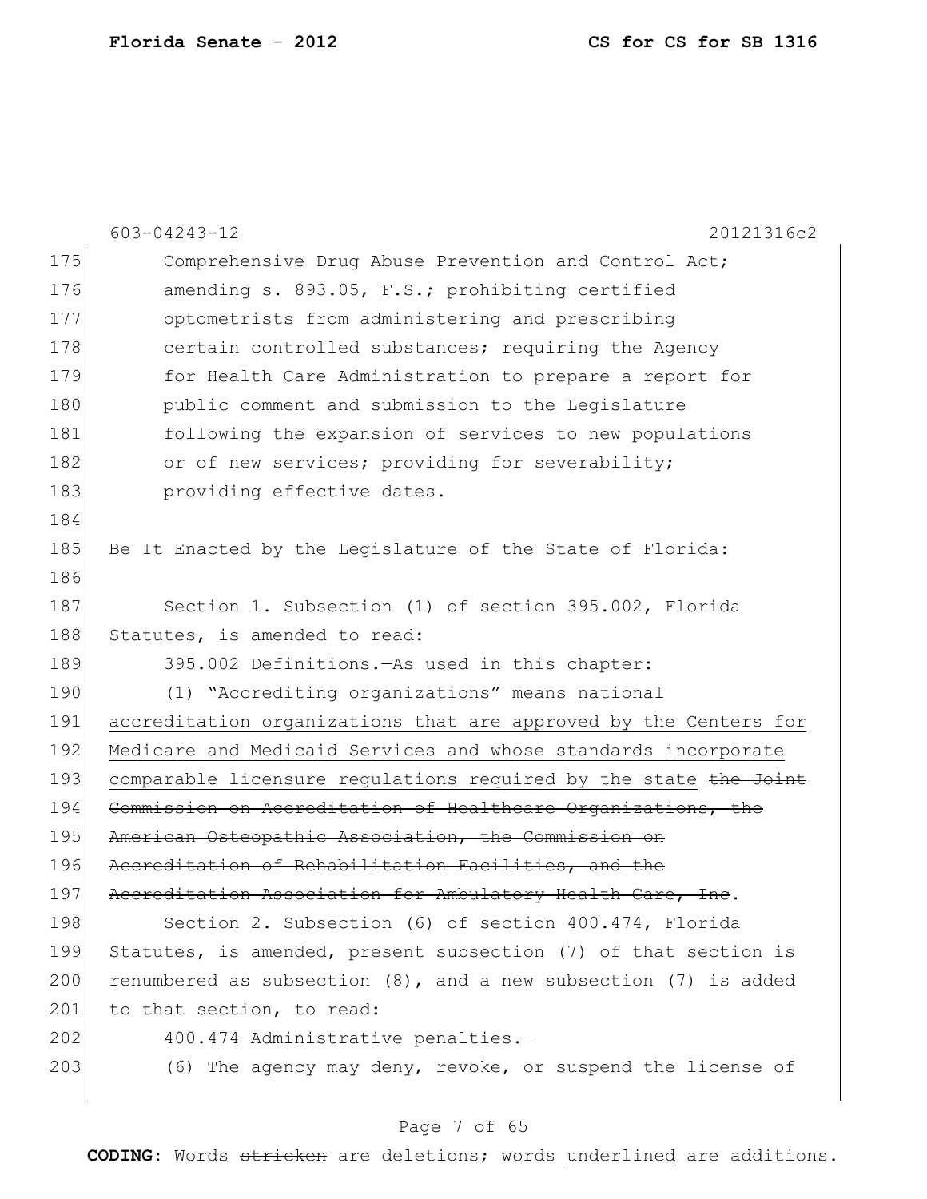603-04243-12 20121316c2

175 Comprehensive Drug Abuse Prevention and Control Act;
176 amending s. 893.05, F.S.; prohibiting certified
177 optometrists from administering and prescribing
178 certain controlled substances; requiring the Agency
179 for Health Care Administration to prepare a report for
180 public comment and submission to the Legislature
181 following the expansion of services to new populations
182 or of new services; providing for severability;
183 providing effective dates.
184
185 Be It Enacted by the Legislature of the State of Florida:
186
187 Section 1. Subsection (1) of section 395.002, Florida
188 Statutes, is amended to read:
189 395.002 Definitions.—As used in this chapter:
190 (1) "Accrediting organizations" means <u>national</u>
191 <u>accreditation organizations that are approved by the Centers for</u>
192 <u>Medicare and Medicaid Services and whose standards incorporate</u>
193 <u>comparable licensure regulations required by the state</u> ~~the Joint~~
194 ~~Commission on Accreditation of Healthcare Organizations, the~~
195 ~~American Osteopathic Association, the Commission on~~
196 ~~Accreditation of Rehabilitation Facilities, and the~~
197 ~~Accreditation Association for Ambulatory Health Care, Inc~~.
198 Section 2. Subsection (6) of section 400.474, Florida
199 Statutes, is amended, present subsection (7) of that section is
200 renumbered as subsection (8), and a new subsection (7) is added
201 to that section, to read:
202 400.474 Administrative penalties.—
203 (6) The agency may deny, revoke, or suspend the license of

**CODING:** Words ~~stricken~~ are deletions; words <u>underlined</u> are additions.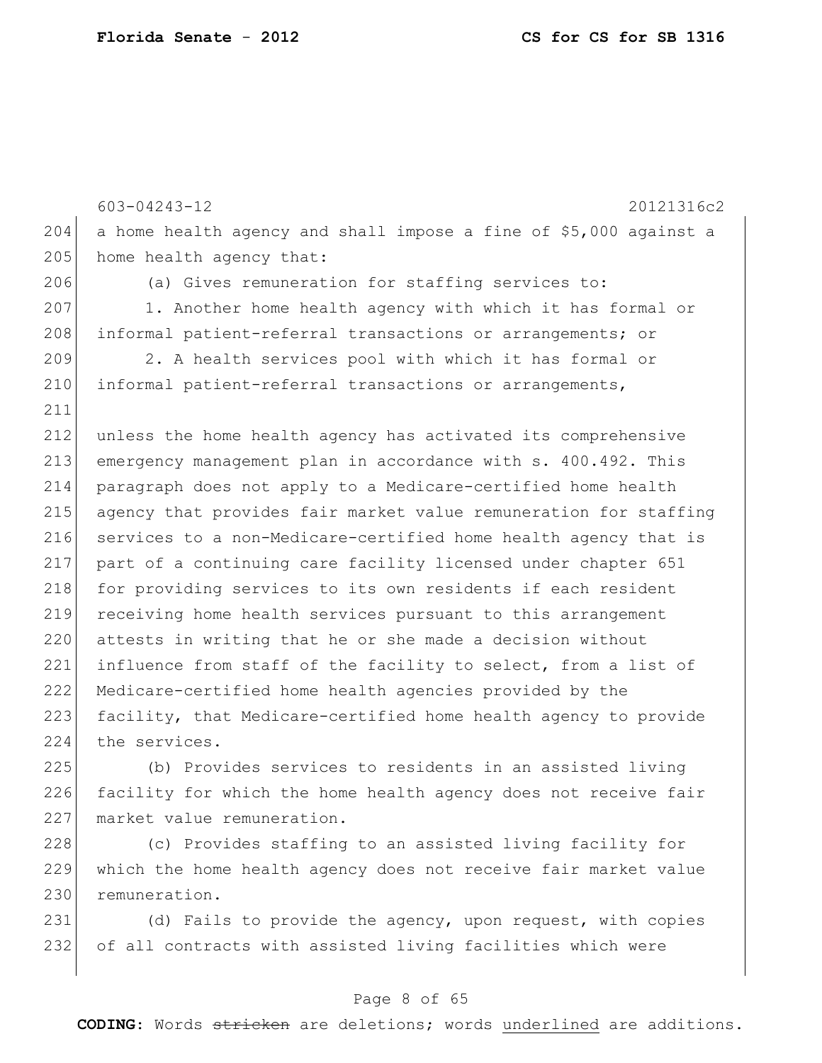a home health agency and shall impose a fine of $5,000 against a home health agency that:

(a) Gives remuneration for staffing services to:

1. Another home health agency with which it has formal or informal patient-referral transactions or arrangements; or

2. A health services pool with which it has formal or informal patient-referral transactions or arrangements,

unless the home health agency has activated its comprehensive emergency management plan in accordance with s. 400.492. This paragraph does not apply to a Medicare-certified home health agency that provides fair market value remuneration for staffing services to a non-Medicare-certified home health agency that is part of a continuing care facility licensed under chapter 651 for providing services to its own residents if each resident receiving home health services pursuant to this arrangement attests in writing that he or she made a decision without influence from staff of the facility to select, from a list of Medicare-certified home health agencies provided by the facility, that Medicare-certified home health agency to provide the services.

(b) Provides services to residents in an assisted living facility for which the home health agency does not receive fair market value remuneration.

(c) Provides staffing to an assisted living facility for which the home health agency does not receive fair market value remuneration.

(d) Fails to provide the agency, upon request, with copies of all contracts with assisted living facilities which were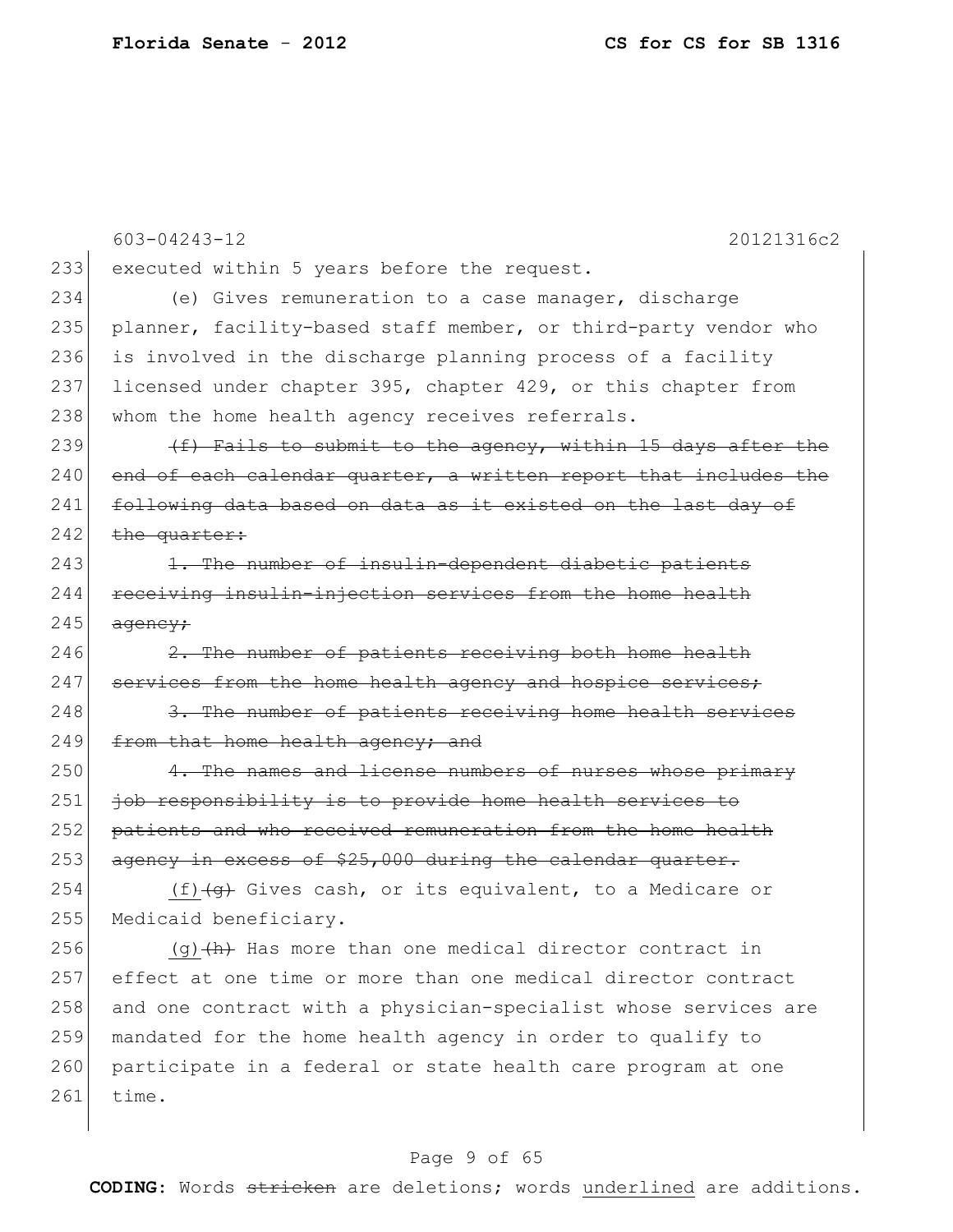603-04243-12 20121316c2

executed within 5 years before the request.

(e) Gives remuneration to a case manager, discharge planner, facility-based staff member, or third-party vendor who is involved in the discharge planning process of a facility licensed under chapter 395, chapter 429, or this chapter from whom the home health agency receives referrals.

~~(f) Fails to submit to the agency, within 15 days after the end of each calendar quarter, a written report that includes the following data based on data as it existed on the last day of the quarter:~~

~~1. The number of insulin-dependent diabetic patients receiving insulin-injection services from the home health agency;~~

~~2. The number of patients receiving both home health services from the home health agency and hospice services;~~

~~3. The number of patients receiving home health services from that home health agency; and~~

~~4. The names and license numbers of nurses whose primary job responsibility is to provide home health services to patients and who received remuneration from the home health agency in excess of $25,000 during the calendar quarter.~~

<u>(f)</u>~~(g)~~ Gives cash, or its equivalent, to a Medicare or Medicaid beneficiary.

<u>(g)</u>~~(h)~~ Has more than one medical director contract in effect at one time or more than one medical director contract and one contract with a physician-specialist whose services are mandated for the home health agency in order to qualify to participate in a federal or state health care program at one time.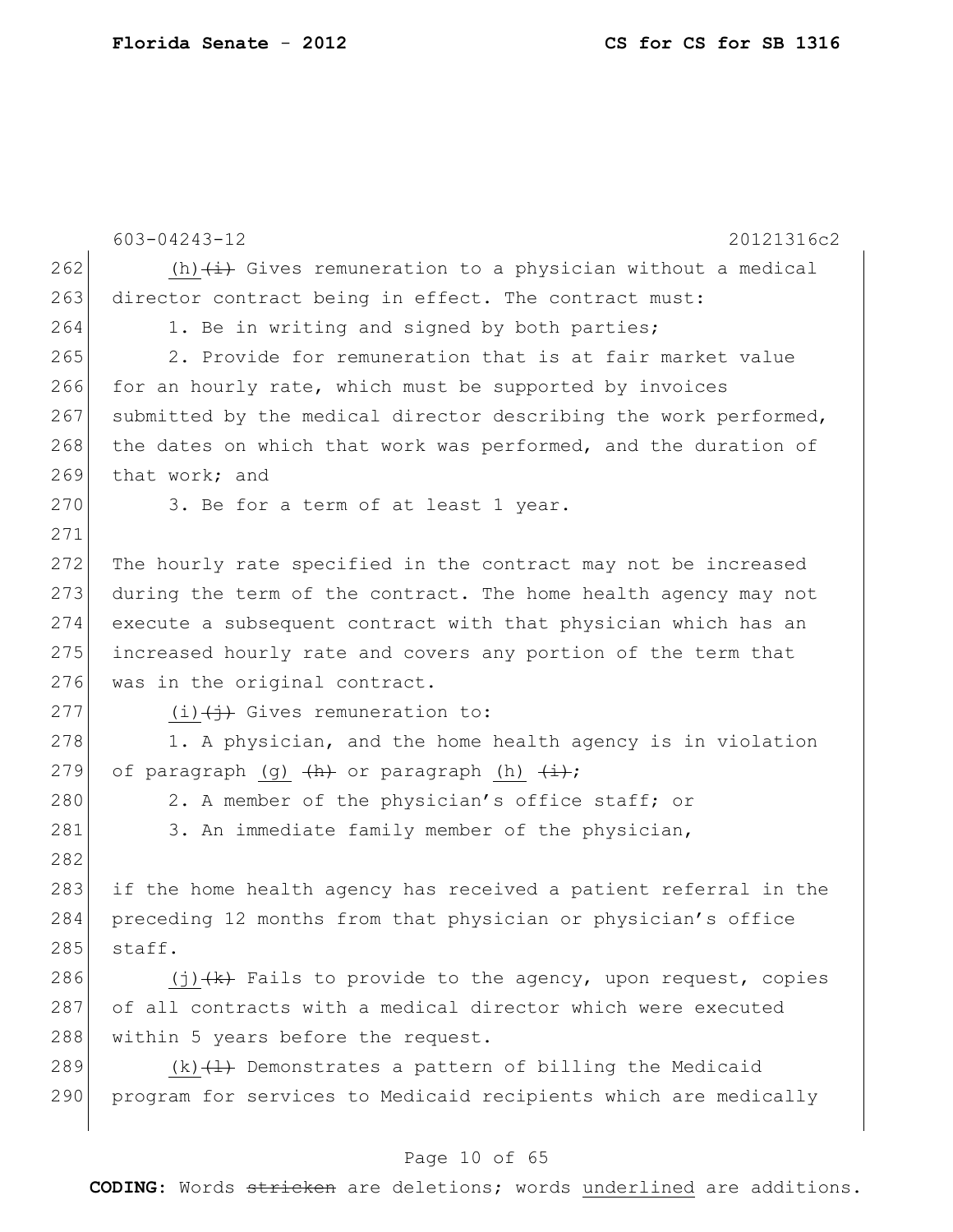603-04243-12 20121316c2

262 (h) ~~(i)~~ Gives remuneration to a physician without a medical
263 director contract being in effect. The contract must:
264 1. Be in writing and signed by both parties;
265 2. Provide for remuneration that is at fair market value
266 for an hourly rate, which must be supported by invoices
267 submitted by the medical director describing the work performed,
268 the dates on which that work was performed, and the duration of
269 that work; and
270 3. Be for a term of at least 1 year.
271
272 The hourly rate specified in the contract may not be increased
273 during the term of the contract. The home health agency may not
274 execute a subsequent contract with that physician which has an
275 increased hourly rate and covers any portion of the term that
276 was in the original contract.
277 (i) ~~(j)~~ Gives remuneration to:
278 1. A physician, and the home health agency is in violation
279 of paragraph (g) ~~(h)~~ or paragraph (h) ~~(i)~~;
280 2. A member of the physician's office staff; or
281 3. An immediate family member of the physician,
282
283 if the home health agency has received a patient referral in the
284 preceding 12 months from that physician or physician's office
285 staff.
286 (j) ~~(k)~~ Fails to provide to the agency, upon request, copies
287 of all contracts with a medical director which were executed
288 within 5 years before the request.
289 (k) ~~(l)~~ Demonstrates a pattern of billing the Medicaid
290 program for services to Medicaid recipients which are medically

**CODING:** Words ~~stricken~~ are deletions; words underlined are additions.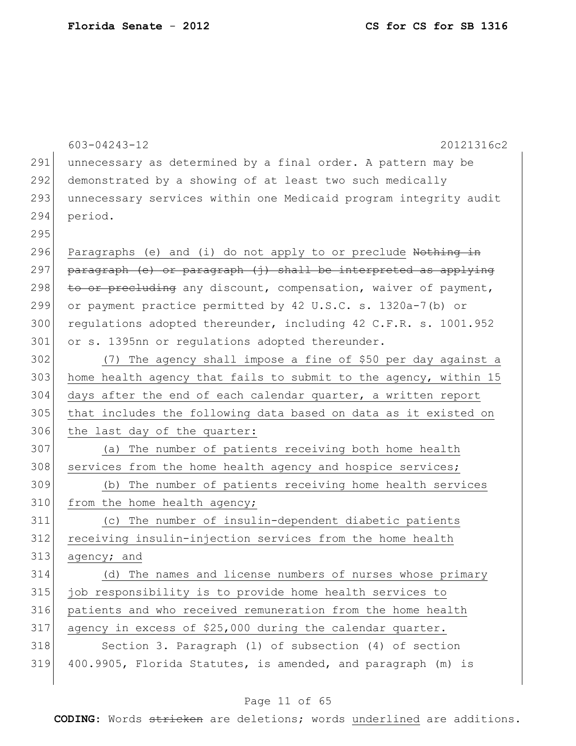unnecessary as determined by a final order. A pattern may be demonstrated by a showing of at least two such medically unnecessary services within one Medicaid program integrity audit period.

Paragraphs (e) and (i) do not apply to or preclude ~~Nothing in paragraph (e) or paragraph (j) shall be interpreted as applying to or precluding~~ any discount, compensation, waiver of payment, or payment practice permitted by 42 U.S.C. s. 1320a-7(b) or regulations adopted thereunder, including 42 C.F.R. s. 1001.952 or s. 1395nn or regulations adopted thereunder.

(7) The agency shall impose a fine of $50 per day against a home health agency that fails to submit to the agency, within 15 days after the end of each calendar quarter, a written report that includes the following data based on data as it existed on the last day of the quarter:

(a) The number of patients receiving both home health services from the home health agency and hospice services;

(b) The number of patients receiving home health services from the home health agency;

(c) The number of insulin-dependent diabetic patients receiving insulin-injection services from the home health agency; and

(d) The names and license numbers of nurses whose primary job responsibility is to provide home health services to patients and who received remuneration from the home health agency in excess of $25,000 during the calendar quarter.

Section 3. Paragraph (l) of subsection (4) of section 400.9905, Florida Statutes, is amended, and paragraph (m) is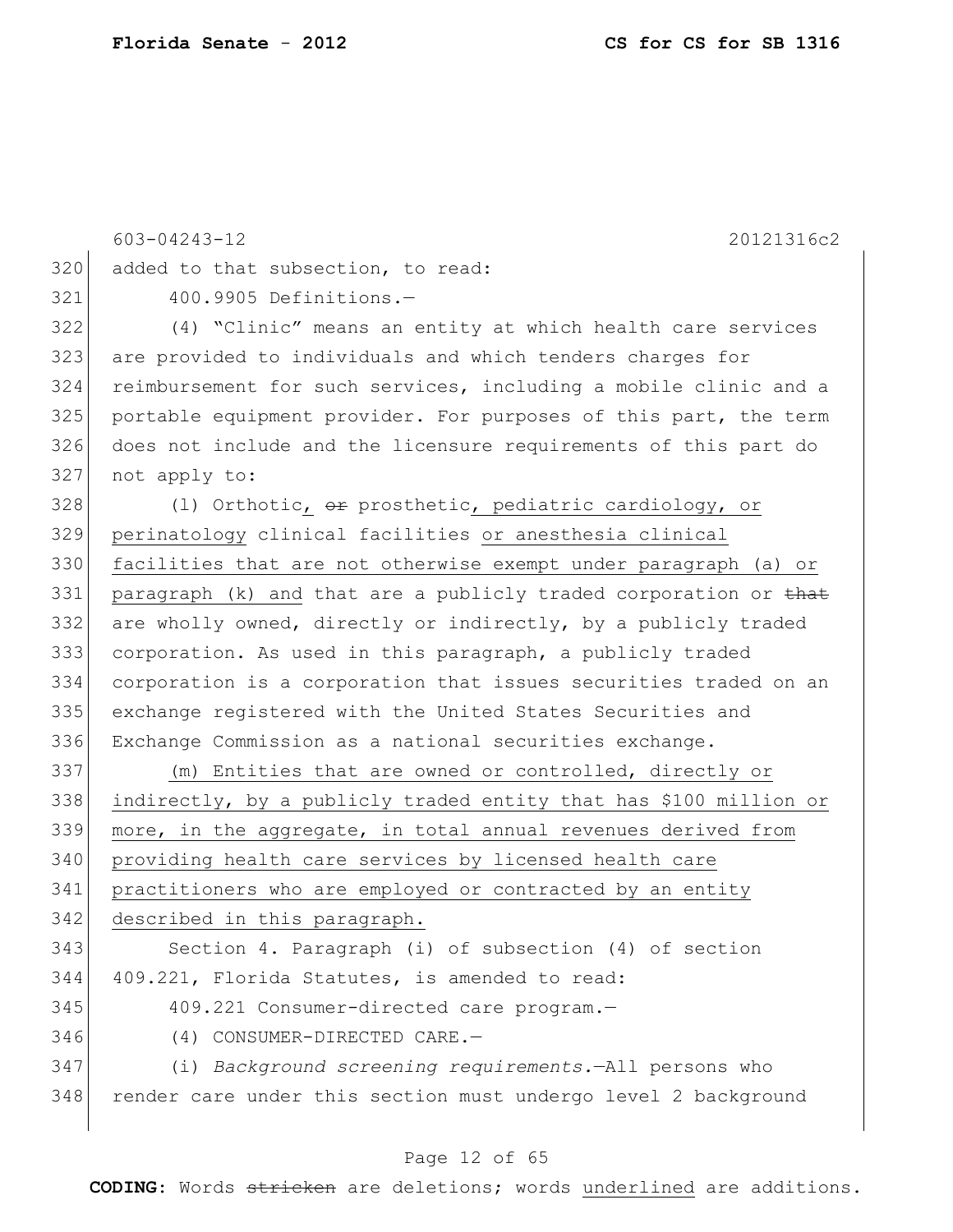603-04243-12 20121316c2

added to that subsection, to read:

400.9905 Definitions.—

(4) "Clinic" means an entity at which health care services are provided to individuals and which tenders charges for reimbursement for such services, including a mobile clinic and a portable equipment provider. For purposes of this part, the term does not include and the licensure requirements of this part do not apply to:

(l) Orthotic, ~~or~~ prosthetic, pediatric cardiology, or perinatology clinical facilities or anesthesia clinical facilities that are not otherwise exempt under paragraph (a) or paragraph (k) and that are a publicly traded corporation or ~~that~~ are wholly owned, directly or indirectly, by a publicly traded corporation. As used in this paragraph, a publicly traded corporation is a corporation that issues securities traded on an exchange registered with the United States Securities and Exchange Commission as a national securities exchange.

(m) Entities that are owned or controlled, directly or indirectly, by a publicly traded entity that has $100 million or more, in the aggregate, in total annual revenues derived from providing health care services by licensed health care practitioners who are employed or contracted by an entity described in this paragraph.

Section 4. Paragraph (i) of subsection (4) of section 409.221, Florida Statutes, is amended to read:

409.221 Consumer-directed care program.—

(4) CONSUMER-DIRECTED CARE.—

(i) *Background screening requirements.*—All persons who render care under this section must undergo level 2 background

**CODING:** Words ~~stricken~~ are deletions; words underlined are additions.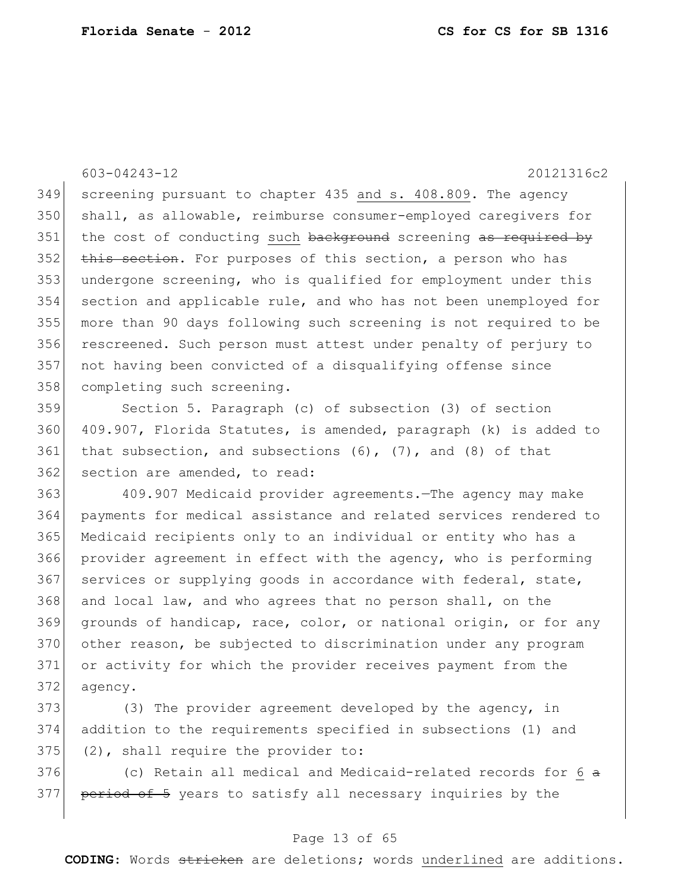603-04243-12 20121316c2

screening pursuant to chapter 435 and s. 408.809. The agency shall, as allowable, reimburse consumer-employed caregivers for the cost of conducting such ~~background~~ screening ~~as required by this section~~. For purposes of this section, a person who has undergone screening, who is qualified for employment under this section and applicable rule, and who has not been unemployed for more than 90 days following such screening is not required to be rescreened. Such person must attest under penalty of perjury to not having been convicted of a disqualifying offense since completing such screening.

Section 5. Paragraph (c) of subsection (3) of section 409.907, Florida Statutes, is amended, paragraph (k) is added to that subsection, and subsections (6), (7), and (8) of that section are amended, to read:

409.907 Medicaid provider agreements.—The agency may make payments for medical assistance and related services rendered to Medicaid recipients only to an individual or entity who has a provider agreement in effect with the agency, who is performing services or supplying goods in accordance with federal, state, and local law, and who agrees that no person shall, on the grounds of handicap, race, color, or national origin, or for any other reason, be subjected to discrimination under any program or activity for which the provider receives payment from the agency.

(3) The provider agreement developed by the agency, in addition to the requirements specified in subsections (1) and (2), shall require the provider to:

(c) Retain all medical and Medicaid-related records for 6 ~~a period of 5~~ years to satisfy all necessary inquiries by the

**CODING:** Words ~~stricken~~ are deletions; words underlined are additions.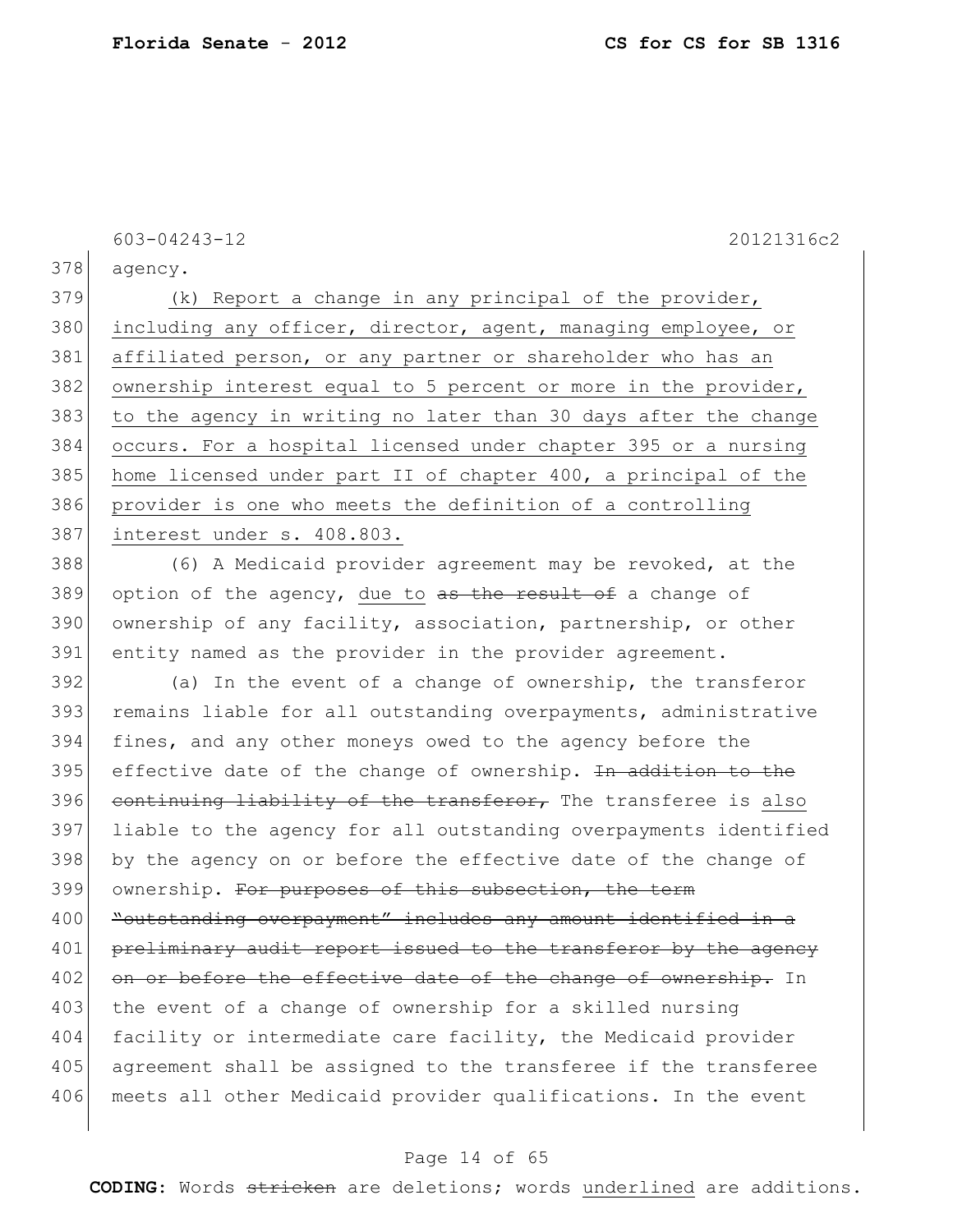603-04243-12 20121316c2

378 agency.

379 (k) Report a change in any principal of the provider,
380 including any officer, director, agent, managing employee, or
381 affiliated person, or any partner or shareholder who has an
382 ownership interest equal to 5 percent or more in the provider,
383 to the agency in writing no later than 30 days after the change
384 occurs. For a hospital licensed under chapter 395 or a nursing
385 home licensed under part II of chapter 400, a principal of the
386 provider is one who meets the definition of a controlling
387 interest under s. 408.803.

388 (6) A Medicaid provider agreement may be revoked, at the
389 option of the agency, due to ~~as the result of~~ a change of
390 ownership of any facility, association, partnership, or other
391 entity named as the provider in the provider agreement.

392 (a) In the event of a change of ownership, the transferor
393 remains liable for all outstanding overpayments, administrative
394 fines, and any other moneys owed to the agency before the
395 effective date of the change of ownership. ~~In addition to the~~
396 ~~continuing liability of the transferor,~~ The transferee is also
397 liable to the agency for all outstanding overpayments identified
398 by the agency on or before the effective date of the change of
399 ownership. ~~For purposes of this subsection, the term~~
400 ~~"outstanding overpayment" includes any amount identified in a~~
401 ~~preliminary audit report issued to the transferor by the agency~~
402 ~~on or before the effective date of the change of ownership.~~ In
403 the event of a change of ownership for a skilled nursing
404 facility or intermediate care facility, the Medicaid provider
405 agreement shall be assigned to the transferee if the transferee
406 meets all other Medicaid provider qualifications. In the event

CODING: Words ~~stricken~~ are deletions; words underlined are additions.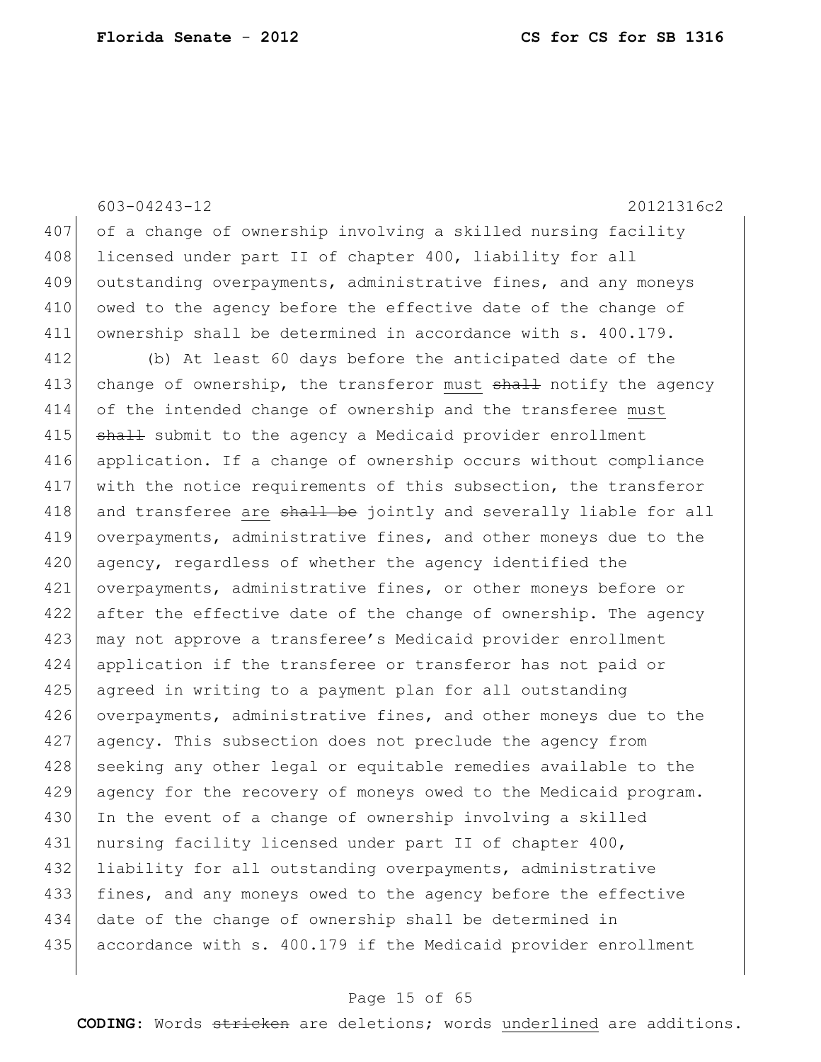of a change of ownership involving a skilled nursing facility licensed under part II of chapter 400, liability for all outstanding overpayments, administrative fines, and any moneys owed to the agency before the effective date of the change of ownership shall be determined in accordance with s. 400.179.

(b) At least 60 days before the anticipated date of the change of ownership, the transferor must ~~shall~~ notify the agency of the intended change of ownership and the transferee must ~~shall~~ submit to the agency a Medicaid provider enrollment application. If a change of ownership occurs without compliance with the notice requirements of this subsection, the transferor and transferee are ~~shall be~~ jointly and severally liable for all overpayments, administrative fines, and other moneys due to the agency, regardless of whether the agency identified the overpayments, administrative fines, or other moneys before or after the effective date of the change of ownership. The agency may not approve a transferee's Medicaid provider enrollment application if the transferee or transferor has not paid or agreed in writing to a payment plan for all outstanding overpayments, administrative fines, and other moneys due to the agency. This subsection does not preclude the agency from seeking any other legal or equitable remedies available to the agency for the recovery of moneys owed to the Medicaid program. In the event of a change of ownership involving a skilled nursing facility licensed under part II of chapter 400, liability for all outstanding overpayments, administrative fines, and any moneys owed to the agency before the effective date of the change of ownership shall be determined in accordance with s. 400.179 if the Medicaid provider enrollment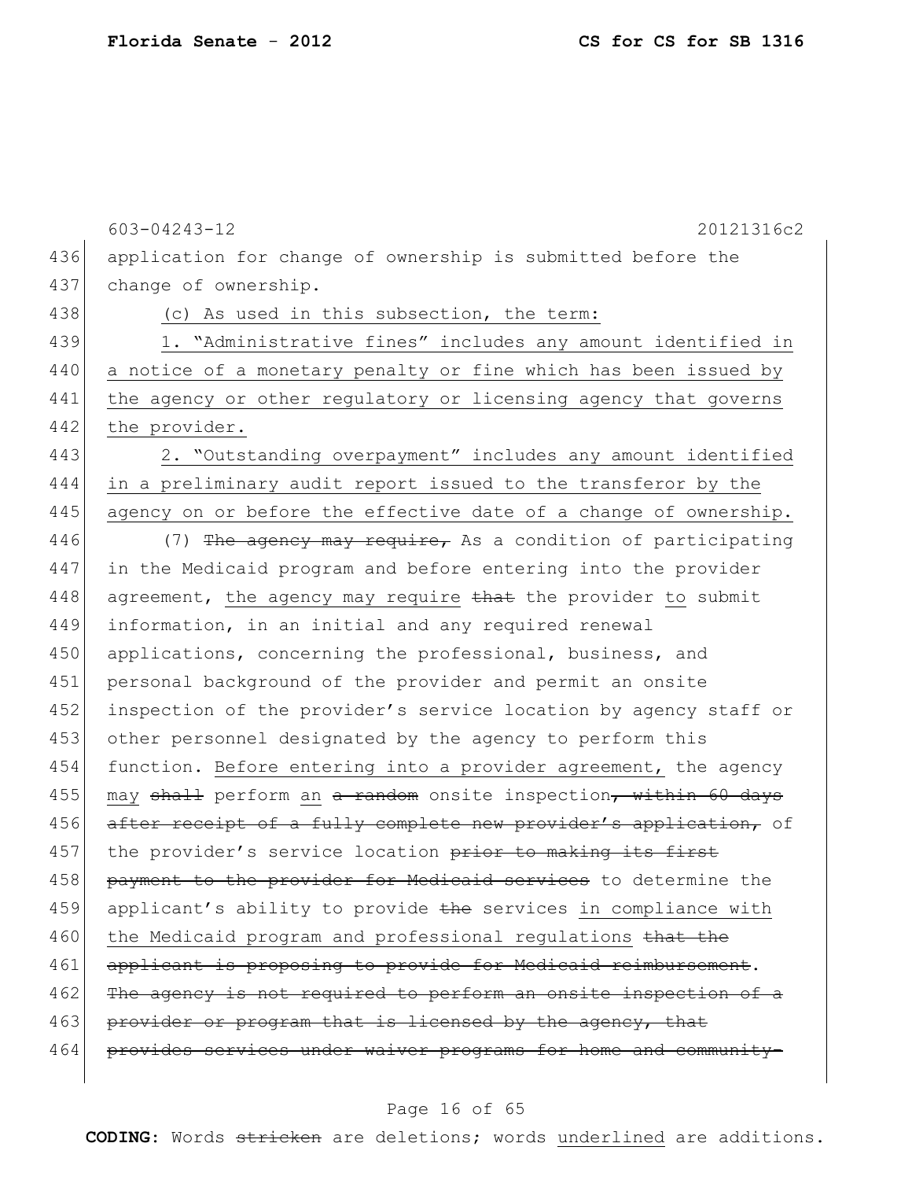603-04243-12 20121316c2

436 application for change of ownership is submitted before the
437 change of ownership.

438 (c) As used in this subsection, the term:

439 1. "Administrative fines" includes any amount identified in
440 a notice of a monetary penalty or fine which has been issued by
441 the agency or other regulatory or licensing agency that governs
442 the provider.

443 2. "Outstanding overpayment" includes any amount identified
444 in a preliminary audit report issued to the transferor by the
445 agency on or before the effective date of a change of ownership.

446 (7) ~~The agency may require,~~ As a condition of participating
447 in the Medicaid program and before entering into the provider
448 agreement, the agency may require ~~that~~ the provider to submit
449 information, in an initial and any required renewal
450 applications, concerning the professional, business, and
451 personal background of the provider and permit an onsite
452 inspection of the provider's service location by agency staff or
453 other personnel designated by the agency to perform this
454 function. Before entering into a provider agreement, the agency
455 may ~~shall~~ perform an ~~a random~~ onsite inspection~~, within 60 days~~
456 ~~after receipt of a fully complete new provider's application,~~ of
457 the provider's service location ~~prior to making its first~~
458 ~~payment to the provider for Medicaid services~~ to determine the
459 applicant's ability to provide ~~the~~ services in compliance with
460 the Medicaid program and professional regulations ~~that the~~
461 ~~applicant is proposing to provide for Medicaid reimbursement~~.
462 ~~The agency is not required to perform an onsite inspection of a~~
463 ~~provider or program that is licensed by the agency, that~~
464 ~~provides services under waiver programs for home and community-~~

**CODING:** Words ~~stricken~~ are deletions; words underlined are additions.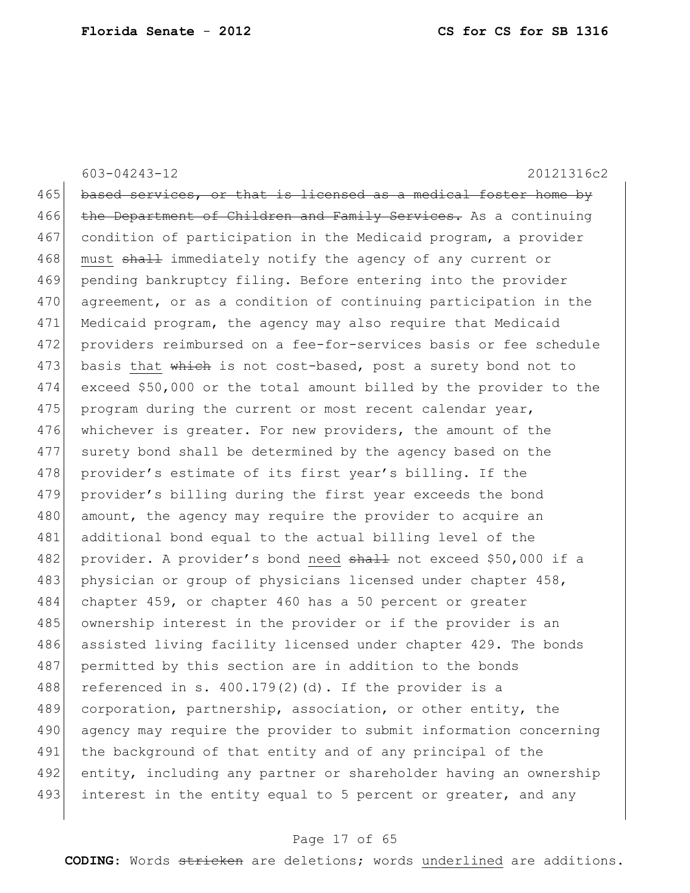603-04243-12 20121316c2

~~based services, or that is licensed as a medical foster home by the Department of Children and Family Services.~~ As a continuing condition of participation in the Medicaid program, a provider <u>must</u> ~~shall~~ immediately notify the agency of any current or pending bankruptcy filing. Before entering into the provider agreement, or as a condition of continuing participation in the Medicaid program, the agency may also require that Medicaid providers reimbursed on a fee-for-services basis or fee schedule basis <u>that</u> ~~which~~ is not cost-based, post a surety bond not to exceed \$50,000 or the total amount billed by the provider to the program during the current or most recent calendar year, whichever is greater. For new providers, the amount of the surety bond shall be determined by the agency based on the provider's estimate of its first year's billing. If the provider's billing during the first year exceeds the bond amount, the agency may require the provider to acquire an additional bond equal to the actual billing level of the provider. A provider's bond <u>need</u> ~~shall~~ not exceed \$50,000 if a physician or group of physicians licensed under chapter 458, chapter 459, or chapter 460 has a 50 percent or greater ownership interest in the provider or if the provider is an assisted living facility licensed under chapter 429. The bonds permitted by this section are in addition to the bonds referenced in s. 400.179(2)(d). If the provider is a corporation, partnership, association, or other entity, the agency may require the provider to submit information concerning the background of that entity and of any principal of the entity, including any partner or shareholder having an ownership interest in the entity equal to 5 percent or greater, and any

**CODING:** Words ~~stricken~~ are deletions; words <u>underlined</u> are additions.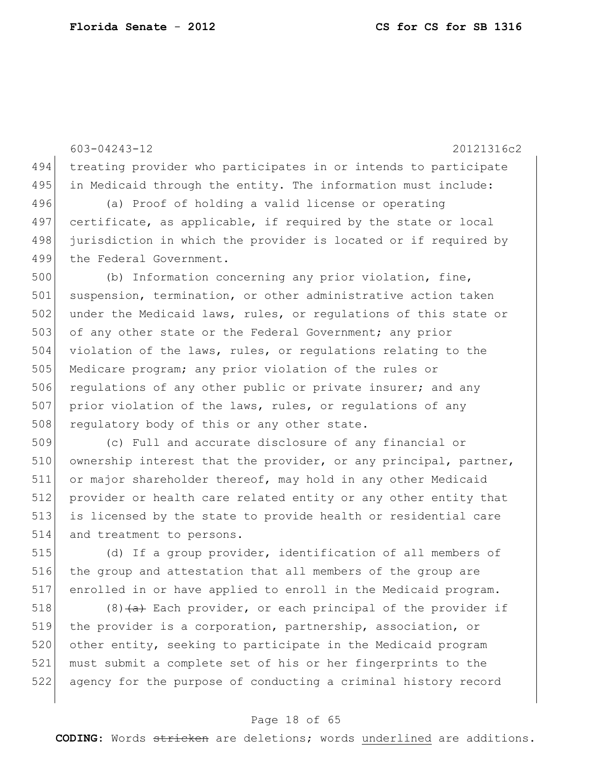603-04243-12 20121316c2

treating provider who participates in or intends to participate in Medicaid through the entity. The information must include:

(a) Proof of holding a valid license or operating certificate, as applicable, if required by the state or local jurisdiction in which the provider is located or if required by the Federal Government.

(b) Information concerning any prior violation, fine, suspension, termination, or other administrative action taken under the Medicaid laws, rules, or regulations of this state or of any other state or the Federal Government; any prior violation of the laws, rules, or regulations relating to the Medicare program; any prior violation of the rules or regulations of any other public or private insurer; and any prior violation of the laws, rules, or regulations of any regulatory body of this or any other state.

(c) Full and accurate disclosure of any financial or ownership interest that the provider, or any principal, partner, or major shareholder thereof, may hold in any other Medicaid provider or health care related entity or any other entity that is licensed by the state to provide health or residential care and treatment to persons.

(d) If a group provider, identification of all members of the group and attestation that all members of the group are enrolled in or have applied to enroll in the Medicaid program.

(8)~~(a)~~ Each provider, or each principal of the provider if the provider is a corporation, partnership, association, or other entity, seeking to participate in the Medicaid program must submit a complete set of his or her fingerprints to the agency for the purpose of conducting a criminal history record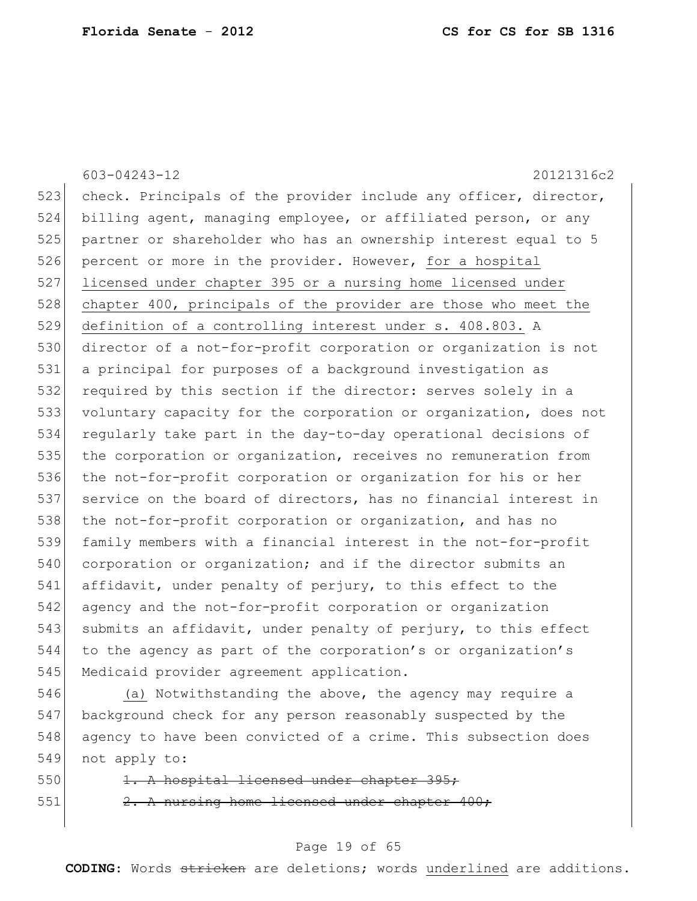603-04243-12 20121316c2

check. Principals of the provider include any officer, director, billing agent, managing employee, or affiliated person, or any partner or shareholder who has an ownership interest equal to 5 percent or more in the provider. However, <u>for a hospital licensed under chapter 395 or a nursing home licensed under chapter 400, principals of the provider are those who meet the definition of a controlling interest under s. 408.803.</u> A director of a not-for-profit corporation or organization is not a principal for purposes of a background investigation as required by this section if the director: serves solely in a voluntary capacity for the corporation or organization, does not regularly take part in the day-to-day operational decisions of the corporation or organization, receives no remuneration from the not-for-profit corporation or organization for his or her service on the board of directors, has no financial interest in the not-for-profit corporation or organization, and has no family members with a financial interest in the not-for-profit corporation or organization; and if the director submits an affidavit, under penalty of perjury, to this effect to the agency and the not-for-profit corporation or organization submits an affidavit, under penalty of perjury, to this effect to the agency as part of the corporation's or organization's Medicaid provider agreement application.

<u>(a)</u> Notwithstanding the above, the agency may require a background check for any person reasonably suspected by the agency to have been convicted of a crime. This subsection does not apply to:

~~1. A hospital licensed under chapter 395;~~

~~2. A nursing home licensed under chapter 400;~~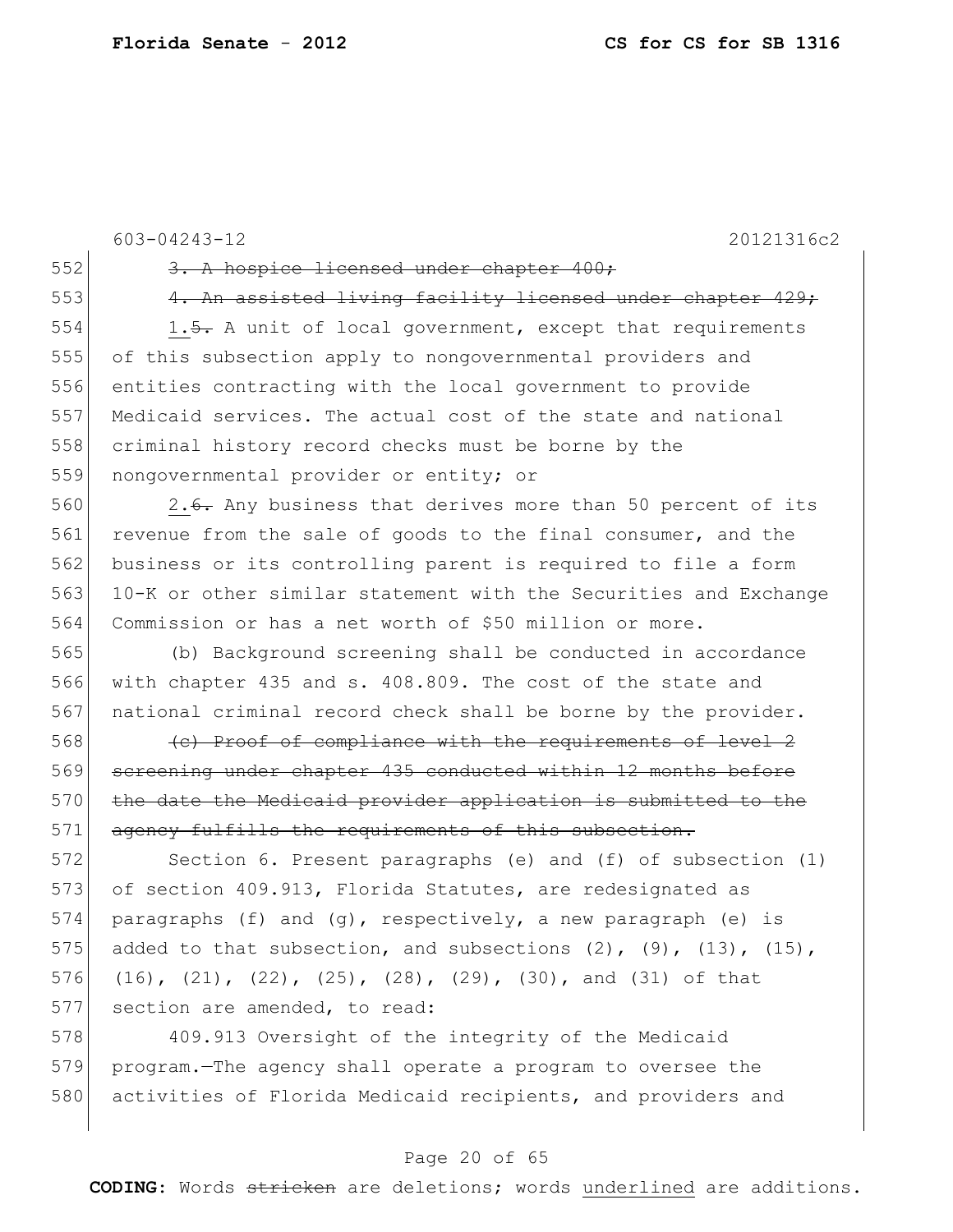603-04243-12 20121316c2

552 ~~3. A hospice licensed under chapter 400;~~

553 ~~4. An assisted living facility licensed under chapter 429;~~

554 1.~~5.~~ A unit of local government, except that requirements
555 of this subsection apply to nongovernmental providers and
556 entities contracting with the local government to provide
557 Medicaid services. The actual cost of the state and national
558 criminal history record checks must be borne by the
559 nongovernmental provider or entity; or

560 2.~~6.~~ Any business that derives more than 50 percent of its
561 revenue from the sale of goods to the final consumer, and the
562 business or its controlling parent is required to file a form
563 10-K or other similar statement with the Securities and Exchange
564 Commission or has a net worth of $50 million or more.

565 (b) Background screening shall be conducted in accordance
566 with chapter 435 and s. 408.809. The cost of the state and
567 national criminal record check shall be borne by the provider.

568 ~~(c) Proof of compliance with the requirements of level 2~~
569 ~~screening under chapter 435 conducted within 12 months before~~
570 ~~the date the Medicaid provider application is submitted to the~~
571 ~~agency fulfills the requirements of this subsection.~~

572 Section 6. Present paragraphs (e) and (f) of subsection (1)
573 of section 409.913, Florida Statutes, are redesignated as
574 paragraphs (f) and (g), respectively, a new paragraph (e) is
575 added to that subsection, and subsections (2), (9), (13), (15),
576 (16), (21), (22), (25), (28), (29), (30), and (31) of that
577 section are amended, to read:

578 409.913 Oversight of the integrity of the Medicaid
579 program.—The agency shall operate a program to oversee the
580 activities of Florida Medicaid recipients, and providers and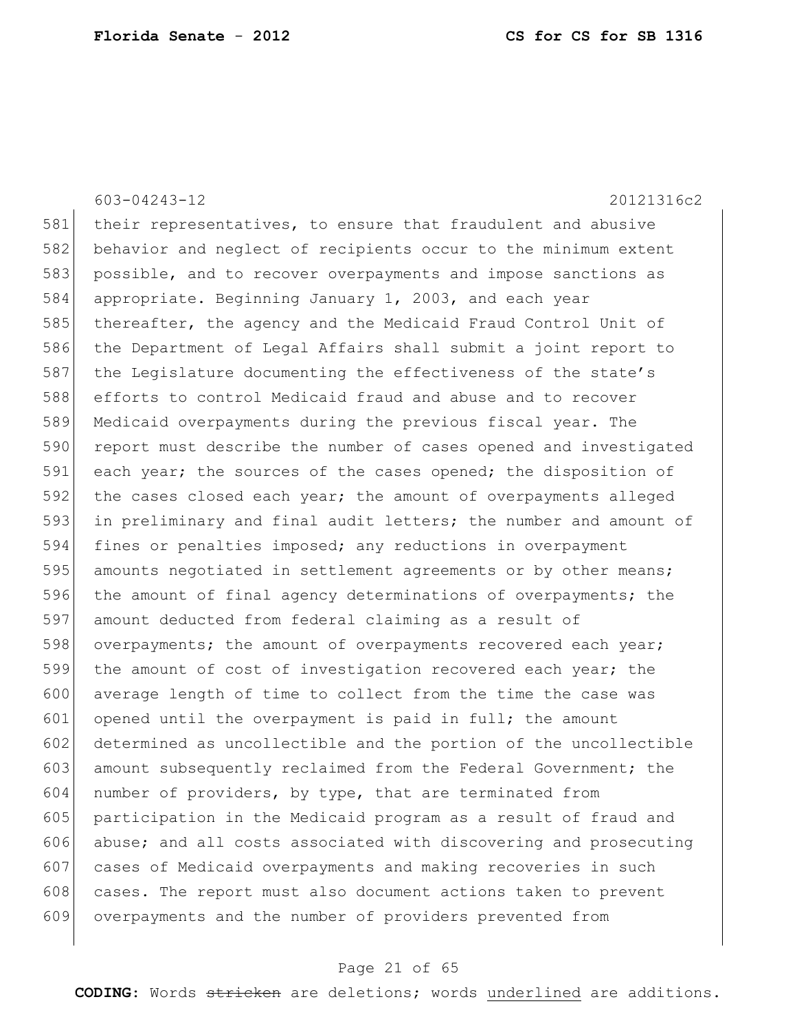their representatives, to ensure that fraudulent and abusive behavior and neglect of recipients occur to the minimum extent possible, and to recover overpayments and impose sanctions as appropriate. Beginning January 1, 2003, and each year thereafter, the agency and the Medicaid Fraud Control Unit of the Department of Legal Affairs shall submit a joint report to the Legislature documenting the effectiveness of the state's efforts to control Medicaid fraud and abuse and to recover Medicaid overpayments during the previous fiscal year. The report must describe the number of cases opened and investigated each year; the sources of the cases opened; the disposition of the cases closed each year; the amount of overpayments alleged in preliminary and final audit letters; the number and amount of fines or penalties imposed; any reductions in overpayment amounts negotiated in settlement agreements or by other means; the amount of final agency determinations of overpayments; the amount deducted from federal claiming as a result of overpayments; the amount of overpayments recovered each year; the amount of cost of investigation recovered each year; the average length of time to collect from the time the case was opened until the overpayment is paid in full; the amount determined as uncollectible and the portion of the uncollectible amount subsequently reclaimed from the Federal Government; the number of providers, by type, that are terminated from participation in the Medicaid program as a result of fraud and abuse; and all costs associated with discovering and prosecuting cases of Medicaid overpayments and making recoveries in such cases. The report must also document actions taken to prevent overpayments and the number of providers prevented from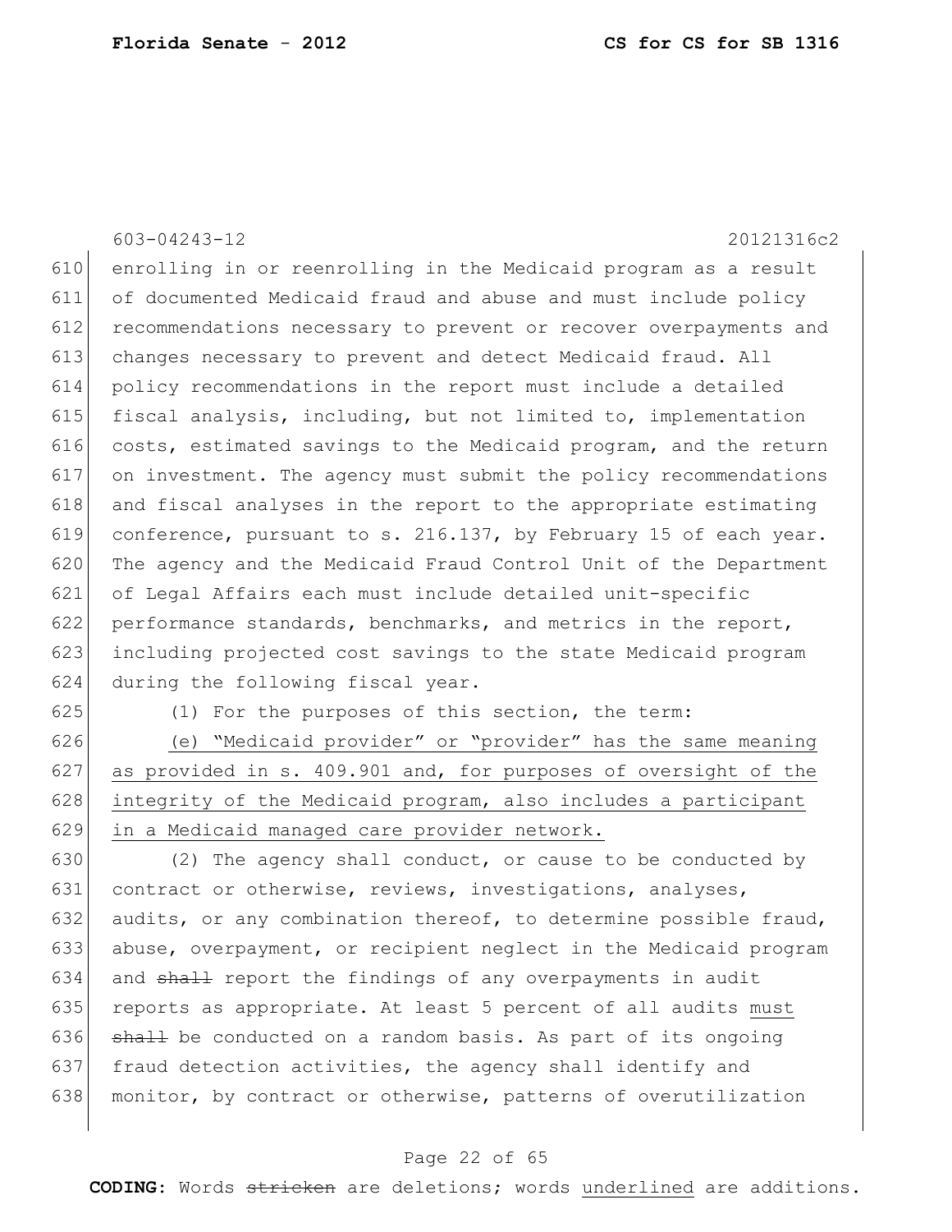enrolling in or reenrolling in the Medicaid program as a result of documented Medicaid fraud and abuse and must include policy recommendations necessary to prevent or recover overpayments and changes necessary to prevent and detect Medicaid fraud. All policy recommendations in the report must include a detailed fiscal analysis, including, but not limited to, implementation costs, estimated savings to the Medicaid program, and the return on investment. The agency must submit the policy recommendations and fiscal analyses in the report to the appropriate estimating conference, pursuant to s. 216.137, by February 15 of each year. The agency and the Medicaid Fraud Control Unit of the Department of Legal Affairs each must include detailed unit-specific performance standards, benchmarks, and metrics in the report, including projected cost savings to the state Medicaid program during the following fiscal year.

(1) For the purposes of this section, the term:

(e) "Medicaid provider" or "provider" has the same meaning as provided in s. 409.901 and, for purposes of oversight of the integrity of the Medicaid program, also includes a participant in a Medicaid managed care provider network.

(2) The agency shall conduct, or cause to be conducted by contract or otherwise, reviews, investigations, analyses, audits, or any combination thereof, to determine possible fraud, abuse, overpayment, or recipient neglect in the Medicaid program and ~~shall~~ report the findings of any overpayments in audit reports as appropriate. At least 5 percent of all audits must ~~shall~~ be conducted on a random basis. As part of its ongoing fraud detection activities, the agency shall identify and monitor, by contract or otherwise, patterns of overutilization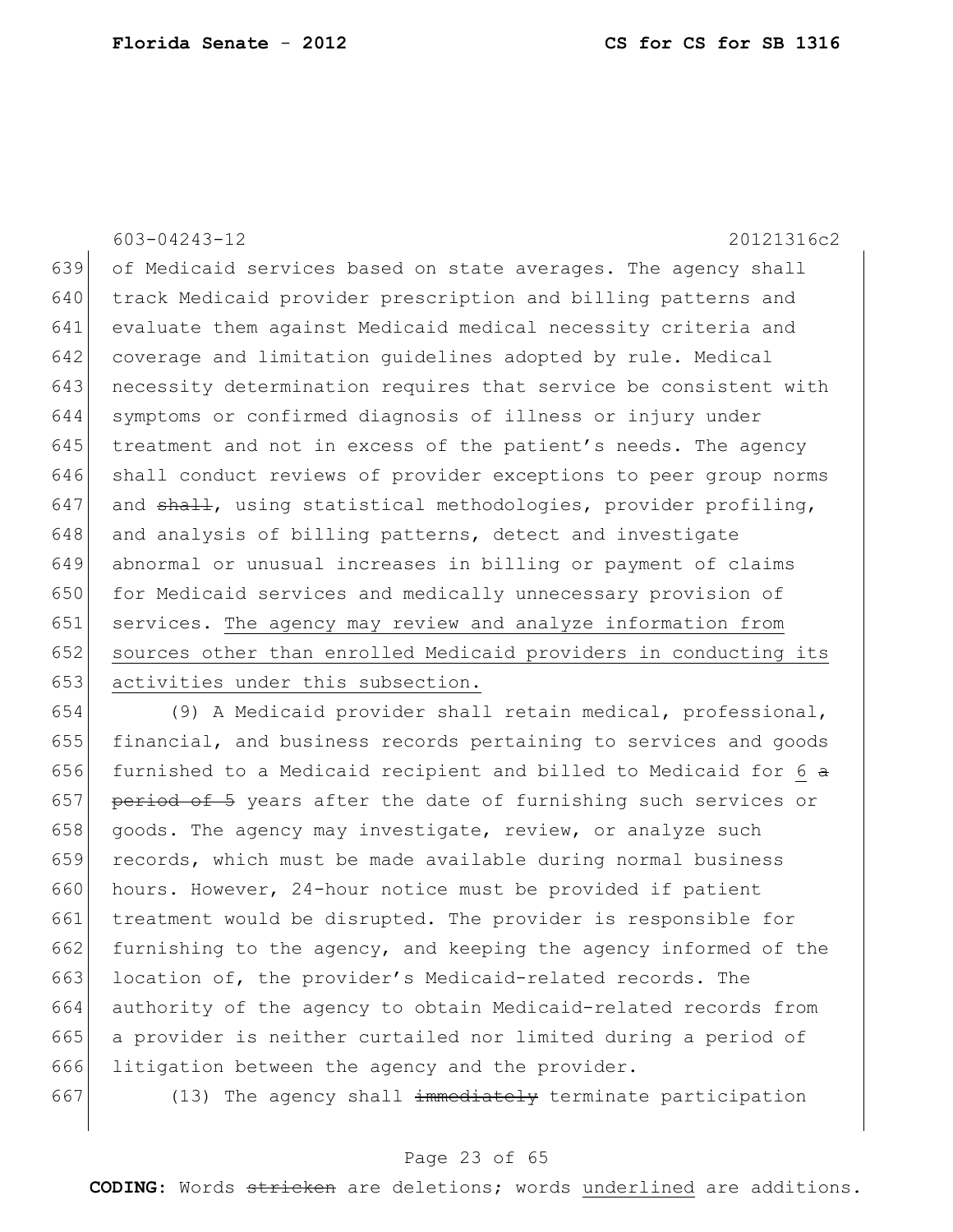of Medicaid services based on state averages. The agency shall track Medicaid provider prescription and billing patterns and evaluate them against Medicaid medical necessity criteria and coverage and limitation guidelines adopted by rule. Medical necessity determination requires that service be consistent with symptoms or confirmed diagnosis of illness or injury under treatment and not in excess of the patient's needs. The agency shall conduct reviews of provider exceptions to peer group norms and ~~shall~~, using statistical methodologies, provider profiling, and analysis of billing patterns, detect and investigate abnormal or unusual increases in billing or payment of claims for Medicaid services and medically unnecessary provision of services. <u>The agency may review and analyze information from sources other than enrolled Medicaid providers in conducting its activities under this subsection.</u>

(9) A Medicaid provider shall retain medical, professional, financial, and business records pertaining to services and goods furnished to a Medicaid recipient and billed to Medicaid for <u>6</u> ~~a period of 5~~ years after the date of furnishing such services or goods. The agency may investigate, review, or analyze such records, which must be made available during normal business hours. However, 24-hour notice must be provided if patient treatment would be disrupted. The provider is responsible for furnishing to the agency, and keeping the agency informed of the location of, the provider's Medicaid-related records. The authority of the agency to obtain Medicaid-related records from a provider is neither curtailed nor limited during a period of litigation between the agency and the provider.

(13) The agency shall ~~immediately~~ terminate participation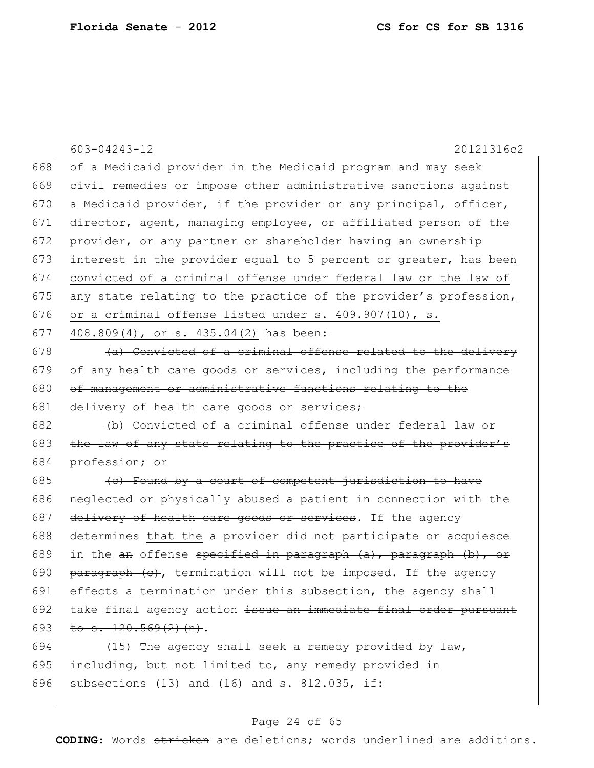of a Medicaid provider in the Medicaid program and may seek civil remedies or impose other administrative sanctions against a Medicaid provider, if the provider or any principal, officer, director, agent, managing employee, or affiliated person of the provider, or any partner or shareholder having an ownership interest in the provider equal to 5 percent or greater, <u>has been convicted of a criminal offense under federal law or the law of any state relating to the practice of the provider's profession, or a criminal offense listed under s. 409.907(10), s. 408.809(4), or s. 435.04(2)</u> ~~has been:~~

~~(a) Convicted of a criminal offense related to the delivery of any health care goods or services, including the performance of management or administrative functions relating to the delivery of health care goods or services;~~

~~(b) Convicted of a criminal offense under federal law or the law of any state relating to the practice of the provider's profession; or~~

~~(c) Found by a court of competent jurisdiction to have neglected or physically abused a patient in connection with the delivery of health care goods or services~~. If the agency determines that <u>the</u> ~~a~~ provider did not participate or acquiesce in <u>the</u> ~~an~~ offense ~~specified in paragraph (a), paragraph (b), or paragraph (c)~~, termination will not be imposed. If the agency effects a termination under this subsection, the agency shall <u>take final agency action</u> ~~issue an immediate final order pursuant to s. 120.569(2)(n)~~.

(15) The agency shall seek a remedy provided by law, including, but not limited to, any remedy provided in subsections (13) and (16) and s. 812.035, if: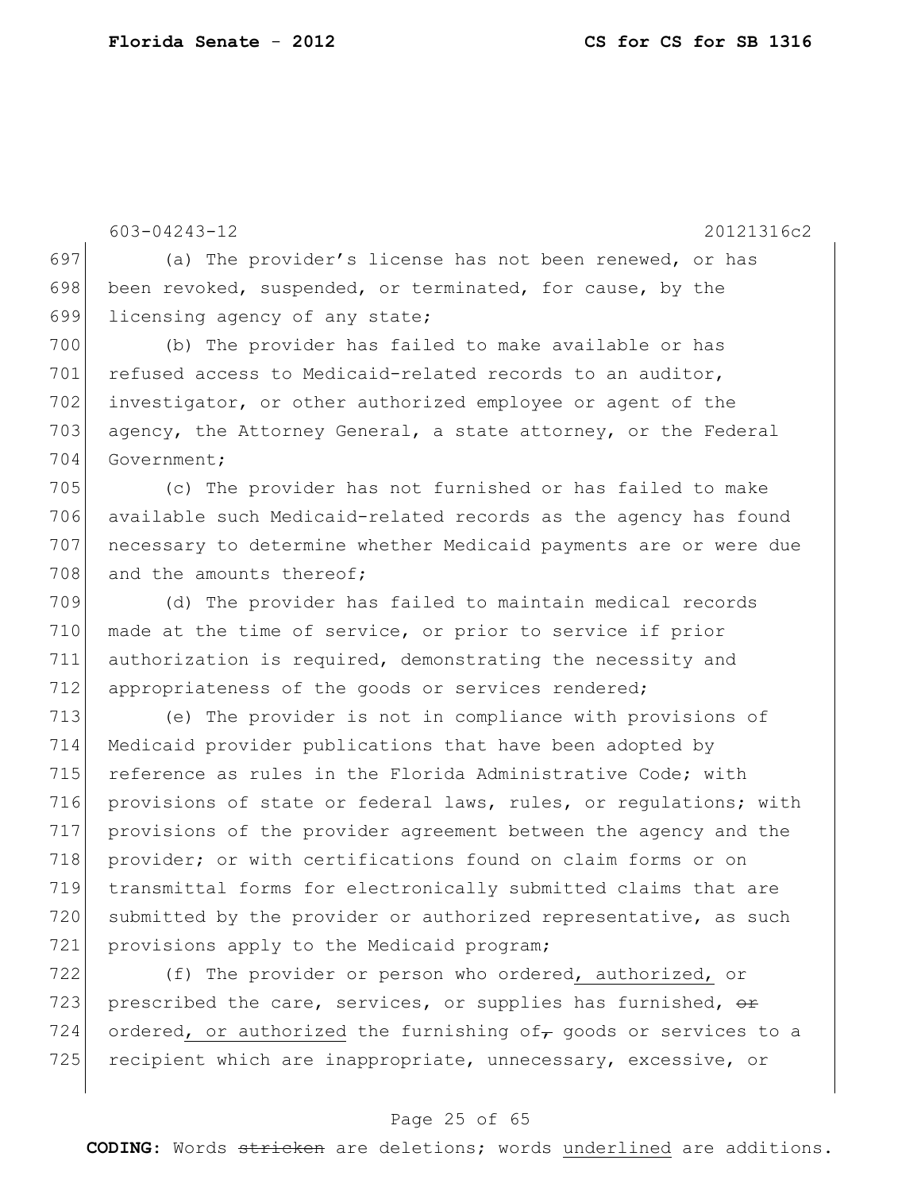603-04243-12 20121316c2

(a) The provider's license has not been renewed, or has been revoked, suspended, or terminated, for cause, by the licensing agency of any state;

(b) The provider has failed to make available or has refused access to Medicaid-related records to an auditor, investigator, or other authorized employee or agent of the agency, the Attorney General, a state attorney, or the Federal Government;

(c) The provider has not furnished or has failed to make available such Medicaid-related records as the agency has found necessary to determine whether Medicaid payments are or were due and the amounts thereof;

(d) The provider has failed to maintain medical records made at the time of service, or prior to service if prior authorization is required, demonstrating the necessity and appropriateness of the goods or services rendered;

(e) The provider is not in compliance with provisions of Medicaid provider publications that have been adopted by reference as rules in the Florida Administrative Code; with provisions of state or federal laws, rules, or regulations; with provisions of the provider agreement between the agency and the provider; or with certifications found on claim forms or on transmittal forms for electronically submitted claims that are submitted by the provider or authorized representative, as such provisions apply to the Medicaid program;

(f) The provider or person who ordered, authorized, or prescribed the care, services, or supplies has furnished, ~~or~~ ordered, or authorized the furnishing of~~,~~ goods or services to a recipient which are inappropriate, unnecessary, excessive, or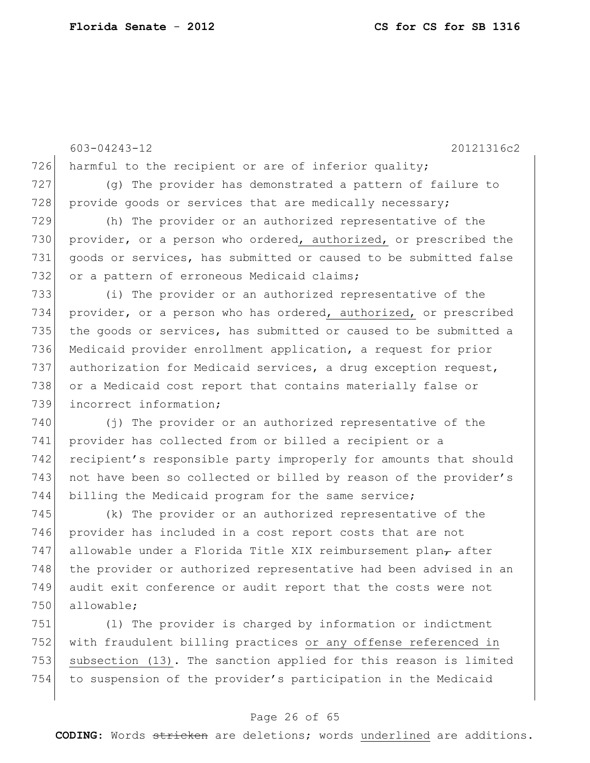harmful to the recipient or are of inferior quality;

(g) The provider has demonstrated a pattern of failure to provide goods or services that are medically necessary;

(h) The provider or an authorized representative of the provider, or a person who ordered, authorized, or prescribed the goods or services, has submitted or caused to be submitted false or a pattern of erroneous Medicaid claims;

(i) The provider or an authorized representative of the provider, or a person who has ordered, authorized, or prescribed the goods or services, has submitted or caused to be submitted a Medicaid provider enrollment application, a request for prior authorization for Medicaid services, a drug exception request, or a Medicaid cost report that contains materially false or incorrect information;

(j) The provider or an authorized representative of the provider has collected from or billed a recipient or a recipient's responsible party improperly for amounts that should not have been so collected or billed by reason of the provider's billing the Medicaid program for the same service;

(k) The provider or an authorized representative of the provider has included in a cost report costs that are not allowable under a Florida Title XIX reimbursement plan, after the provider or authorized representative had been advised in an audit exit conference or audit report that the costs were not allowable;

(l) The provider is charged by information or indictment with fraudulent billing practices or any offense referenced in subsection (13). The sanction applied for this reason is limited to suspension of the provider's participation in the Medicaid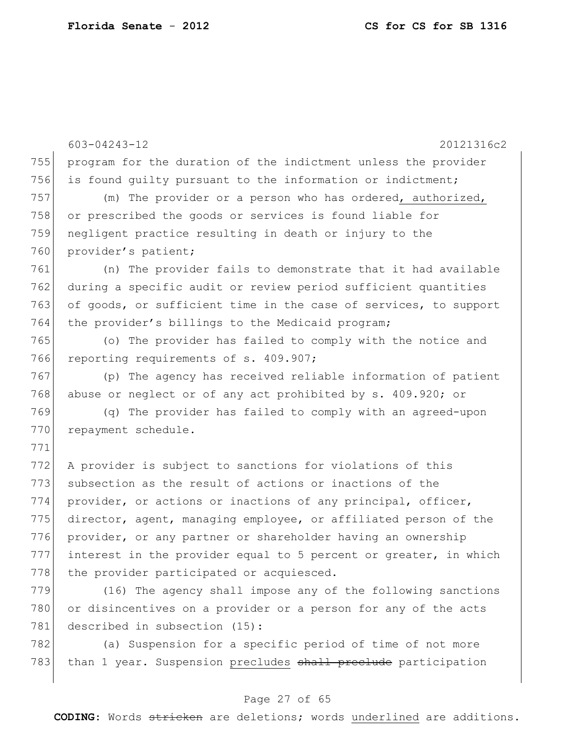program for the duration of the indictment unless the provider is found guilty pursuant to the information or indictment;

(m) The provider or a person who has ordered, authorized, or prescribed the goods or services is found liable for negligent practice resulting in death or injury to the provider's patient;

(n) The provider fails to demonstrate that it had available during a specific audit or review period sufficient quantities of goods, or sufficient time in the case of services, to support the provider's billings to the Medicaid program;

(o) The provider has failed to comply with the notice and reporting requirements of s. 409.907;

(p) The agency has received reliable information of patient abuse or neglect or of any act prohibited by s. 409.920; or

(q) The provider has failed to comply with an agreed-upon repayment schedule.

A provider is subject to sanctions for violations of this subsection as the result of actions or inactions of the provider, or actions or inactions of any principal, officer, director, agent, managing employee, or affiliated person of the provider, or any partner or shareholder having an ownership interest in the provider equal to 5 percent or greater, in which the provider participated or acquiesced.

(16) The agency shall impose any of the following sanctions or disincentives on a provider or a person for any of the acts described in subsection (15):

(a) Suspension for a specific period of time of not more than 1 year. Suspension precludes ~~shall preclude~~ participation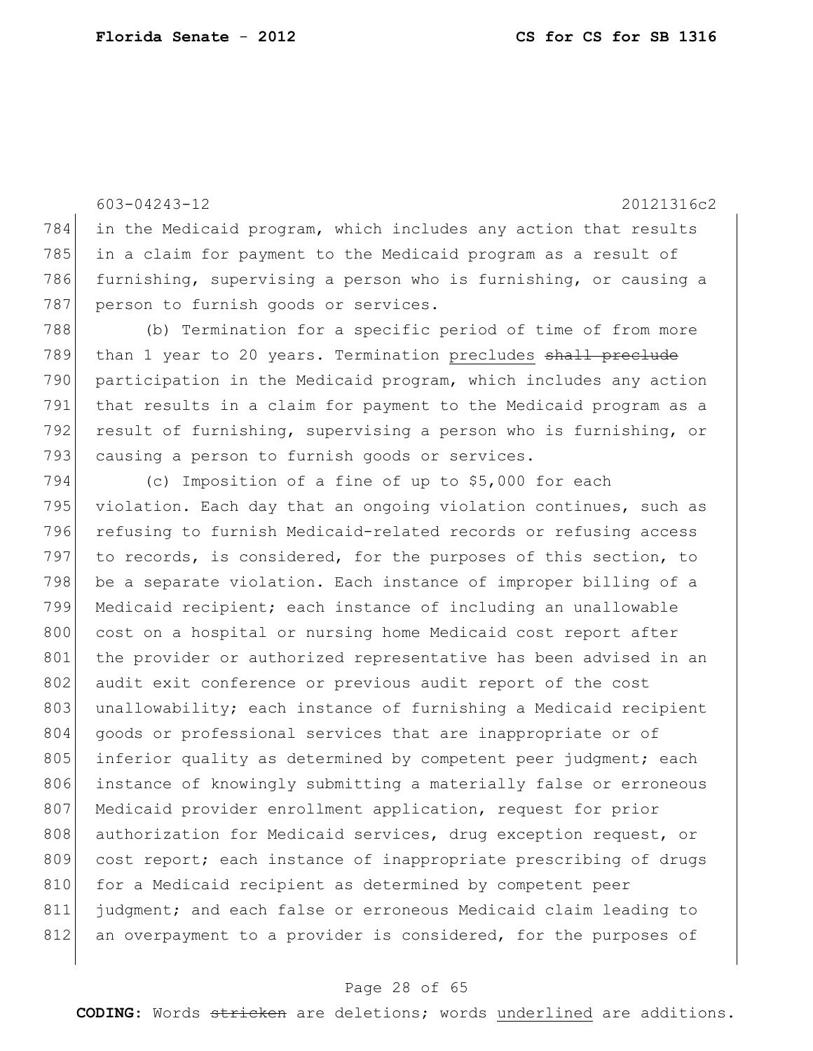in the Medicaid program, which includes any action that results in a claim for payment to the Medicaid program as a result of furnishing, supervising a person who is furnishing, or causing a person to furnish goods or services.

(b) Termination for a specific period of time of from more than 1 year to 20 years. Termination <u>precludes</u> ~~shall preclude~~ participation in the Medicaid program, which includes any action that results in a claim for payment to the Medicaid program as a result of furnishing, supervising a person who is furnishing, or causing a person to furnish goods or services.

(c) Imposition of a fine of up to $5,000 for each violation. Each day that an ongoing violation continues, such as refusing to furnish Medicaid-related records or refusing access to records, is considered, for the purposes of this section, to be a separate violation. Each instance of improper billing of a Medicaid recipient; each instance of including an unallowable cost on a hospital or nursing home Medicaid cost report after the provider or authorized representative has been advised in an audit exit conference or previous audit report of the cost unallowability; each instance of furnishing a Medicaid recipient goods or professional services that are inappropriate or of inferior quality as determined by competent peer judgment; each instance of knowingly submitting a materially false or erroneous Medicaid provider enrollment application, request for prior authorization for Medicaid services, drug exception request, or cost report; each instance of inappropriate prescribing of drugs for a Medicaid recipient as determined by competent peer judgment; and each false or erroneous Medicaid claim leading to an overpayment to a provider is considered, for the purposes of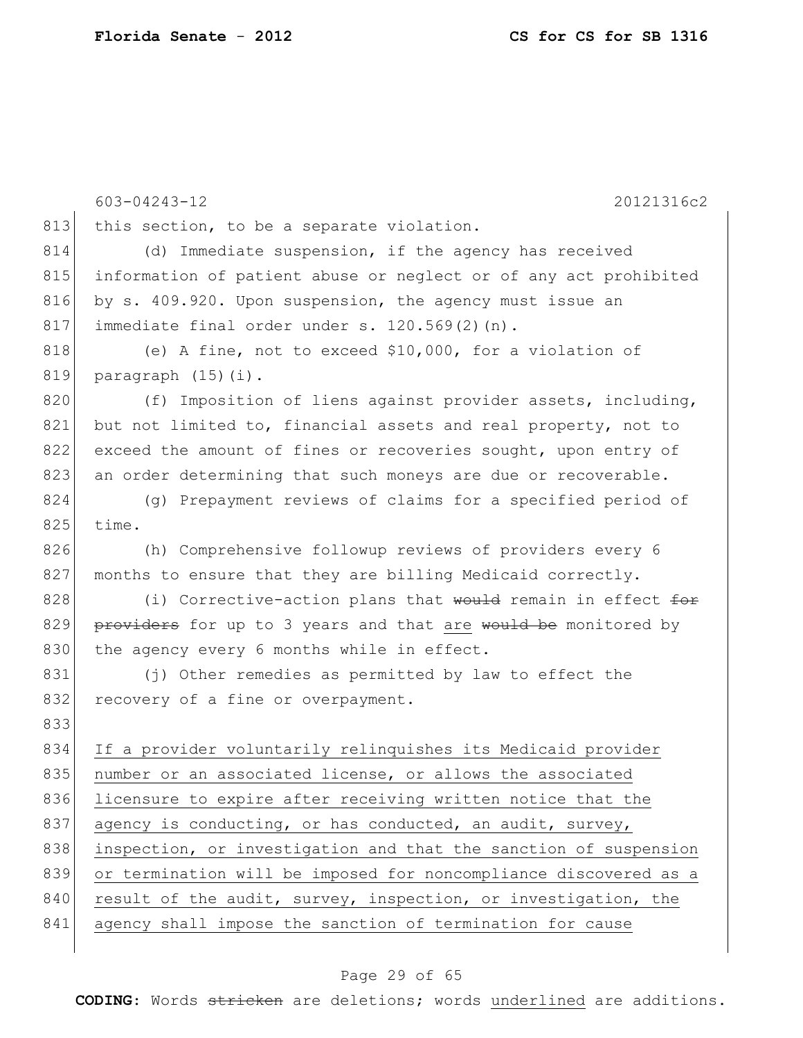this section, to be a separate violation.

(d) Immediate suspension, if the agency has received information of patient abuse or neglect or of any act prohibited by s. 409.920. Upon suspension, the agency must issue an immediate final order under s. 120.569(2)(n).

(e) A fine, not to exceed $10,000, for a violation of paragraph (15)(i).

(f) Imposition of liens against provider assets, including, but not limited to, financial assets and real property, not to exceed the amount of fines or recoveries sought, upon entry of an order determining that such moneys are due or recoverable.

(g) Prepayment reviews of claims for a specified period of time.

(h) Comprehensive followup reviews of providers every 6 months to ensure that they are billing Medicaid correctly.

(i) Corrective-action plans that ~~would~~ remain in effect ~~for providers~~ for up to 3 years and that <u>are</u> ~~would be~~ monitored by the agency every 6 months while in effect.

(j) Other remedies as permitted by law to effect the recovery of a fine or overpayment.

<u>If a provider voluntarily relinquishes its Medicaid provider number or an associated license, or allows the associated licensure to expire after receiving written notice that the agency is conducting, or has conducted, an audit, survey, inspection, or investigation and that the sanction of suspension or termination will be imposed for noncompliance discovered as a result of the audit, survey, inspection, or investigation, the agency shall impose the sanction of termination for cause</u>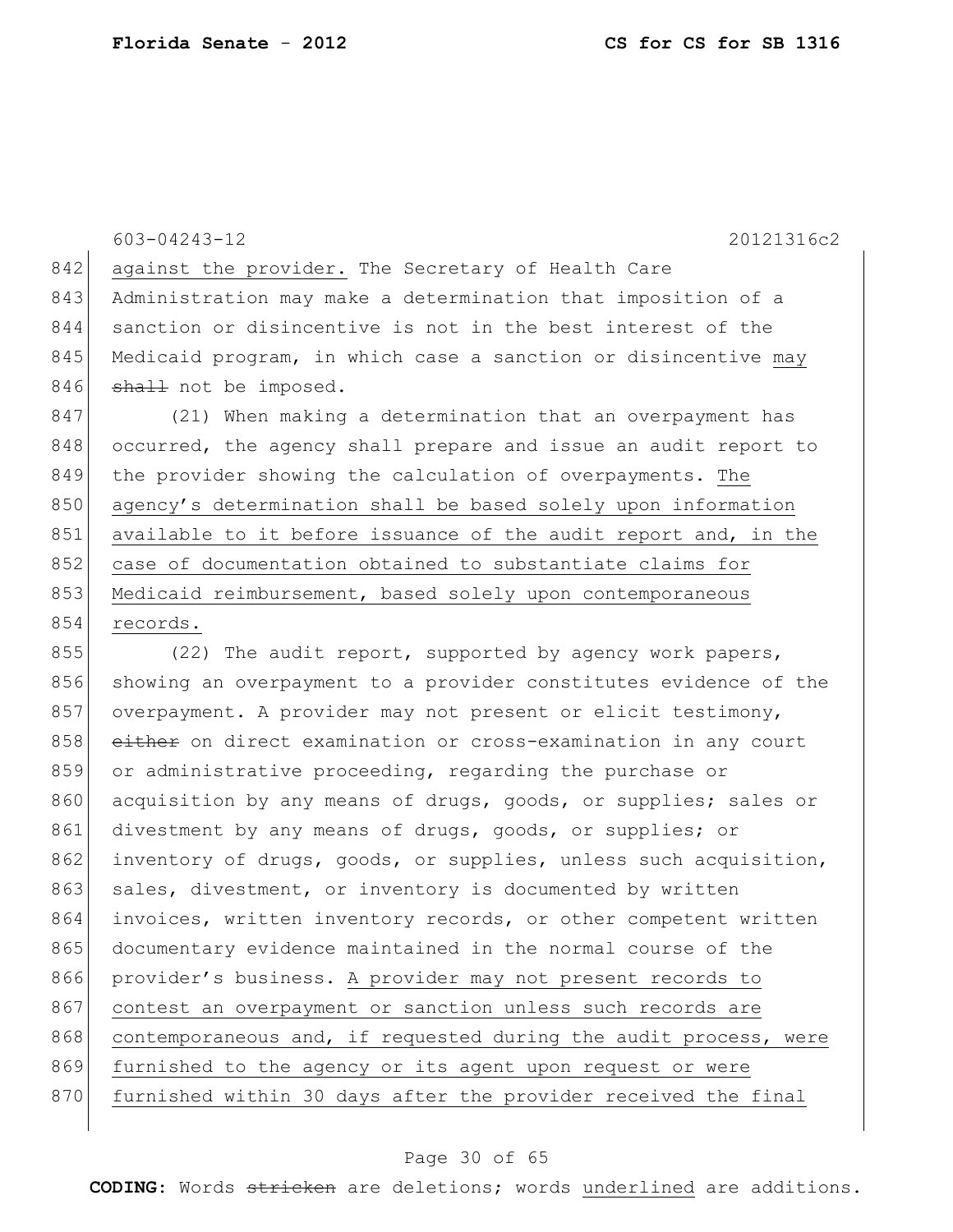against the provider. The Secretary of Health Care Administration may make a determination that imposition of a sanction or disincentive is not in the best interest of the Medicaid program, in which case a sanction or disincentive may ~~shall~~ not be imposed.

(21) When making a determination that an overpayment has occurred, the agency shall prepare and issue an audit report to the provider showing the calculation of overpayments. The agency's determination shall be based solely upon information available to it before issuance of the audit report and, in the case of documentation obtained to substantiate claims for Medicaid reimbursement, based solely upon contemporaneous records.

(22) The audit report, supported by agency work papers, showing an overpayment to a provider constitutes evidence of the overpayment. A provider may not present or elicit testimony, ~~either~~ on direct examination or cross-examination in any court or administrative proceeding, regarding the purchase or acquisition by any means of drugs, goods, or supplies; sales or divestment by any means of drugs, goods, or supplies; or inventory of drugs, goods, or supplies, unless such acquisition, sales, divestment, or inventory is documented by written invoices, written inventory records, or other competent written documentary evidence maintained in the normal course of the provider's business. A provider may not present records to contest an overpayment or sanction unless such records are contemporaneous and, if requested during the audit process, were furnished to the agency or its agent upon request or were furnished within 30 days after the provider received the final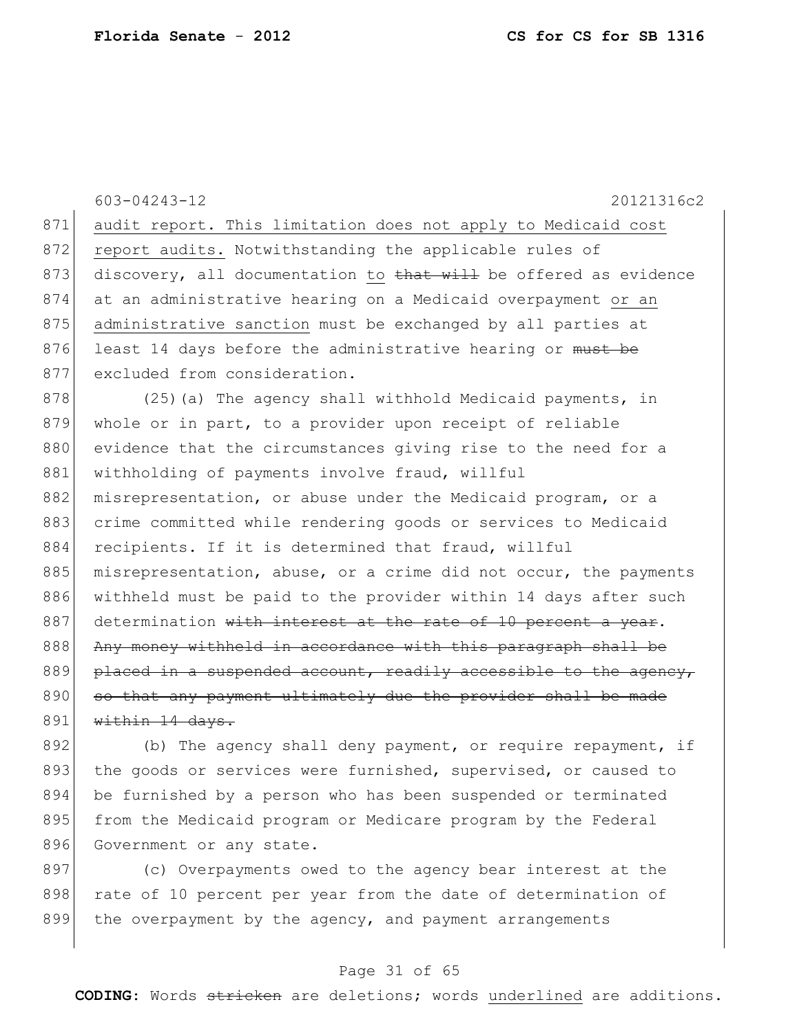603-04243-12 20121316c2

871 audit report. This limitation does not apply to Medicaid cost
872 report audits. Notwithstanding the applicable rules of
873 discovery, all documentation to ~~that will~~ be offered as evidence
874 at an administrative hearing on a Medicaid overpayment or an
875 administrative sanction must be exchanged by all parties at
876 least 14 days before the administrative hearing or ~~must be~~
877 excluded from consideration.

878 (25)(a) The agency shall withhold Medicaid payments, in
879 whole or in part, to a provider upon receipt of reliable
880 evidence that the circumstances giving rise to the need for a
881 withholding of payments involve fraud, willful
882 misrepresentation, or abuse under the Medicaid program, or a
883 crime committed while rendering goods or services to Medicaid
884 recipients. If it is determined that fraud, willful
885 misrepresentation, abuse, or a crime did not occur, the payments
886 withheld must be paid to the provider within 14 days after such
887 determination ~~with interest at the rate of 10 percent a year~~.
888 ~~Any money withheld in accordance with this paragraph shall be~~
889 ~~placed in a suspended account, readily accessible to the agency,~~
890 ~~so that any payment ultimately due the provider shall be made~~
891 ~~within 14 days.~~

892 (b) The agency shall deny payment, or require repayment, if
893 the goods or services were furnished, supervised, or caused to
894 be furnished by a person who has been suspended or terminated
895 from the Medicaid program or Medicare program by the Federal
896 Government or any state.

897 (c) Overpayments owed to the agency bear interest at the
898 rate of 10 percent per year from the date of determination of
899 the overpayment by the agency, and payment arrangements

**CODING:** Words ~~stricken~~ are deletions; words underlined are additions.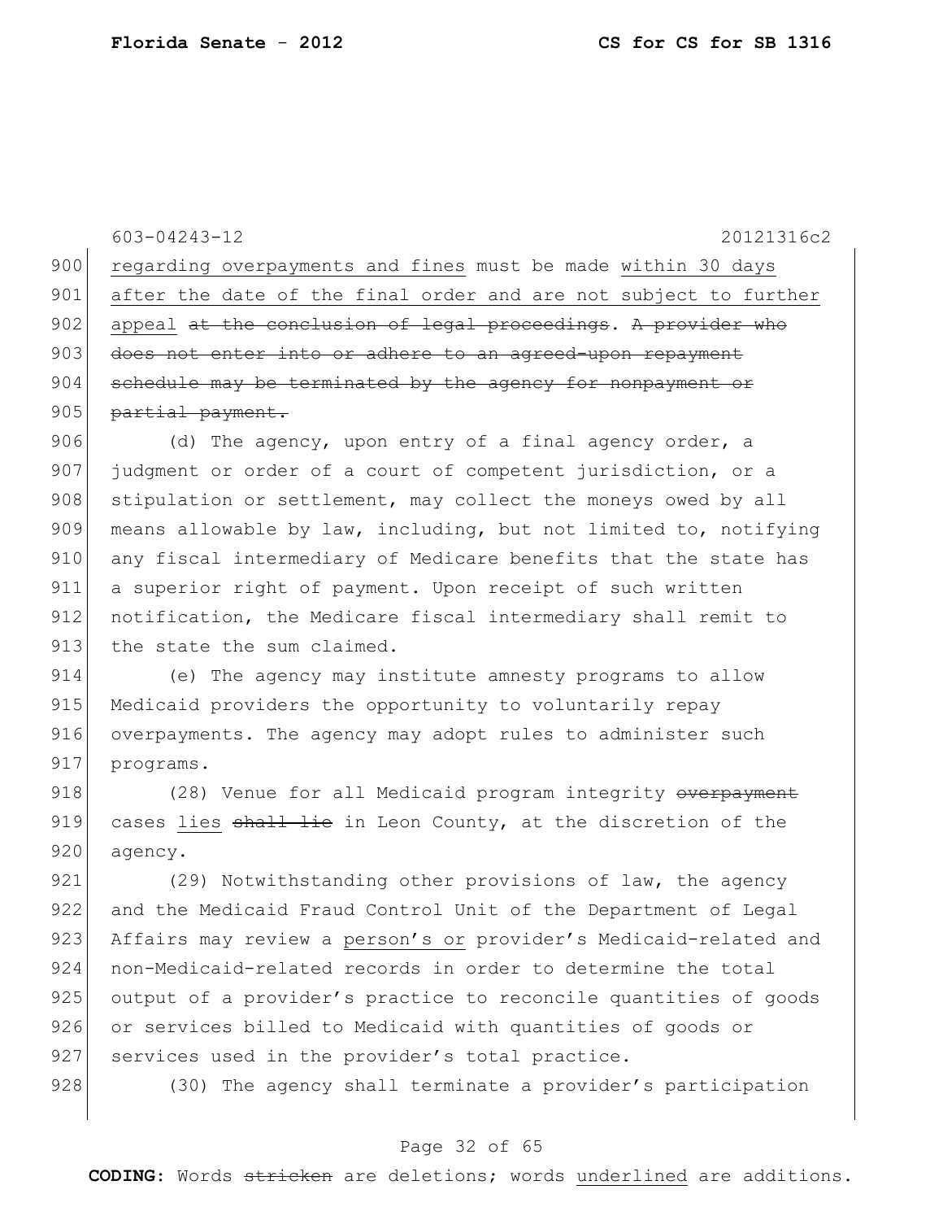regarding overpayments and fines must be made within 30 days after the date of the final order and are not subject to further appeal ~~at the conclusion of legal proceedings~~. ~~A provider who does not enter into or adhere to an agreed-upon repayment schedule may be terminated by the agency for nonpayment or partial payment.~~

(d) The agency, upon entry of a final agency order, a judgment or order of a court of competent jurisdiction, or a stipulation or settlement, may collect the moneys owed by all means allowable by law, including, but not limited to, notifying any fiscal intermediary of Medicare benefits that the state has a superior right of payment. Upon receipt of such written notification, the Medicare fiscal intermediary shall remit to the state the sum claimed.

(e) The agency may institute amnesty programs to allow Medicaid providers the opportunity to voluntarily repay overpayments. The agency may adopt rules to administer such programs.

(28) Venue for all Medicaid program integrity ~~overpayment~~ cases lies ~~shall lie~~ in Leon County, at the discretion of the agency.

(29) Notwithstanding other provisions of law, the agency and the Medicaid Fraud Control Unit of the Department of Legal Affairs may review a person's or provider's Medicaid-related and non-Medicaid-related records in order to determine the total output of a provider's practice to reconcile quantities of goods or services billed to Medicaid with quantities of goods or services used in the provider's total practice.

(30) The agency shall terminate a provider's participation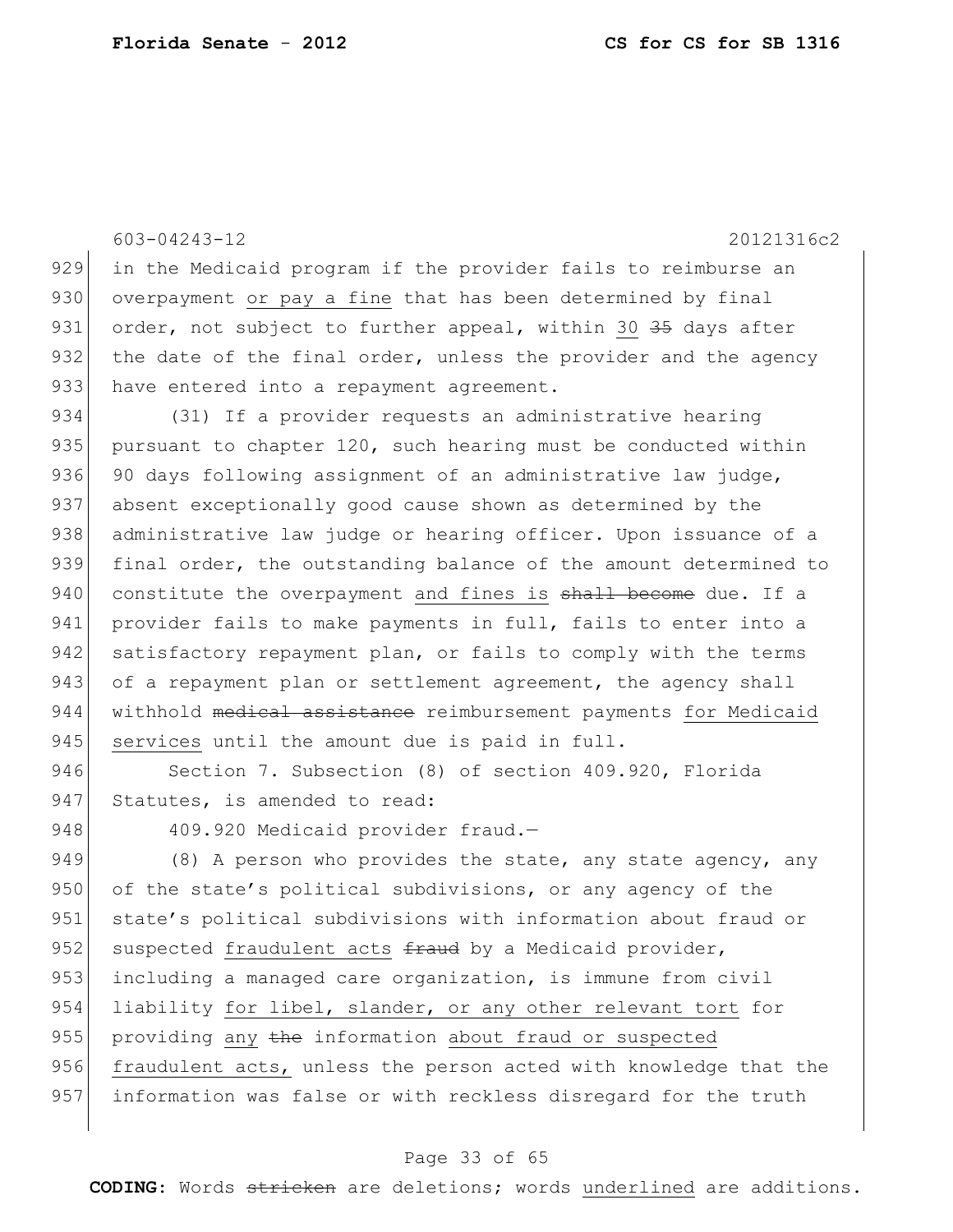603-04243-12 20121316c2

929 in the Medicaid program if the provider fails to reimburse an
930 overpayment <u>or pay a fine</u> that has been determined by final
931 order, not subject to further appeal, within <u>30</u> ~~35~~ days after
932 the date of the final order, unless the provider and the agency
933 have entered into a repayment agreement.

934 (31) If a provider requests an administrative hearing
935 pursuant to chapter 120, such hearing must be conducted within
936 90 days following assignment of an administrative law judge,
937 absent exceptionally good cause shown as determined by the
938 administrative law judge or hearing officer. Upon issuance of a
939 final order, the outstanding balance of the amount determined to
940 constitute the overpayment <u>and fines is</u> ~~shall become~~ due. If a
941 provider fails to make payments in full, fails to enter into a
942 satisfactory repayment plan, or fails to comply with the terms
943 of a repayment plan or settlement agreement, the agency shall
944 withhold ~~medical assistance~~ reimbursement payments <u>for Medicaid</u>
945 <u>services</u> until the amount due is paid in full.

946 Section 7. Subsection (8) of section 409.920, Florida
947 Statutes, is amended to read:

948 409.920 Medicaid provider fraud.—

949 (8) A person who provides the state, any state agency, any
950 of the state's political subdivisions, or any agency of the
951 state's political subdivisions with information about fraud or
952 suspected <u>fraudulent acts</u> ~~fraud~~ by a Medicaid provider,
953 including a managed care organization, is immune from civil
954 liability <u>for libel, slander, or any other relevant tort</u> for
955 providing <u>any</u> ~~the~~ information <u>about fraud or suspected</u>
956 <u>fraudulent acts,</u> unless the person acted with knowledge that the
957 information was false or with reckless disregard for the truth

**CODING:** Words ~~stricken~~ are deletions; words <u>underlined</u> are additions.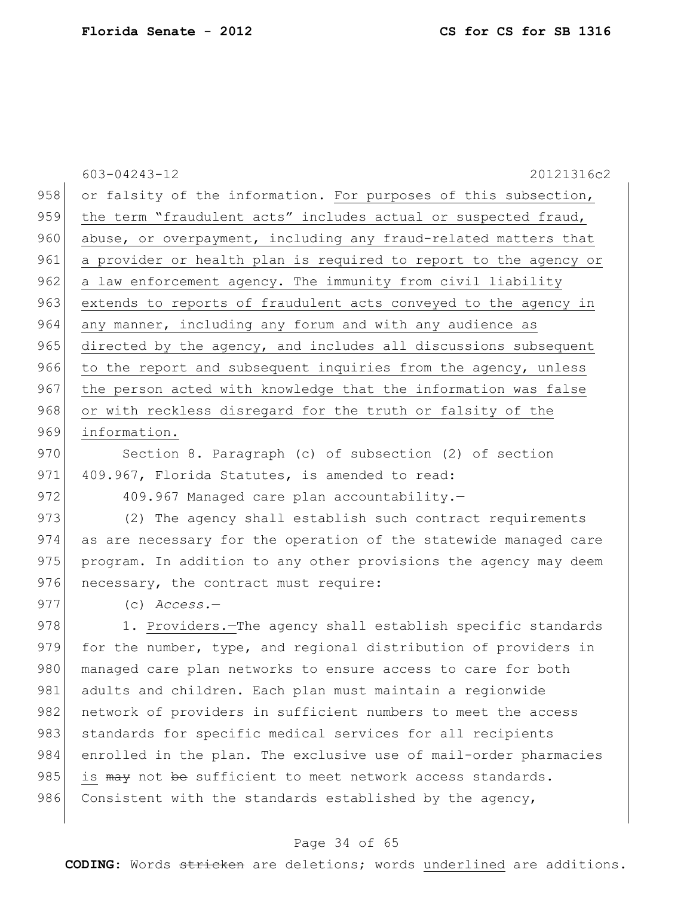or falsity of the information. For purposes of this subsection, the term "fraudulent acts" includes actual or suspected fraud, abuse, or overpayment, including any fraud-related matters that a provider or health plan is required to report to the agency or a law enforcement agency. The immunity from civil liability extends to reports of fraudulent acts conveyed to the agency in any manner, including any forum and with any audience as directed by the agency, and includes all discussions subsequent to the report and subsequent inquiries from the agency, unless the person acted with knowledge that the information was false or with reckless disregard for the truth or falsity of the information.

Section 8. Paragraph (c) of subsection (2) of section 409.967, Florida Statutes, is amended to read:

409.967 Managed care plan accountability.—

(2) The agency shall establish such contract requirements as are necessary for the operation of the statewide managed care program. In addition to any other provisions the agency may deem necessary, the contract must require:

(c) *Access.*—

1. Providers.—The agency shall establish specific standards for the number, type, and regional distribution of providers in managed care plan networks to ensure access to care for both adults and children. Each plan must maintain a regionwide network of providers in sufficient numbers to meet the access standards for specific medical services for all recipients enrolled in the plan. The exclusive use of mail-order pharmacies is ~~may~~ not ~~be~~ sufficient to meet network access standards. Consistent with the standards established by the agency,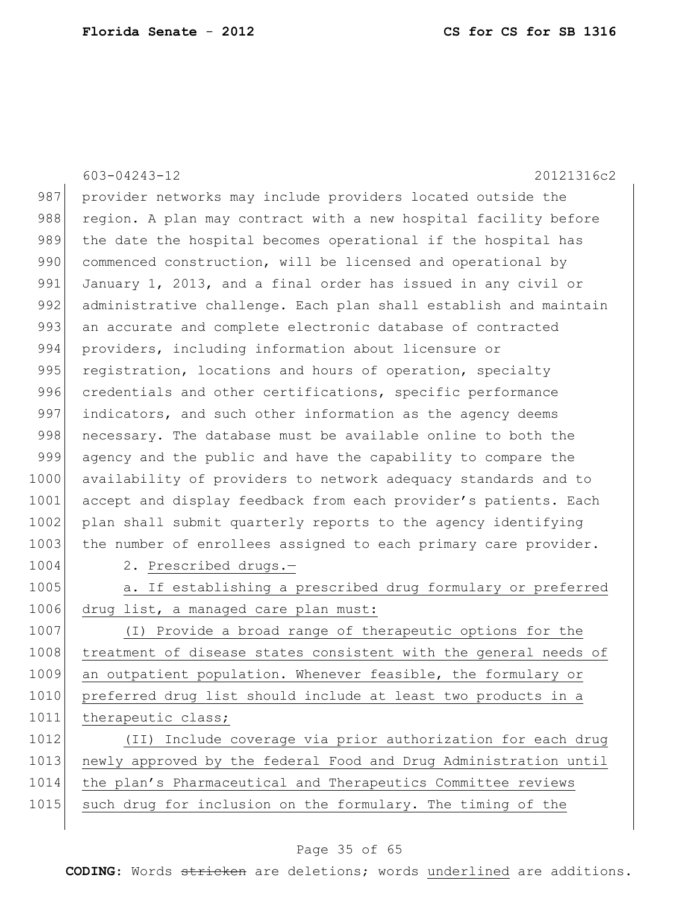603-04243-12 20121316c2

provider networks may include providers located outside the region. A plan may contract with a new hospital facility before the date the hospital becomes operational if the hospital has commenced construction, will be licensed and operational by January 1, 2013, and a final order has issued in any civil or administrative challenge. Each plan shall establish and maintain an accurate and complete electronic database of contracted providers, including information about licensure or registration, locations and hours of operation, specialty credentials and other certifications, specific performance indicators, and such other information as the agency deems necessary. The database must be available online to both the agency and the public and have the capability to compare the availability of providers to network adequacy standards and to accept and display feedback from each provider's patients. Each plan shall submit quarterly reports to the agency identifying the number of enrollees assigned to each primary care provider.

2. Prescribed drugs.—

a. If establishing a prescribed drug formulary or preferred drug list, a managed care plan must:

(I) Provide a broad range of therapeutic options for the treatment of disease states consistent with the general needs of an outpatient population. Whenever feasible, the formulary or preferred drug list should include at least two products in a therapeutic class;

(II) Include coverage via prior authorization for each drug newly approved by the federal Food and Drug Administration until the plan's Pharmaceutical and Therapeutics Committee reviews such drug for inclusion on the formulary. The timing of the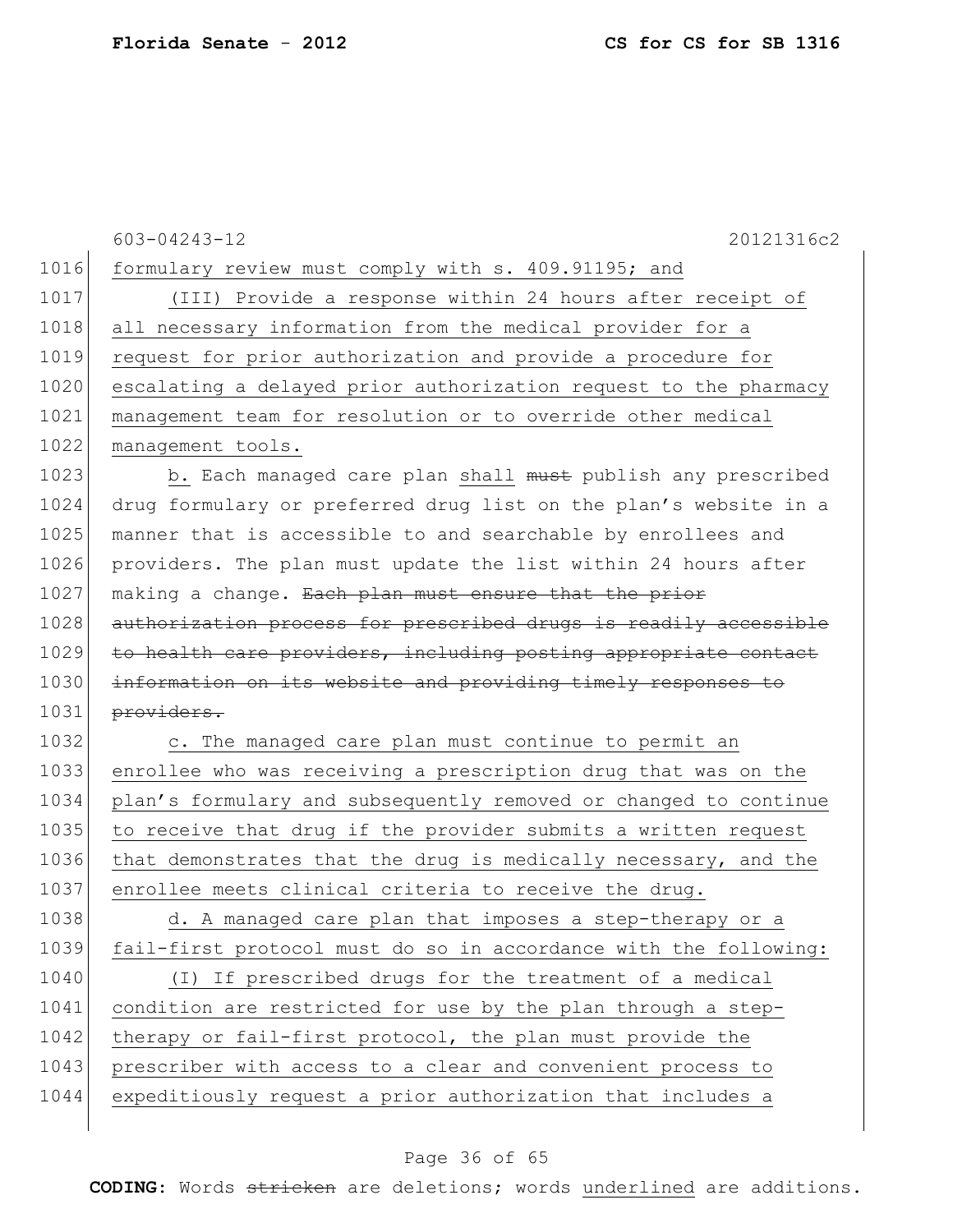603-04243-12 20121316c2

formulary review must comply with s. 409.91195; and

(III) Provide a response within 24 hours after receipt of all necessary information from the medical provider for a request for prior authorization and provide a procedure for escalating a delayed prior authorization request to the pharmacy management team for resolution or to override other medical management tools.

b. Each managed care plan shall ~~must~~ publish any prescribed drug formulary or preferred drug list on the plan's website in a manner that is accessible to and searchable by enrollees and providers. The plan must update the list within 24 hours after making a change. ~~Each plan must ensure that the prior authorization process for prescribed drugs is readily accessible to health care providers, including posting appropriate contact information on its website and providing timely responses to providers.~~

c. The managed care plan must continue to permit an enrollee who was receiving a prescription drug that was on the plan's formulary and subsequently removed or changed to continue to receive that drug if the provider submits a written request that demonstrates that the drug is medically necessary, and the enrollee meets clinical criteria to receive the drug.

d. A managed care plan that imposes a step-therapy or a fail-first protocol must do so in accordance with the following:

(I) If prescribed drugs for the treatment of a medical condition are restricted for use by the plan through a step-therapy or fail-first protocol, the plan must provide the prescriber with access to a clear and convenient process to expeditiously request a prior authorization that includes a

**CODING:** Words ~~stricken~~ are deletions; words underlined are additions.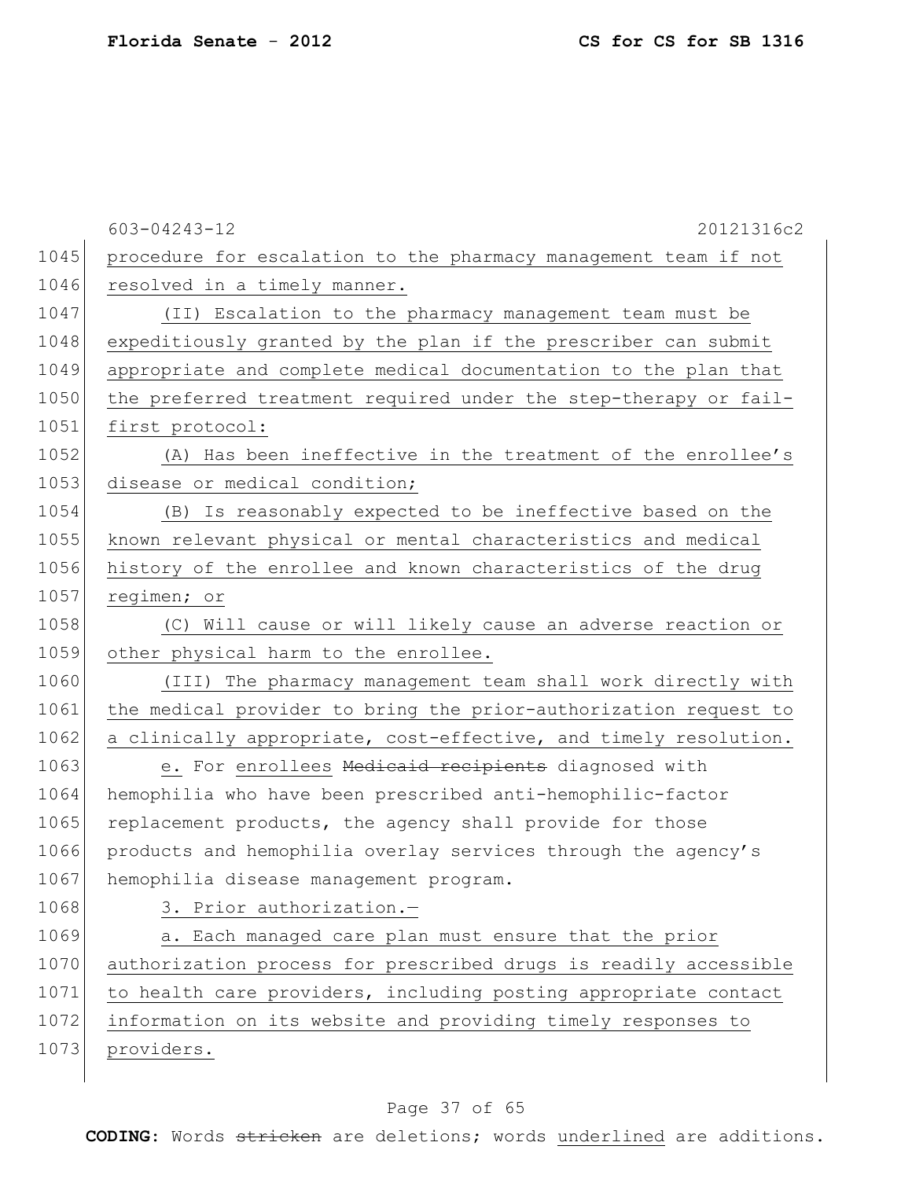procedure for escalation to the pharmacy management team if not resolved in a timely manner.

(II) Escalation to the pharmacy management team must be expeditiously granted by the plan if the prescriber can submit appropriate and complete medical documentation to the plan that the preferred treatment required under the step-therapy or fail-first protocol:

(A) Has been ineffective in the treatment of the enrollee's disease or medical condition;

(B) Is reasonably expected to be ineffective based on the known relevant physical or mental characteristics and medical history of the enrollee and known characteristics of the drug regimen; or

(C) Will cause or will likely cause an adverse reaction or other physical harm to the enrollee.

(III) The pharmacy management team shall work directly with the medical provider to bring the prior-authorization request to a clinically appropriate, cost-effective, and timely resolution.

e. For enrollees ~~Medicaid recipients~~ diagnosed with hemophilia who have been prescribed anti-hemophilic-factor replacement products, the agency shall provide for those products and hemophilia overlay services through the agency's hemophilia disease management program.

3. Prior authorization.—

a. Each managed care plan must ensure that the prior authorization process for prescribed drugs is readily accessible to health care providers, including posting appropriate contact information on its website and providing timely responses to providers.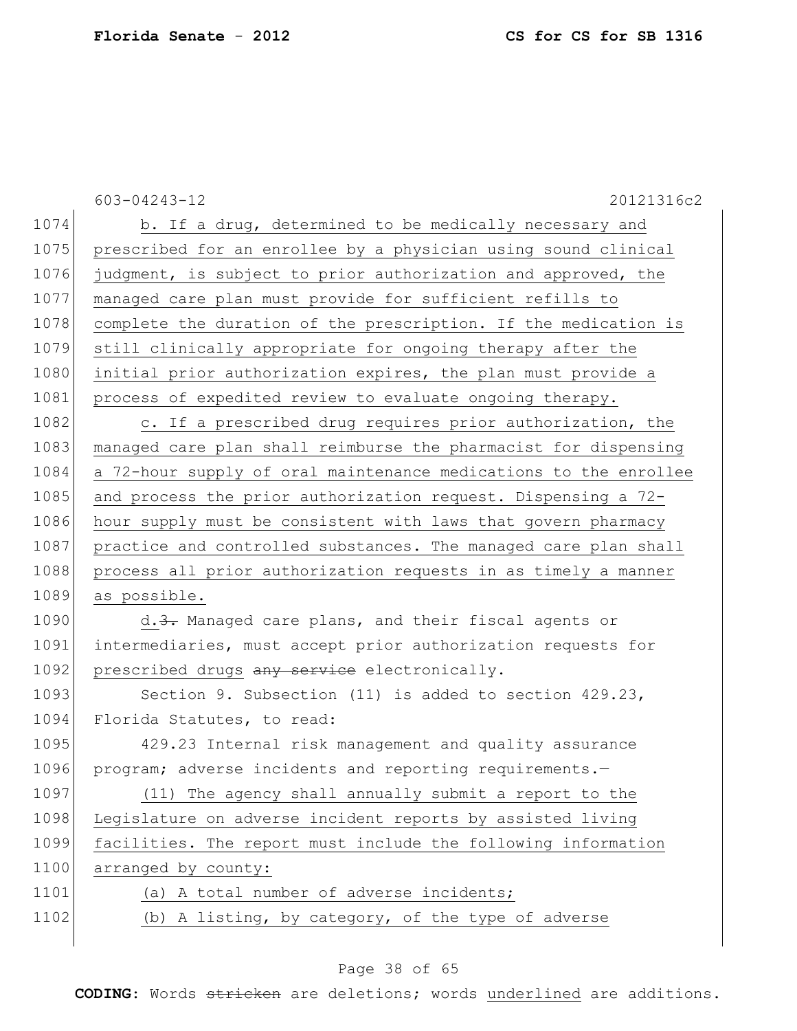603-04243-12 20121316c2

b. If a drug, determined to be medically necessary and prescribed for an enrollee by a physician using sound clinical judgment, is subject to prior authorization and approved, the managed care plan must provide for sufficient refills to complete the duration of the prescription. If the medication is still clinically appropriate for ongoing therapy after the initial prior authorization expires, the plan must provide a process of expedited review to evaluate ongoing therapy.

c. If a prescribed drug requires prior authorization, the managed care plan shall reimburse the pharmacist for dispensing a 72-hour supply of oral maintenance medications to the enrollee and process the prior authorization request. Dispensing a 72-hour supply must be consistent with laws that govern pharmacy practice and controlled substances. The managed care plan shall process all prior authorization requests in as timely a manner as possible.

d.~~3.~~ Managed care plans, and their fiscal agents or intermediaries, must accept prior authorization requests for prescribed drugs ~~any service~~ electronically.

Section 9. Subsection (11) is added to section 429.23, Florida Statutes, to read:

429.23 Internal risk management and quality assurance program; adverse incidents and reporting requirements.—

(11) The agency shall annually submit a report to the Legislature on adverse incident reports by assisted living facilities. The report must include the following information arranged by county:

(a) A total number of adverse incidents;

(b) A listing, by category, of the type of adverse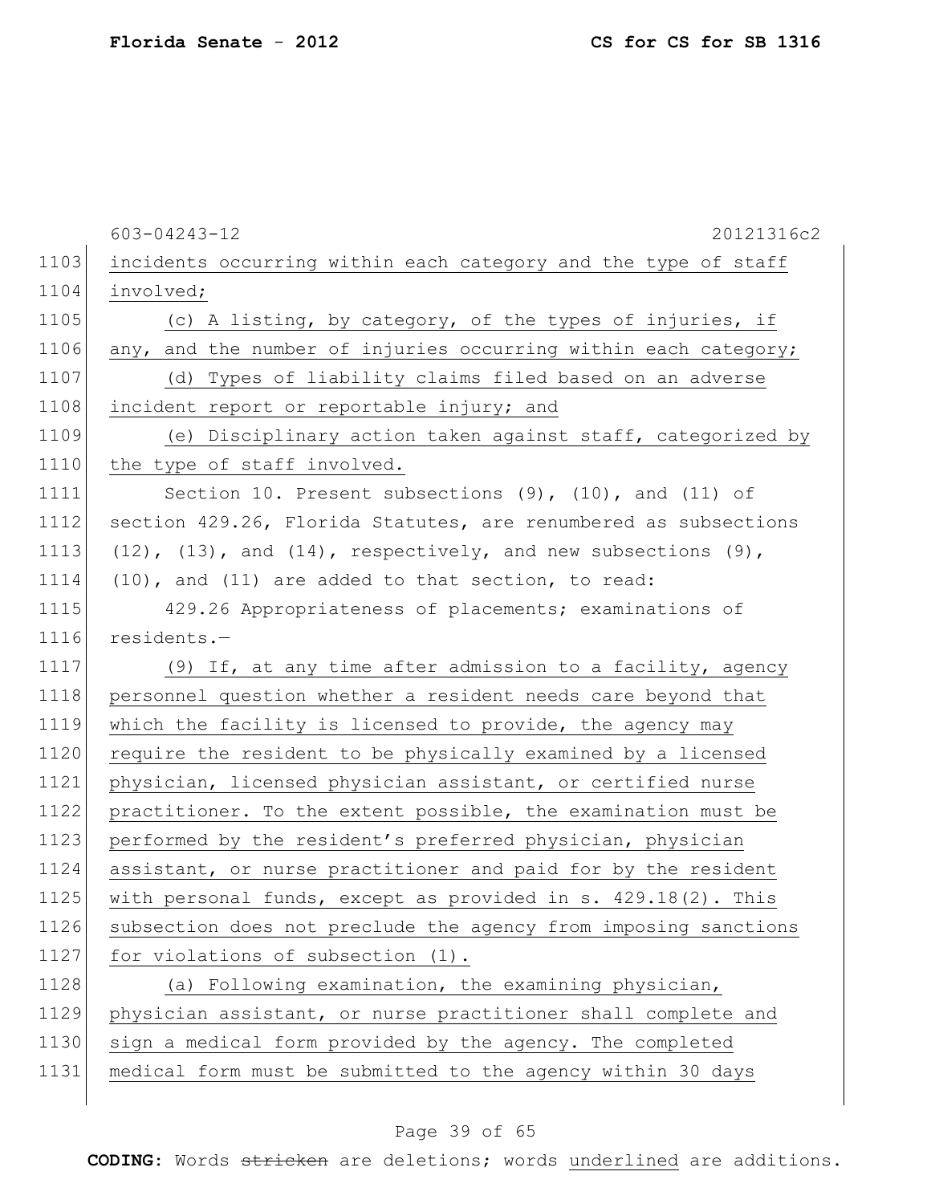incidents occurring within each category and the type of staff involved;

(c) A listing, by category, of the types of injuries, if any, and the number of injuries occurring within each category;

(d) Types of liability claims filed based on an adverse incident report or reportable injury; and

(e) Disciplinary action taken against staff, categorized by the type of staff involved.

Section 10. Present subsections (9), (10), and (11) of section 429.26, Florida Statutes, are renumbered as subsections (12), (13), and (14), respectively, and new subsections (9), (10), and (11) are added to that section, to read:

429.26 Appropriateness of placements; examinations of residents.—

(9) If, at any time after admission to a facility, agency personnel question whether a resident needs care beyond that which the facility is licensed to provide, the agency may require the resident to be physically examined by a licensed physician, licensed physician assistant, or certified nurse practitioner. To the extent possible, the examination must be performed by the resident's preferred physician, physician assistant, or nurse practitioner and paid for by the resident with personal funds, except as provided in s. 429.18(2). This subsection does not preclude the agency from imposing sanctions for violations of subsection (1).

(a) Following examination, the examining physician, physician assistant, or nurse practitioner shall complete and sign a medical form provided by the agency. The completed medical form must be submitted to the agency within 30 days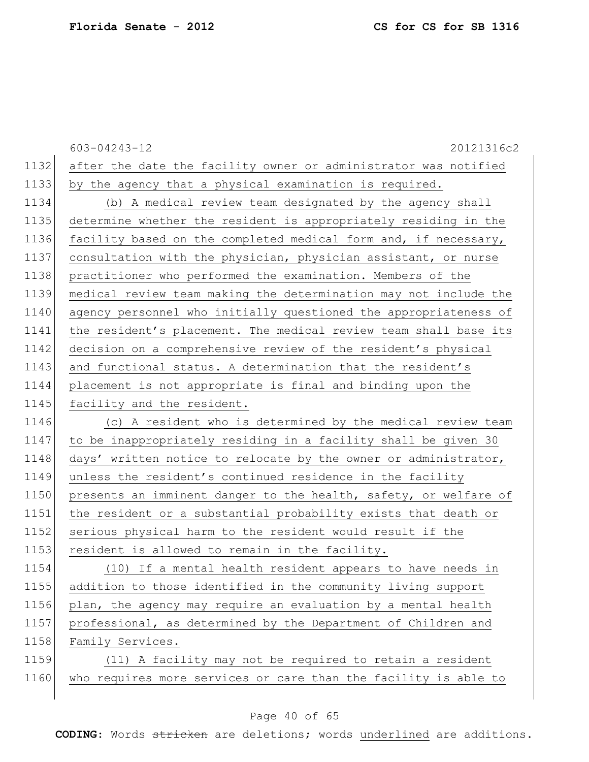after the date the facility owner or administrator was notified by the agency that a physical examination is required.

(b) A medical review team designated by the agency shall determine whether the resident is appropriately residing in the facility based on the completed medical form and, if necessary, consultation with the physician, physician assistant, or nurse practitioner who performed the examination. Members of the medical review team making the determination may not include the agency personnel who initially questioned the appropriateness of the resident's placement. The medical review team shall base its decision on a comprehensive review of the resident's physical and functional status. A determination that the resident's placement is not appropriate is final and binding upon the facility and the resident.

(c) A resident who is determined by the medical review team to be inappropriately residing in a facility shall be given 30 days' written notice to relocate by the owner or administrator, unless the resident's continued residence in the facility presents an imminent danger to the health, safety, or welfare of the resident or a substantial probability exists that death or serious physical harm to the resident would result if the resident is allowed to remain in the facility.

(10) If a mental health resident appears to have needs in addition to those identified in the community living support plan, the agency may require an evaluation by a mental health professional, as determined by the Department of Children and Family Services.

(11) A facility may not be required to retain a resident who requires more services or care than the facility is able to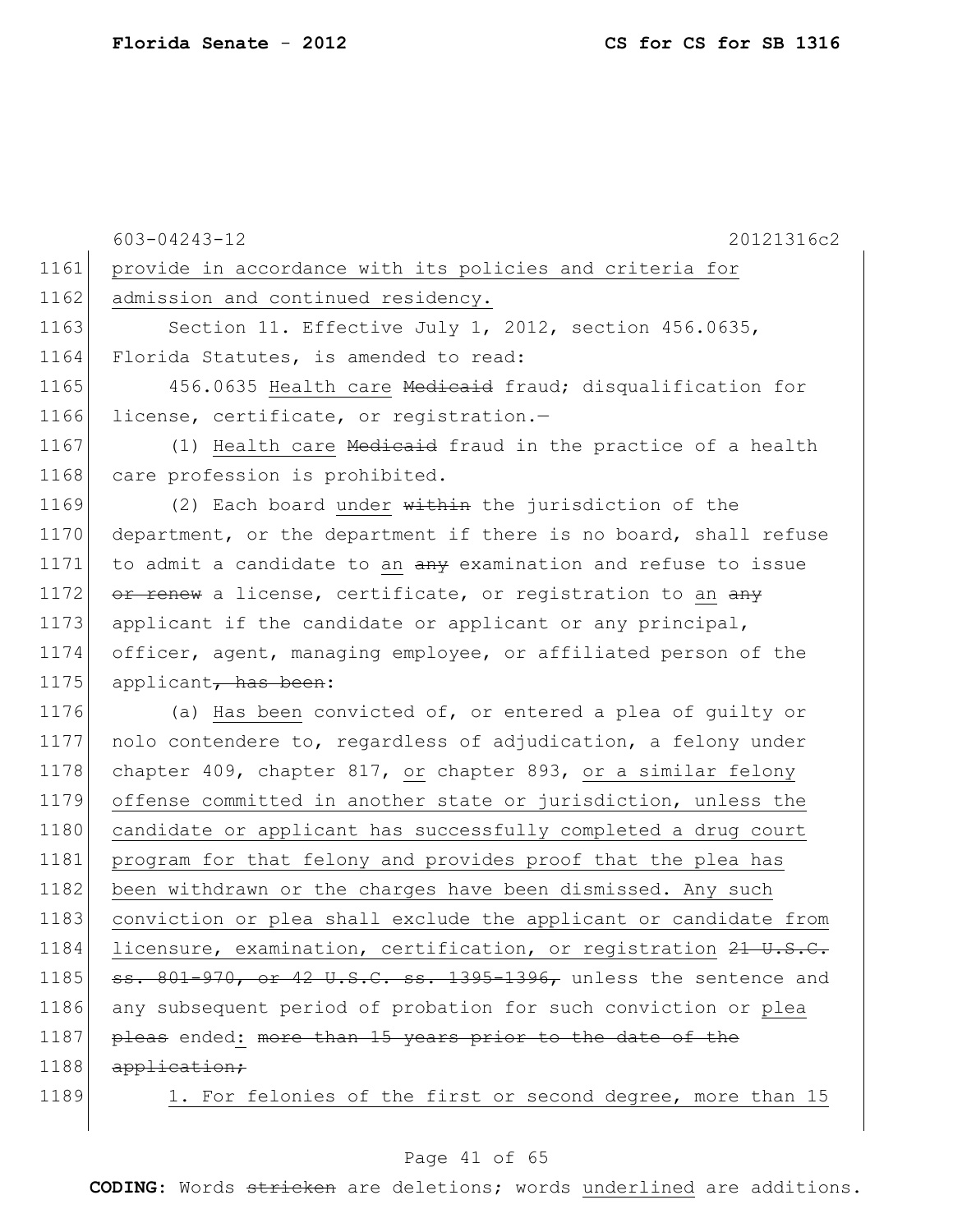603-04243-12 20121316c2

1161 provide in accordance with its policies and criteria for
1162 admission and continued residency.

1163 Section 11. Effective July 1, 2012, section 456.0635,
1164 Florida Statutes, is amended to read:

1165 456.0635 Health care ~~Medicaid~~ fraud; disqualification for
1166 license, certificate, or registration.—

1167 (1) Health care ~~Medicaid~~ fraud in the practice of a health
1168 care profession is prohibited.

1169 (2) Each board under ~~within~~ the jurisdiction of the
1170 department, or the department if there is no board, shall refuse
1171 to admit a candidate to an ~~any~~ examination and refuse to issue
1172 ~~or renew~~ a license, certificate, or registration to an ~~any~~
1173 applicant if the candidate or applicant or any principal,
1174 officer, agent, managing employee, or affiliated person of the
1175 applicant~~, has been~~:

1176 (a) Has been convicted of, or entered a plea of guilty or
1177 nolo contendere to, regardless of adjudication, a felony under
1178 chapter 409, chapter 817, or chapter 893, or a similar felony
1179 offense committed in another state or jurisdiction, unless the
1180 candidate or applicant has successfully completed a drug court
1181 program for that felony and provides proof that the plea has
1182 been withdrawn or the charges have been dismissed. Any such
1183 conviction or plea shall exclude the applicant or candidate from
1184 licensure, examination, certification, or registration ~~21 U.S.C.~~
1185 ~~ss. 801-970, or 42 U.S.C. ss. 1395-1396,~~ unless the sentence and
1186 any subsequent period of probation for such conviction or plea
1187 ~~pleas~~ ended: ~~more than 15 years prior to the date of the~~
1188 ~~application;~~

1189 1. For felonies of the first or second degree, more than 15

CODING: Words ~~stricken~~ are deletions; words underlined are additions.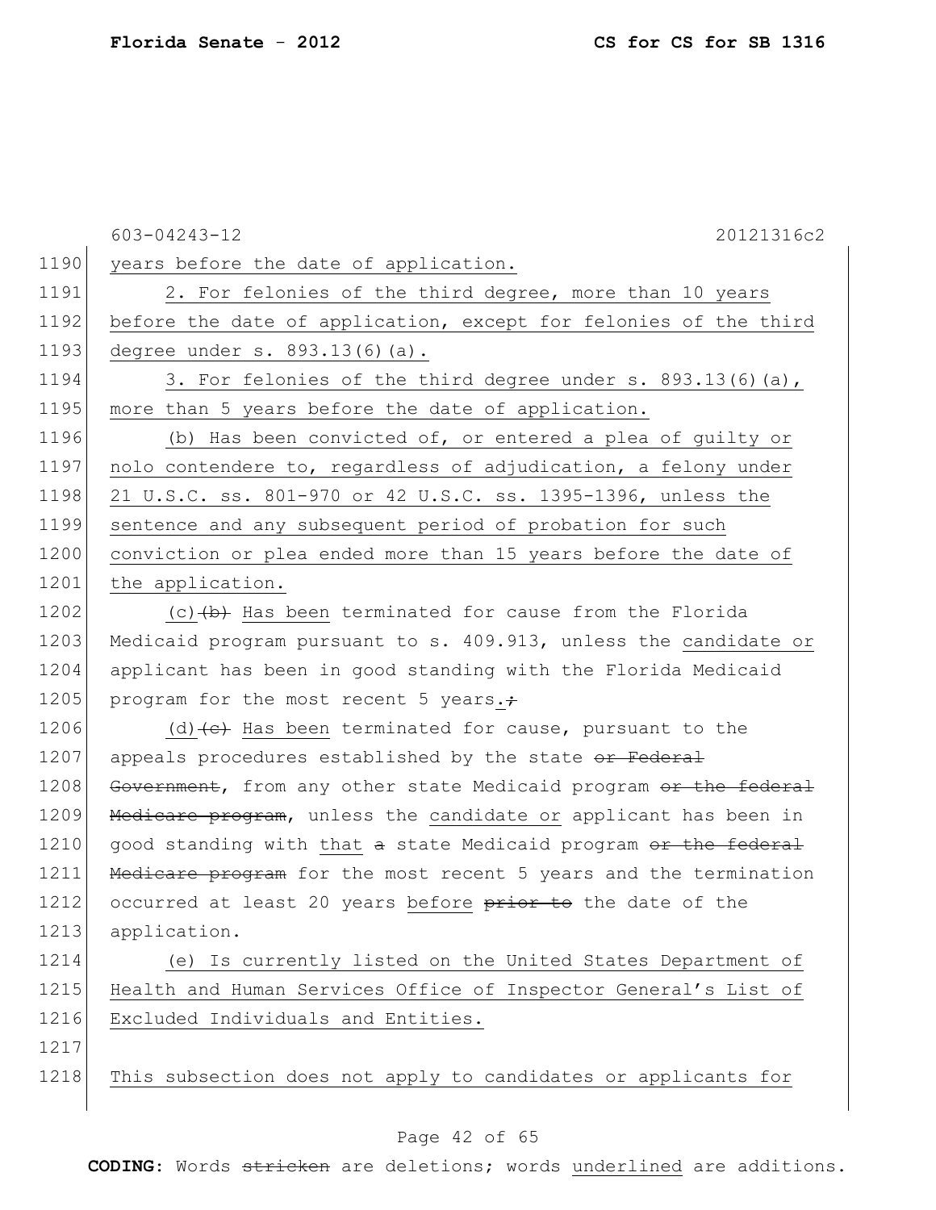years before the date of application.

2. For felonies of the third degree, more than 10 years before the date of application, except for felonies of the third degree under s. 893.13(6)(a).

3. For felonies of the third degree under s. 893.13(6)(a), more than 5 years before the date of application.

(b) Has been convicted of, or entered a plea of guilty or nolo contendere to, regardless of adjudication, a felony under 21 U.S.C. ss. 801-970 or 42 U.S.C. ss. 1395-1396, unless the sentence and any subsequent period of probation for such conviction or plea ended more than 15 years before the date of the application.

(c) ~~(b)~~ Has been terminated for cause from the Florida Medicaid program pursuant to s. 409.913, unless the candidate or applicant has been in good standing with the Florida Medicaid program for the most recent 5 years.~~;~~

(d) ~~(c)~~ Has been terminated for cause, pursuant to the appeals procedures established by the state ~~or Federal Government~~, from any other state Medicaid program ~~or the federal Medicare program~~, unless the candidate or applicant has been in good standing with that ~~a~~ state Medicaid program ~~or the federal Medicare program~~ for the most recent 5 years and the termination occurred at least 20 years before ~~prior to~~ the date of the application.

(e) Is currently listed on the United States Department of Health and Human Services Office of Inspector General's List of Excluded Individuals and Entities.

This subsection does not apply to candidates or applicants for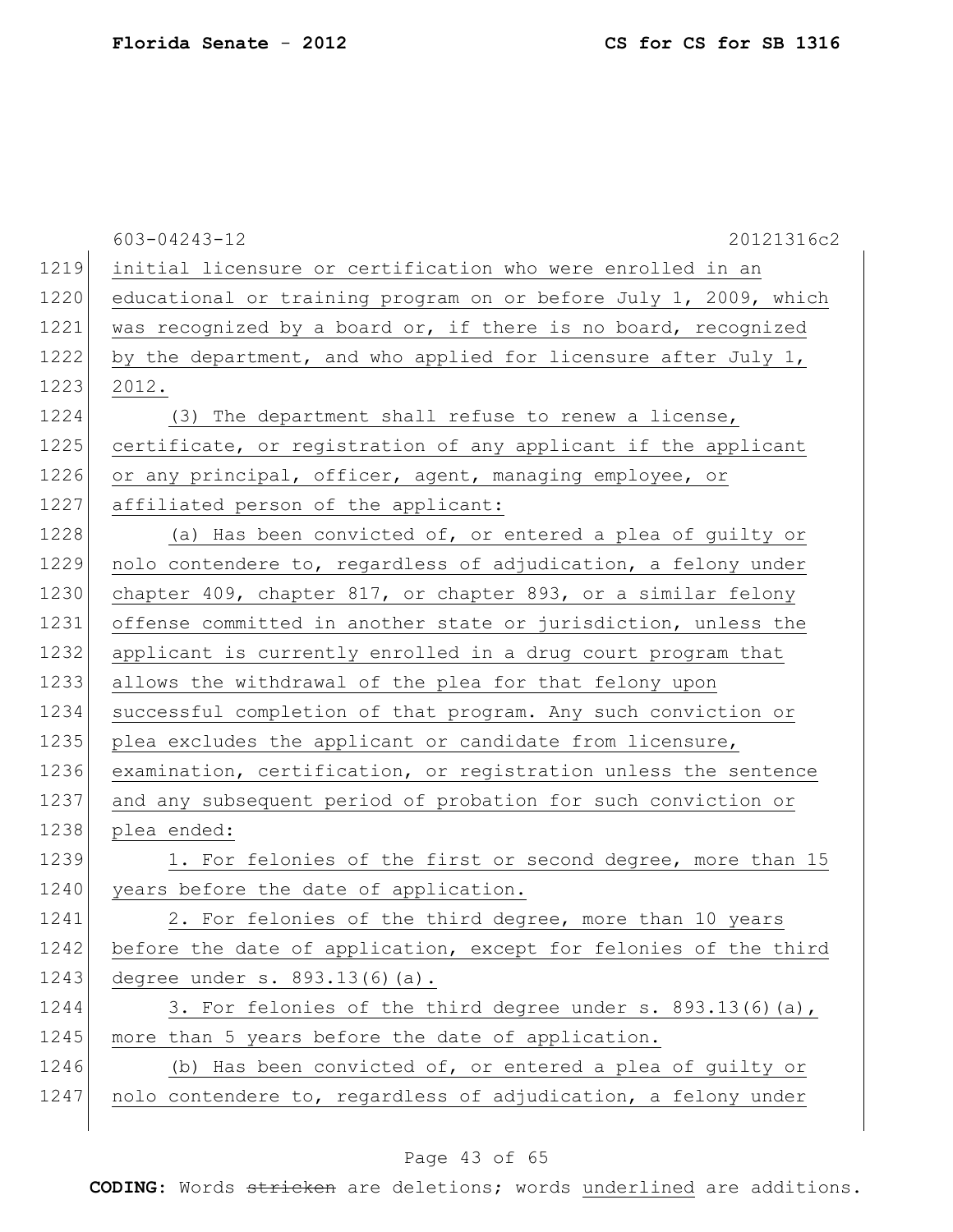initial licensure or certification who were enrolled in an educational or training program on or before July 1, 2009, which was recognized by a board or, if there is no board, recognized by the department, and who applied for licensure after July 1, 2012.

(3) The department shall refuse to renew a license, certificate, or registration of any applicant if the applicant or any principal, officer, agent, managing employee, or affiliated person of the applicant:

(a) Has been convicted of, or entered a plea of guilty or nolo contendere to, regardless of adjudication, a felony under chapter 409, chapter 817, or chapter 893, or a similar felony offense committed in another state or jurisdiction, unless the applicant is currently enrolled in a drug court program that allows the withdrawal of the plea for that felony upon successful completion of that program. Any such conviction or plea excludes the applicant or candidate from licensure, examination, certification, or registration unless the sentence and any subsequent period of probation for such conviction or plea ended:

1. For felonies of the first or second degree, more than 15 years before the date of application.

2. For felonies of the third degree, more than 10 years before the date of application, except for felonies of the third degree under s. 893.13(6)(a).

3. For felonies of the third degree under s. 893.13(6)(a), more than 5 years before the date of application.

(b) Has been convicted of, or entered a plea of guilty or nolo contendere to, regardless of adjudication, a felony under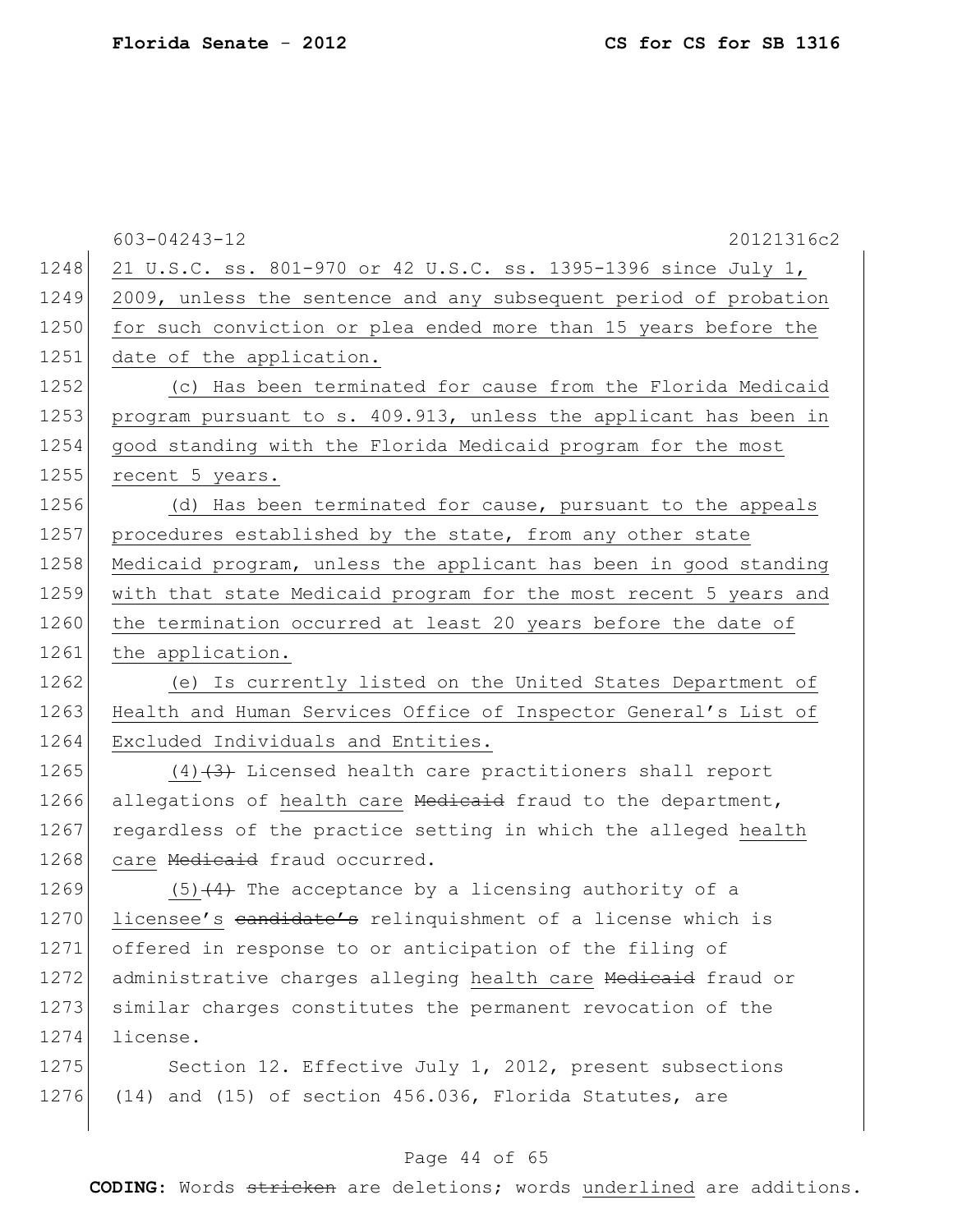603-04243-12 20121316c2

21 U.S.C. ss. 801-970 or 42 U.S.C. ss. 1395-1396 since July 1, 2009, unless the sentence and any subsequent period of probation for such conviction or plea ended more than 15 years before the date of the application.

(c) Has been terminated for cause from the Florida Medicaid program pursuant to s. 409.913, unless the applicant has been in good standing with the Florida Medicaid program for the most recent 5 years.

(d) Has been terminated for cause, pursuant to the appeals procedures established by the state, from any other state Medicaid program, unless the applicant has been in good standing with that state Medicaid program for the most recent 5 years and the termination occurred at least 20 years before the date of the application.

(e) Is currently listed on the United States Department of Health and Human Services Office of Inspector General's List of Excluded Individuals and Entities.

(4)~~(3)~~ Licensed health care practitioners shall report allegations of health care ~~Medicaid~~ fraud to the department, regardless of the practice setting in which the alleged health care ~~Medicaid~~ fraud occurred.

(5)~~(4)~~ The acceptance by a licensing authority of a licensee's ~~candidate's~~ relinquishment of a license which is offered in response to or anticipation of the filing of administrative charges alleging health care ~~Medicaid~~ fraud or similar charges constitutes the permanent revocation of the license.

Section 12. Effective July 1, 2012, present subsections (14) and (15) of section 456.036, Florida Statutes, are

**CODING:** Words ~~stricken~~ are deletions; words underlined are additions.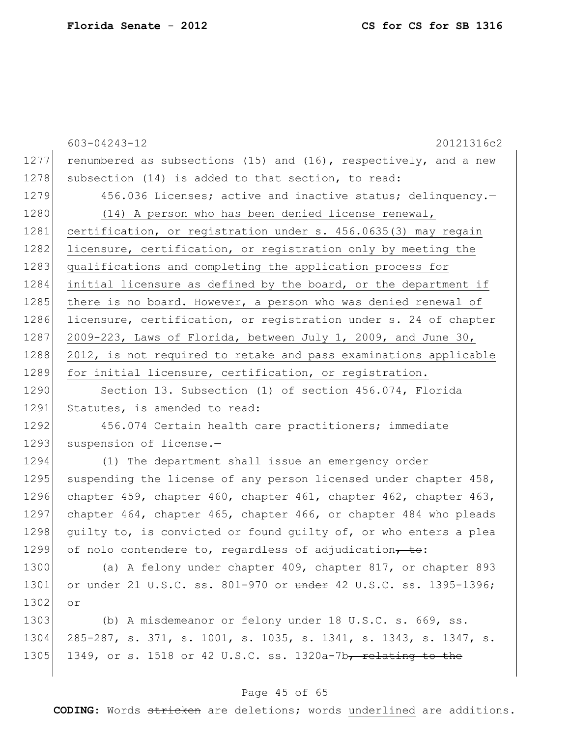renumbered as subsections (15) and (16), respectively, and a new subsection (14) is added to that section, to read:

456.036 Licenses; active and inactive status; delinquency.—

(14) A person who has been denied license renewal, certification, or registration under s. 456.0635(3) may regain licensure, certification, or registration only by meeting the qualifications and completing the application process for initial licensure as defined by the board, or the department if there is no board. However, a person who was denied renewal of licensure, certification, or registration under s. 24 of chapter 2009-223, Laws of Florida, between July 1, 2009, and June 30, 2012, is not required to retake and pass examinations applicable for initial licensure, certification, or registration.

Section 13. Subsection (1) of section 456.074, Florida Statutes, is amended to read:

456.074 Certain health care practitioners; immediate suspension of license.—

(1) The department shall issue an emergency order suspending the license of any person licensed under chapter 458, chapter 459, chapter 460, chapter 461, chapter 462, chapter 463, chapter 464, chapter 465, chapter 466, or chapter 484 who pleads guilty to, is convicted or found guilty of, or who enters a plea of nolo contendere to, regardless of adjudication, to:

(a) A felony under chapter 409, chapter 817, or chapter 893 or under 21 U.S.C. ss. 801-970 or under 42 U.S.C. ss. 1395-1396; or

(b) A misdemeanor or felony under 18 U.S.C. s. 669, ss. 285-287, s. 371, s. 1001, s. 1035, s. 1341, s. 1343, s. 1347, s. 1349, or s. 1518 or 42 U.S.C. ss. 1320a-7b, relating to the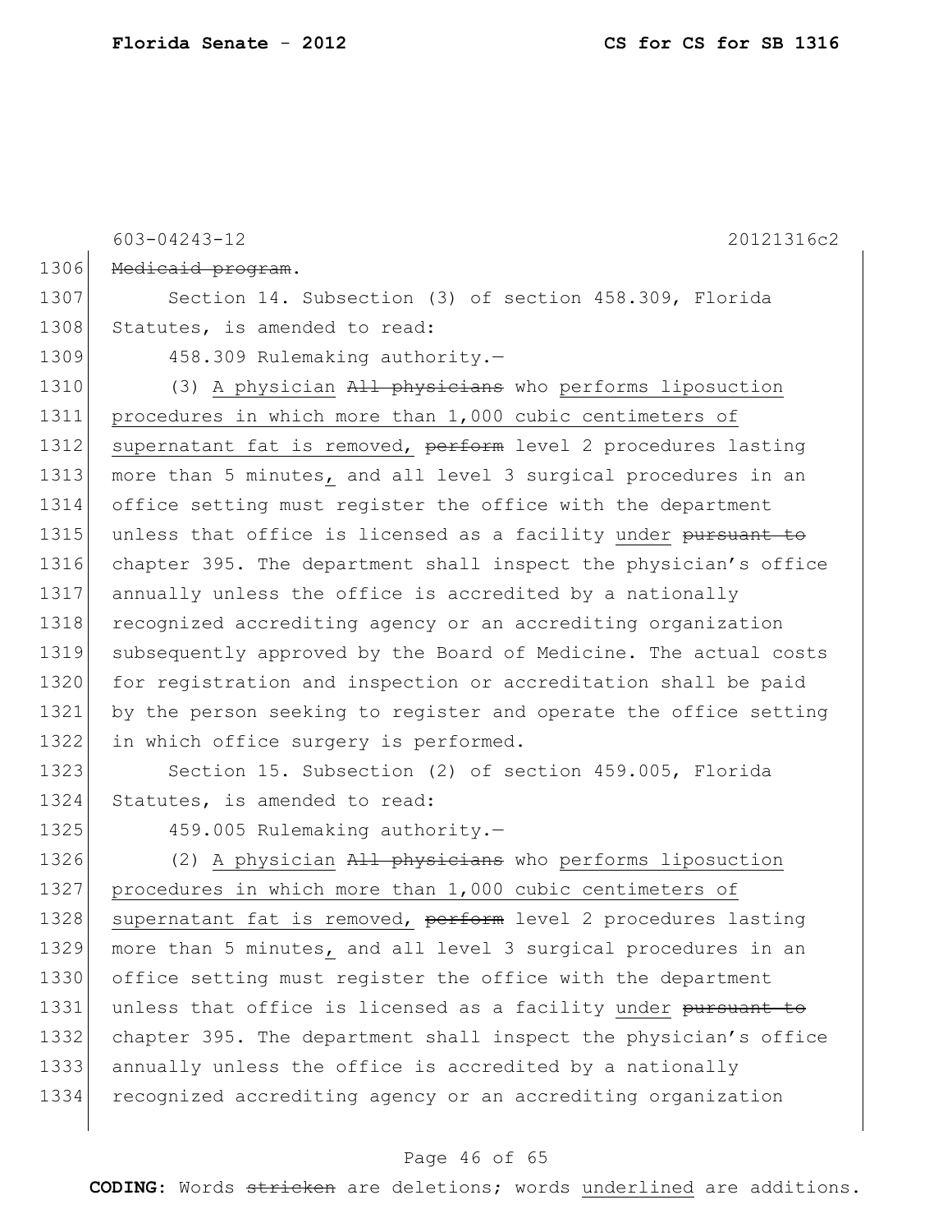603-04243-12 20121316c2

1306 ~~Medicaid program~~.

1307 Section 14. Subsection (3) of section 458.309, Florida
1308 Statutes, is amended to read:

1309 458.309 Rulemaking authority.—

1310 (3) <u>A physician</u> ~~All physicians~~ who <u>performs liposuction</u>
1311 <u>procedures in which more than 1,000 cubic centimeters of</u>
1312 <u>supernatant fat is removed,</u> ~~perform~~ level 2 procedures lasting
1313 more than 5 minutes<u>,</u> and all level 3 surgical procedures in an
1314 office setting must register the office with the department
1315 unless that office is licensed as a facility <u>under</u> ~~pursuant to~~
1316 chapter 395. The department shall inspect the physician's office
1317 annually unless the office is accredited by a nationally
1318 recognized accrediting agency or an accrediting organization
1319 subsequently approved by the Board of Medicine. The actual costs
1320 for registration and inspection or accreditation shall be paid
1321 by the person seeking to register and operate the office setting
1322 in which office surgery is performed.

1323 Section 15. Subsection (2) of section 459.005, Florida
1324 Statutes, is amended to read:

1325 459.005 Rulemaking authority.—

1326 (2) <u>A physician</u> ~~All physicians~~ who <u>performs liposuction</u>
1327 <u>procedures in which more than 1,000 cubic centimeters of</u>
1328 <u>supernatant fat is removed,</u> ~~perform~~ level 2 procedures lasting
1329 more than 5 minutes<u>,</u> and all level 3 surgical procedures in an
1330 office setting must register the office with the department
1331 unless that office is licensed as a facility <u>under</u> ~~pursuant to~~
1332 chapter 395. The department shall inspect the physician's office
1333 annually unless the office is accredited by a nationally
1334 recognized accrediting agency or an accrediting organization

**CODING:** Words ~~stricken~~ are deletions; words <u>underlined</u> are additions.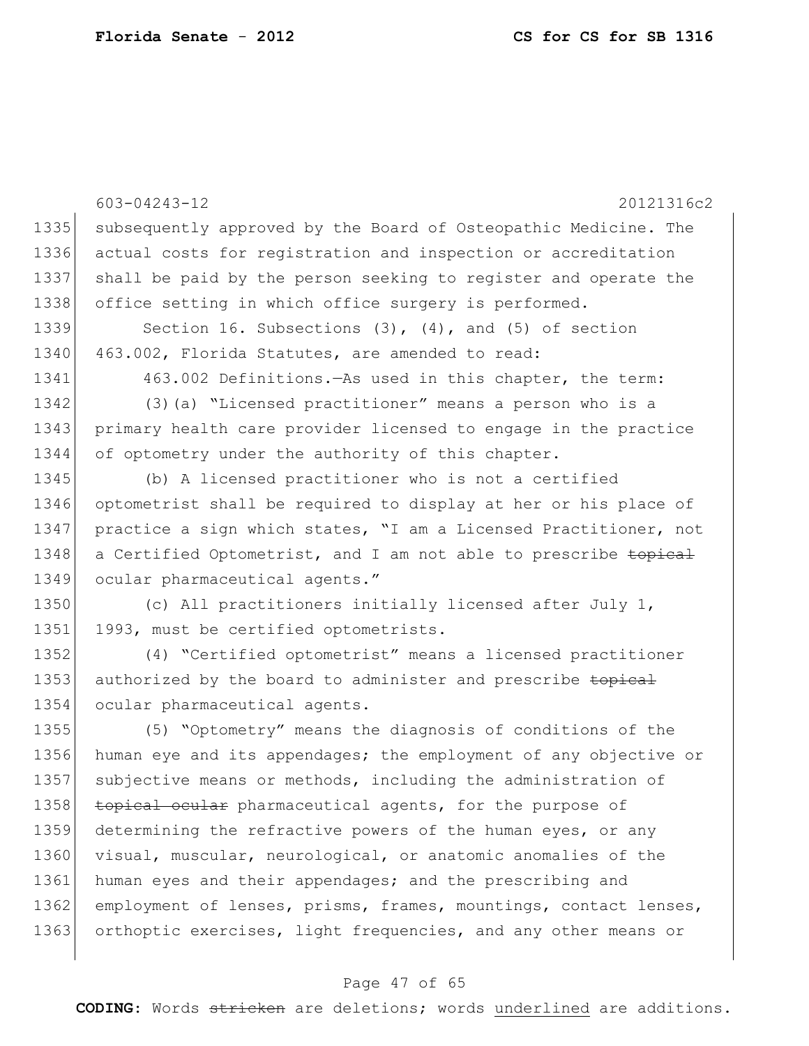603-04243-12 20121316c2

1335 subsequently approved by the Board of Osteopathic Medicine. The
1336 actual costs for registration and inspection or accreditation
1337 shall be paid by the person seeking to register and operate the
1338 office setting in which office surgery is performed.

1339 Section 16. Subsections (3), (4), and (5) of section
1340 463.002, Florida Statutes, are amended to read:

1341 463.002 Definitions.—As used in this chapter, the term:

1342 (3)(a) "Licensed practitioner" means a person who is a
1343 primary health care provider licensed to engage in the practice
1344 of optometry under the authority of this chapter.

1345 (b) A licensed practitioner who is not a certified
1346 optometrist shall be required to display at her or his place of
1347 practice a sign which states, "I am a Licensed Practitioner, not
1348 a Certified Optometrist, and I am not able to prescribe ~~topical~~
1349 ocular pharmaceutical agents."

1350 (c) All practitioners initially licensed after July 1,
1351 1993, must be certified optometrists.

1352 (4) "Certified optometrist" means a licensed practitioner
1353 authorized by the board to administer and prescribe ~~topical~~
1354 ocular pharmaceutical agents.

1355 (5) "Optometry" means the diagnosis of conditions of the
1356 human eye and its appendages; the employment of any objective or
1357 subjective means or methods, including the administration of
1358 ~~topical ocular~~ pharmaceutical agents, for the purpose of
1359 determining the refractive powers of the human eyes, or any
1360 visual, muscular, neurological, or anatomic anomalies of the
1361 human eyes and their appendages; and the prescribing and
1362 employment of lenses, prisms, frames, mountings, contact lenses,
1363 orthoptic exercises, light frequencies, and any other means or

**CODING:** Words ~~stricken~~ are deletions; words <u>underlined</u> are additions.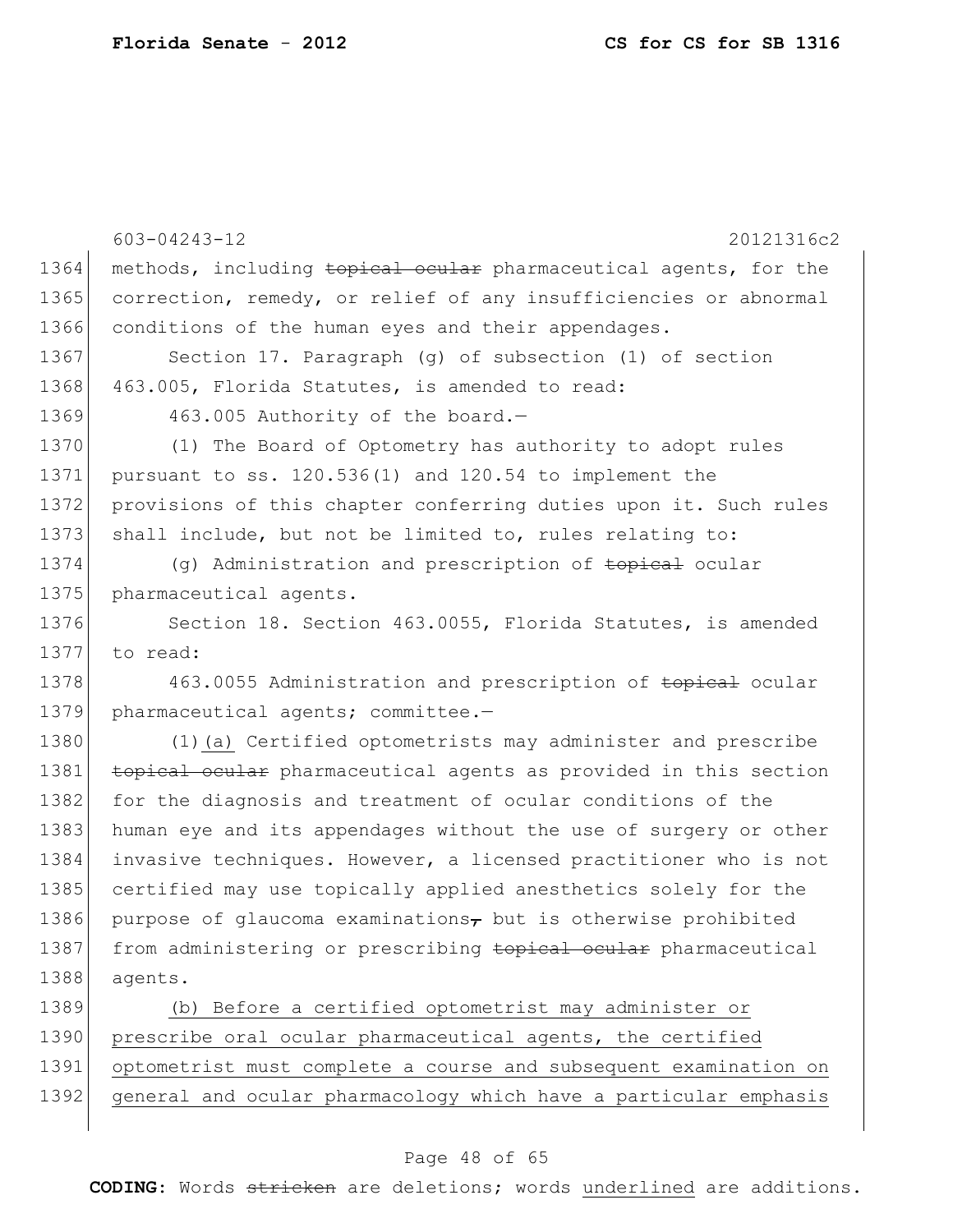methods, including ~~topical ocular~~ pharmaceutical agents, for the correction, remedy, or relief of any insufficiencies or abnormal conditions of the human eyes and their appendages.

Section 17. Paragraph (g) of subsection (1) of section 463.005, Florida Statutes, is amended to read:

463.005 Authority of the board.—

(1) The Board of Optometry has authority to adopt rules pursuant to ss. 120.536(1) and 120.54 to implement the provisions of this chapter conferring duties upon it. Such rules shall include, but not be limited to, rules relating to:

(g) Administration and prescription of ~~topical~~ ocular pharmaceutical agents.

Section 18. Section 463.0055, Florida Statutes, is amended to read:

463.0055 Administration and prescription of ~~topical~~ ocular pharmaceutical agents; committee.—

(1)<u>(a)</u> Certified optometrists may administer and prescribe ~~topical ocular~~ pharmaceutical agents as provided in this section for the diagnosis and treatment of ocular conditions of the human eye and its appendages without the use of surgery or other invasive techniques. However, a licensed practitioner who is not certified may use topically applied anesthetics solely for the purpose of glaucoma examinations~~,~~ but is otherwise prohibited from administering or prescribing ~~topical ocular~~ pharmaceutical agents.

<u>(b) Before a certified optometrist may administer or prescribe oral ocular pharmaceutical agents, the certified optometrist must complete a course and subsequent examination on general and ocular pharmacology which have a particular emphasis</u>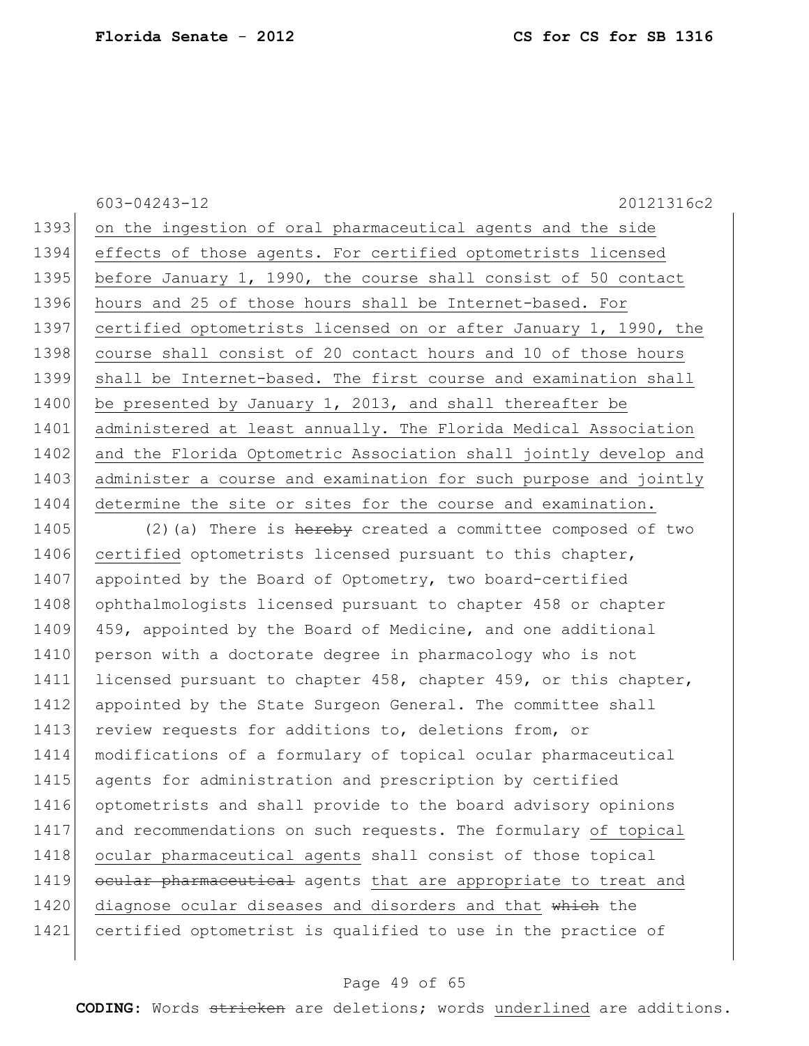on the ingestion of oral pharmaceutical agents and the side effects of those agents. For certified optometrists licensed before January 1, 1990, the course shall consist of 50 contact hours and 25 of those hours shall be Internet-based. For certified optometrists licensed on or after January 1, 1990, the course shall consist of 20 contact hours and 10 of those hours shall be Internet-based. The first course and examination shall be presented by January 1, 2013, and shall thereafter be administered at least annually. The Florida Medical Association and the Florida Optometric Association shall jointly develop and administer a course and examination for such purpose and jointly determine the site or sites for the course and examination.

(2)(a) There is ~~hereby~~ created a committee composed of two certified optometrists licensed pursuant to this chapter, appointed by the Board of Optometry, two board-certified ophthalmologists licensed pursuant to chapter 458 or chapter 459, appointed by the Board of Medicine, and one additional person with a doctorate degree in pharmacology who is not licensed pursuant to chapter 458, chapter 459, or this chapter, appointed by the State Surgeon General. The committee shall review requests for additions to, deletions from, or modifications of a formulary of topical ocular pharmaceutical agents for administration and prescription by certified optometrists and shall provide to the board advisory opinions and recommendations on such requests. The formulary of topical ocular pharmaceutical agents shall consist of those topical ~~ocular pharmaceutical~~ agents that are appropriate to treat and diagnose ocular diseases and disorders and that ~~which~~ the certified optometrist is qualified to use in the practice of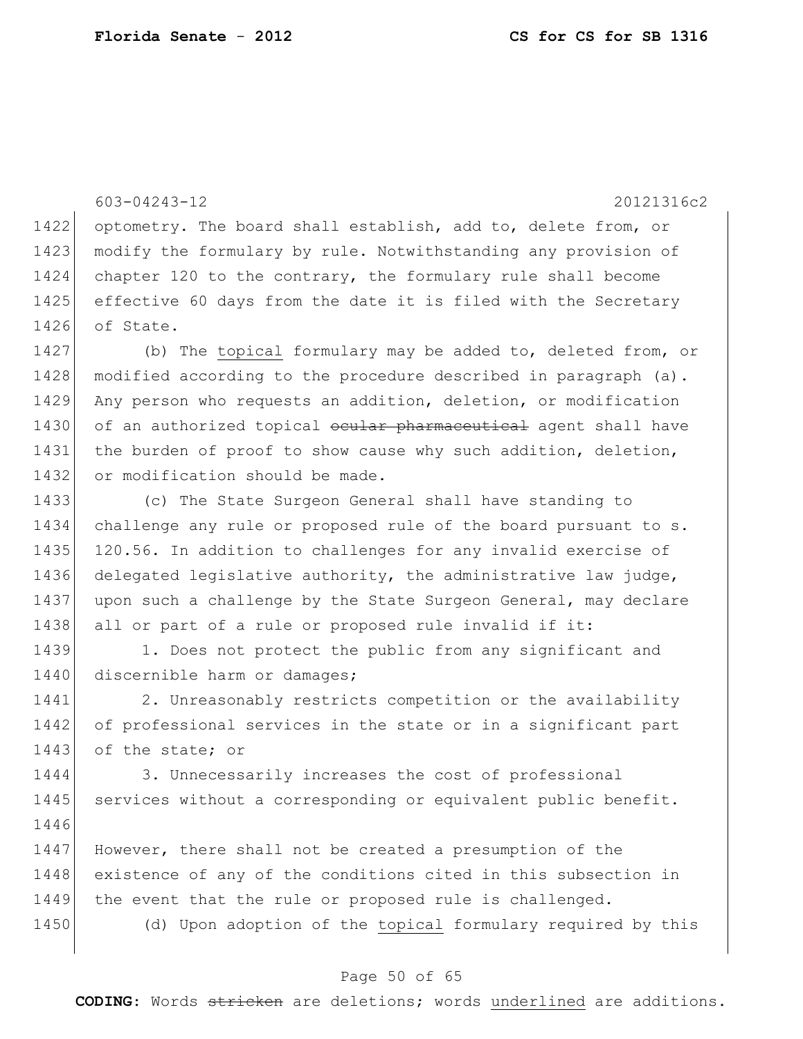603-04243-12 20121316c2

optometry. The board shall establish, add to, delete from, or modify the formulary by rule. Notwithstanding any provision of chapter 120 to the contrary, the formulary rule shall become effective 60 days from the date it is filed with the Secretary of State.

(b) The <u>topical</u> formulary may be added to, deleted from, or modified according to the procedure described in paragraph (a). Any person who requests an addition, deletion, or modification of an authorized topical ~~ocular pharmaceutical~~ agent shall have the burden of proof to show cause why such addition, deletion, or modification should be made.

(c) The State Surgeon General shall have standing to challenge any rule or proposed rule of the board pursuant to s. 120.56. In addition to challenges for any invalid exercise of delegated legislative authority, the administrative law judge, upon such a challenge by the State Surgeon General, may declare all or part of a rule or proposed rule invalid if it:

1. Does not protect the public from any significant and discernible harm or damages;

2. Unreasonably restricts competition or the availability of professional services in the state or in a significant part of the state; or

3. Unnecessarily increases the cost of professional services without a corresponding or equivalent public benefit.

However, there shall not be created a presumption of the existence of any of the conditions cited in this subsection in the event that the rule or proposed rule is challenged.

(d) Upon adoption of the <u>topical</u> formulary required by this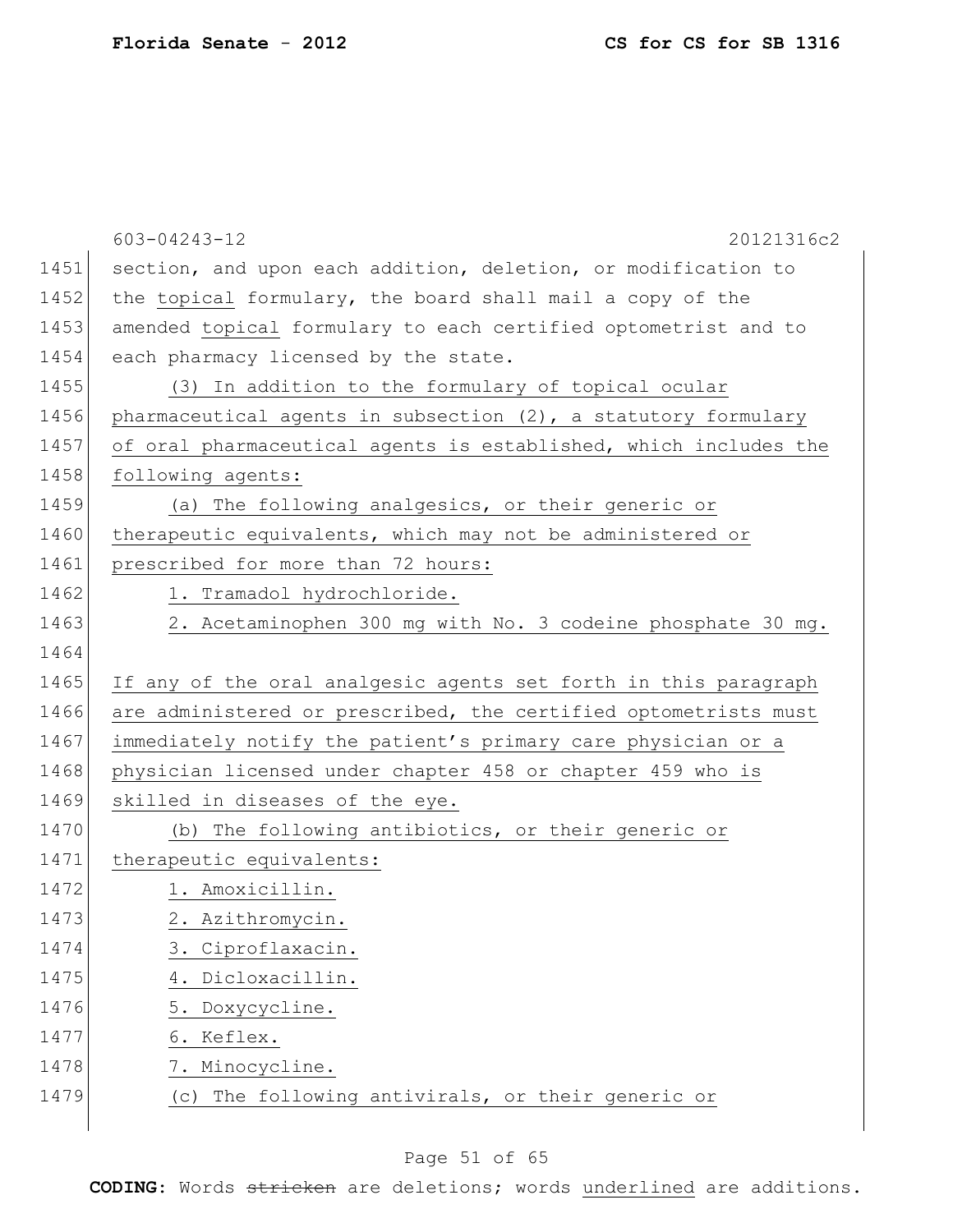603-04243-12 20121316c2

section, and upon each addition, deletion, or modification to the topical formulary, the board shall mail a copy of the amended topical formulary to each certified optometrist and to each pharmacy licensed by the state.

(3) In addition to the formulary of topical ocular pharmaceutical agents in subsection (2), a statutory formulary of oral pharmaceutical agents is established, which includes the following agents:

(a) The following analgesics, or their generic or therapeutic equivalents, which may not be administered or prescribed for more than 72 hours:

1. Tramadol hydrochloride.

2. Acetaminophen 300 mg with No. 3 codeine phosphate 30 mg.

If any of the oral analgesic agents set forth in this paragraph are administered or prescribed, the certified optometrists must immediately notify the patient's primary care physician or a physician licensed under chapter 458 or chapter 459 who is skilled in diseases of the eye.

(b) The following antibiotics, or their generic or therapeutic equivalents:

1. Amoxicillin.

2. Azithromycin.

3. Ciproflaxacin.

4. Dicloxacillin.

5. Doxycycline.

6. Keflex.

7. Minocycline.

(c) The following antivirals, or their generic or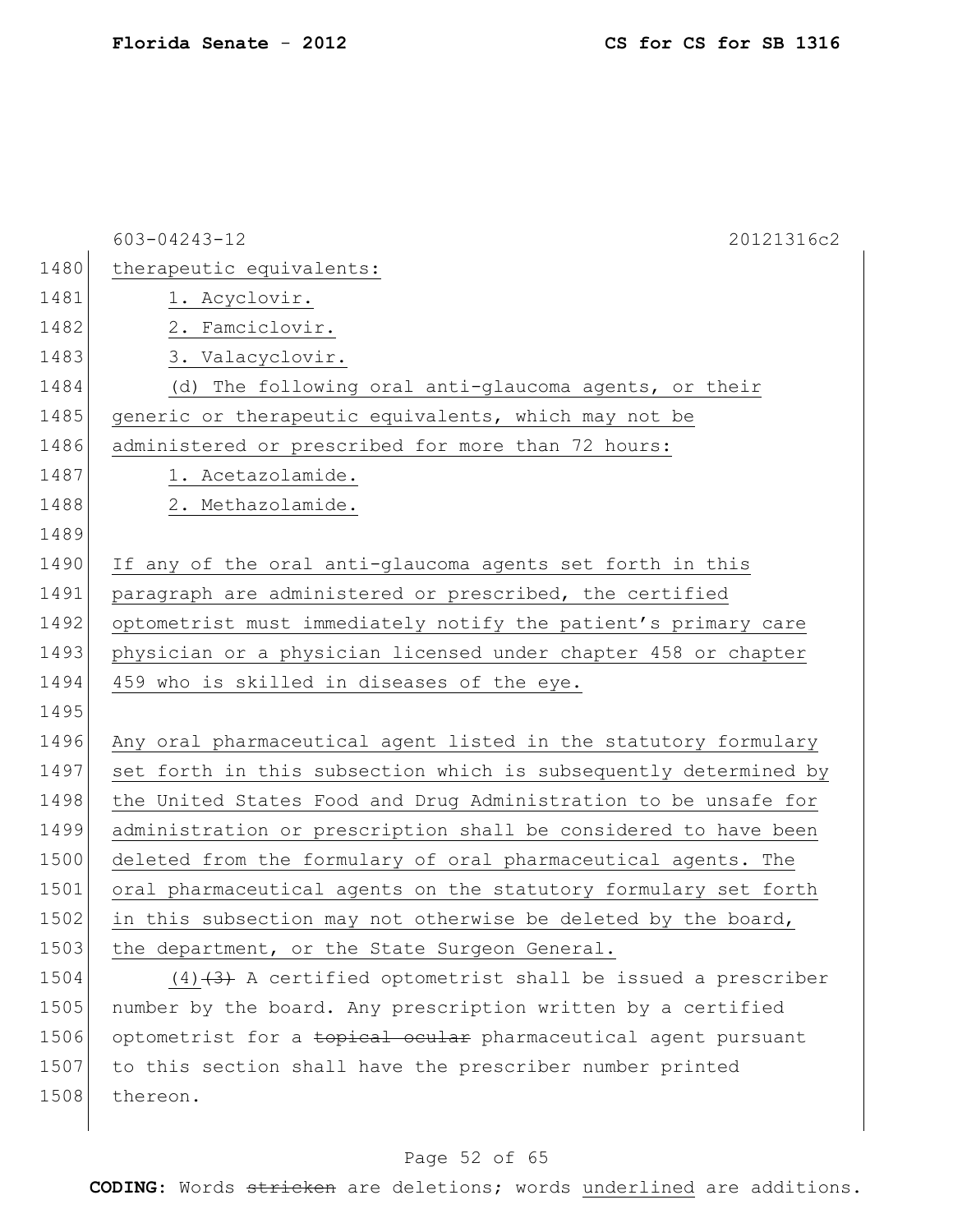603-04243-12 20121316c2

therapeutic equivalents:

1. Acyclovir.

2. Famciclovir.

3. Valacyclovir.

(d) The following oral anti-glaucoma agents, or their generic or therapeutic equivalents, which may not be administered or prescribed for more than 72 hours:

1. Acetazolamide.

2. Methazolamide.

If any of the oral anti-glaucoma agents set forth in this paragraph are administered or prescribed, the certified optometrist must immediately notify the patient's primary care physician or a physician licensed under chapter 458 or chapter 459 who is skilled in diseases of the eye.

Any oral pharmaceutical agent listed in the statutory formulary set forth in this subsection which is subsequently determined by the United States Food and Drug Administration to be unsafe for administration or prescription shall be considered to have been deleted from the formulary of oral pharmaceutical agents. The oral pharmaceutical agents on the statutory formulary set forth in this subsection may not otherwise be deleted by the board, the department, or the State Surgeon General.

(4)~~(3)~~ A certified optometrist shall be issued a prescriber number by the board. Any prescription written by a certified optometrist for a ~~topical ocular~~ pharmaceutical agent pursuant to this section shall have the prescriber number printed thereon.

**CODING:** Words ~~stricken~~ are deletions; words underlined are additions.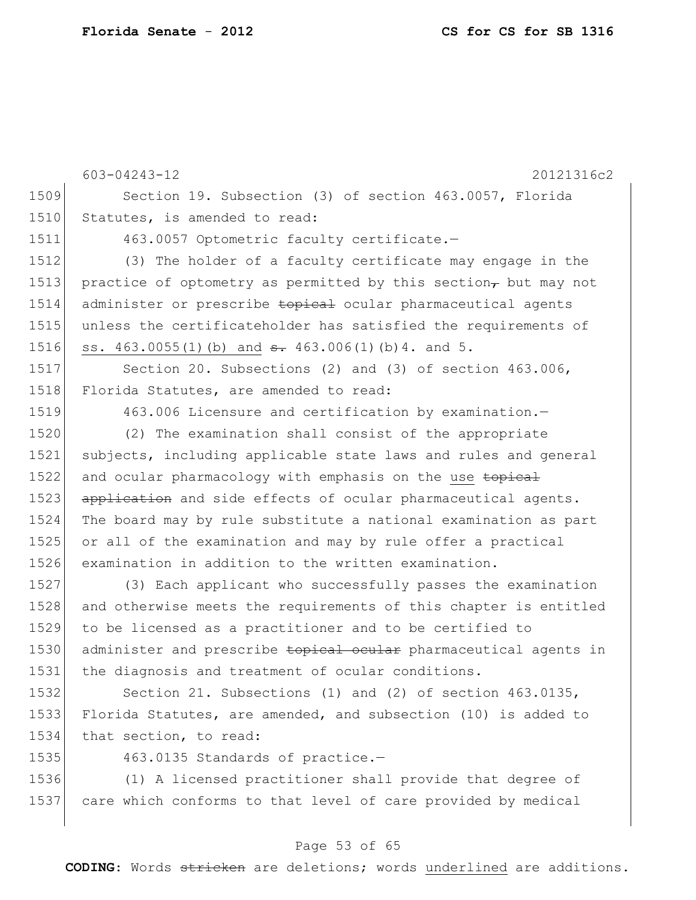603-04243-12 20121316c2

Section 19. Subsection (3) of section 463.0057, Florida Statutes, is amended to read:

463.0057 Optometric faculty certificate.—

(3) The holder of a faculty certificate may engage in the practice of optometry as permitted by this section~~,~~ but may not administer or prescribe ~~topical~~ ocular pharmaceutical agents unless the certificateholder has satisfied the requirements of <u>ss. 463.0055(1)(b) and</u> ~~s.~~ 463.006(1)(b)4. and 5.

Section 20. Subsections (2) and (3) of section 463.006, Florida Statutes, are amended to read:

463.006 Licensure and certification by examination.—

(2) The examination shall consist of the appropriate subjects, including applicable state laws and rules and general and ocular pharmacology with emphasis on the <u>use</u> ~~topical application~~ and side effects of ocular pharmaceutical agents. The board may by rule substitute a national examination as part or all of the examination and may by rule offer a practical examination in addition to the written examination.

(3) Each applicant who successfully passes the examination and otherwise meets the requirements of this chapter is entitled to be licensed as a practitioner and to be certified to administer and prescribe ~~topical ocular~~ pharmaceutical agents in the diagnosis and treatment of ocular conditions.

Section 21. Subsections (1) and (2) of section 463.0135, Florida Statutes, are amended, and subsection (10) is added to that section, to read:

463.0135 Standards of practice.—

(1) A licensed practitioner shall provide that degree of care which conforms to that level of care provided by medical

**CODING:** Words ~~stricken~~ are deletions; words <u>underlined</u> are additions.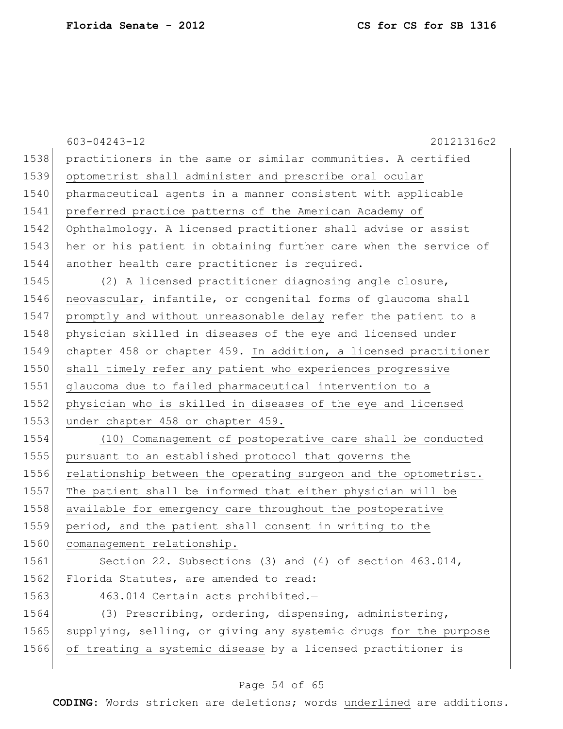practitioners in the same or similar communities. <u>A certified optometrist shall administer and prescribe oral ocular pharmaceutical agents in a manner consistent with applicable preferred practice patterns of the American Academy of Ophthalmology.</u> A licensed practitioner shall advise or assist her or his patient in obtaining further care when the service of another health care practitioner is required.

(2) A licensed practitioner diagnosing angle closure, <u>neovascular,</u> infantile, or congenital forms of glaucoma shall <u>promptly and without unreasonable delay</u> refer the patient to a physician skilled in diseases of the eye and licensed under chapter 458 or chapter 459. <u>In addition, a licensed practitioner shall timely refer any patient who experiences progressive glaucoma due to failed pharmaceutical intervention to a physician who is skilled in diseases of the eye and licensed under chapter 458 or chapter 459.</u>

<u>(10) Comanagement of postoperative care shall be conducted pursuant to an established protocol that governs the relationship between the operating surgeon and the optometrist. The patient shall be informed that either physician will be available for emergency care throughout the postoperative period, and the patient shall consent in writing to the comanagement relationship.</u>

Section 22. Subsections (3) and (4) of section 463.014, Florida Statutes, are amended to read:

463.014 Certain acts prohibited.—

(3) Prescribing, ordering, dispensing, administering, supplying, selling, or giving any ~~systemic~~ drugs <u>for the purpose of treating a systemic disease</u> by a licensed practitioner is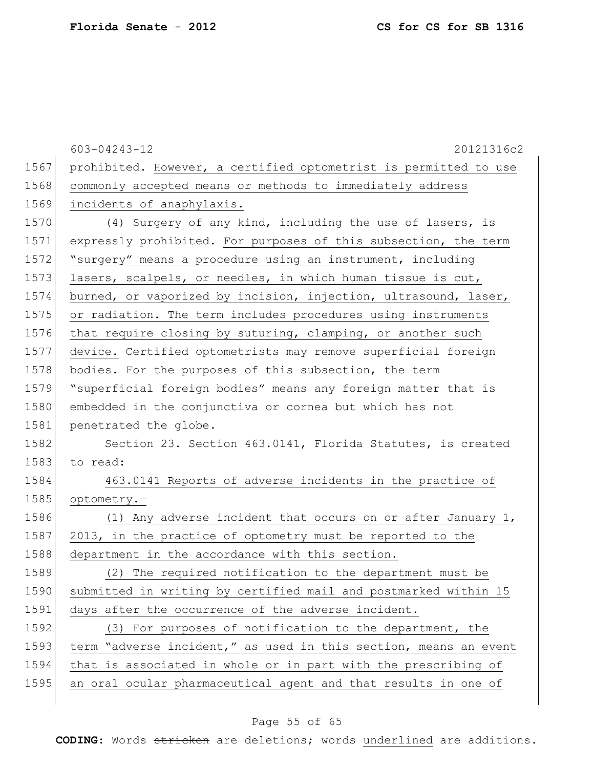603-04243-12 20121316c2

prohibited. However, a certified optometrist is permitted to use commonly accepted means or methods to immediately address incidents of anaphylaxis.

(4) Surgery of any kind, including the use of lasers, is expressly prohibited. For purposes of this subsection, the term "surgery" means a procedure using an instrument, including lasers, scalpels, or needles, in which human tissue is cut, burned, or vaporized by incision, injection, ultrasound, laser, or radiation. The term includes procedures using instruments that require closing by suturing, clamping, or another such device. Certified optometrists may remove superficial foreign bodies. For the purposes of this subsection, the term "superficial foreign bodies" means any foreign matter that is embedded in the conjunctiva or cornea but which has not penetrated the globe.

Section 23. Section 463.0141, Florida Statutes, is created to read:

463.0141 Reports of adverse incidents in the practice of optometry.—

(1) Any adverse incident that occurs on or after January 1, 2013, in the practice of optometry must be reported to the department in the accordance with this section.

(2) The required notification to the department must be submitted in writing by certified mail and postmarked within 15 days after the occurrence of the adverse incident.

(3) For purposes of notification to the department, the term "adverse incident," as used in this section, means an event that is associated in whole or in part with the prescribing of an oral ocular pharmaceutical agent and that results in one of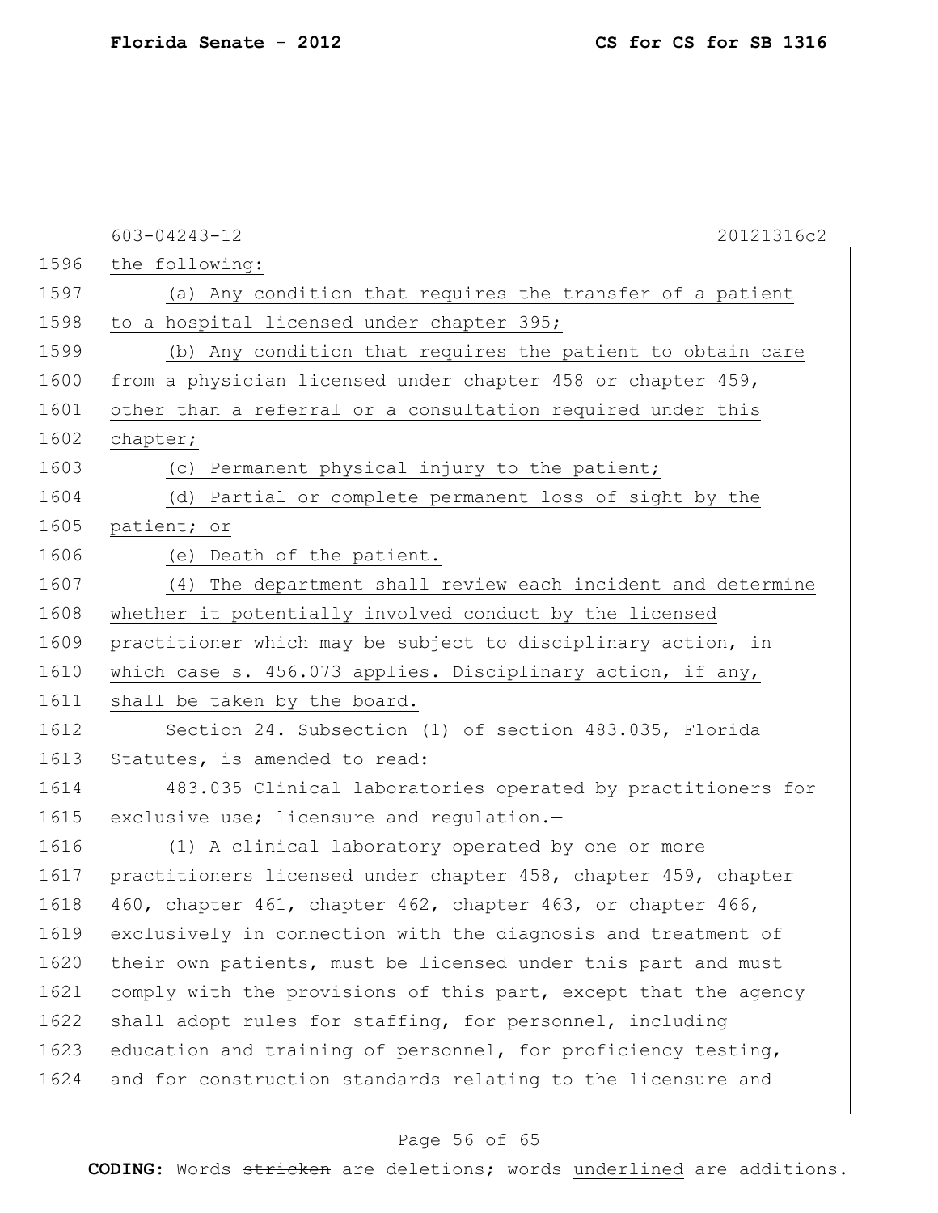the following:

(a) Any condition that requires the transfer of a patient to a hospital licensed under chapter 395;

(b) Any condition that requires the patient to obtain care from a physician licensed under chapter 458 or chapter 459, other than a referral or a consultation required under this chapter;

(c) Permanent physical injury to the patient;

(d) Partial or complete permanent loss of sight by the patient; or

(e) Death of the patient.

(4) The department shall review each incident and determine whether it potentially involved conduct by the licensed practitioner which may be subject to disciplinary action, in which case s. 456.073 applies. Disciplinary action, if any, shall be taken by the board.

Section 24. Subsection (1) of section 483.035, Florida Statutes, is amended to read:

483.035 Clinical laboratories operated by practitioners for exclusive use; licensure and regulation.—

(1) A clinical laboratory operated by one or more practitioners licensed under chapter 458, chapter 459, chapter 460, chapter 461, chapter 462, chapter 463, or chapter 466, exclusively in connection with the diagnosis and treatment of their own patients, must be licensed under this part and must comply with the provisions of this part, except that the agency shall adopt rules for staffing, for personnel, including education and training of personnel, for proficiency testing, and for construction standards relating to the licensure and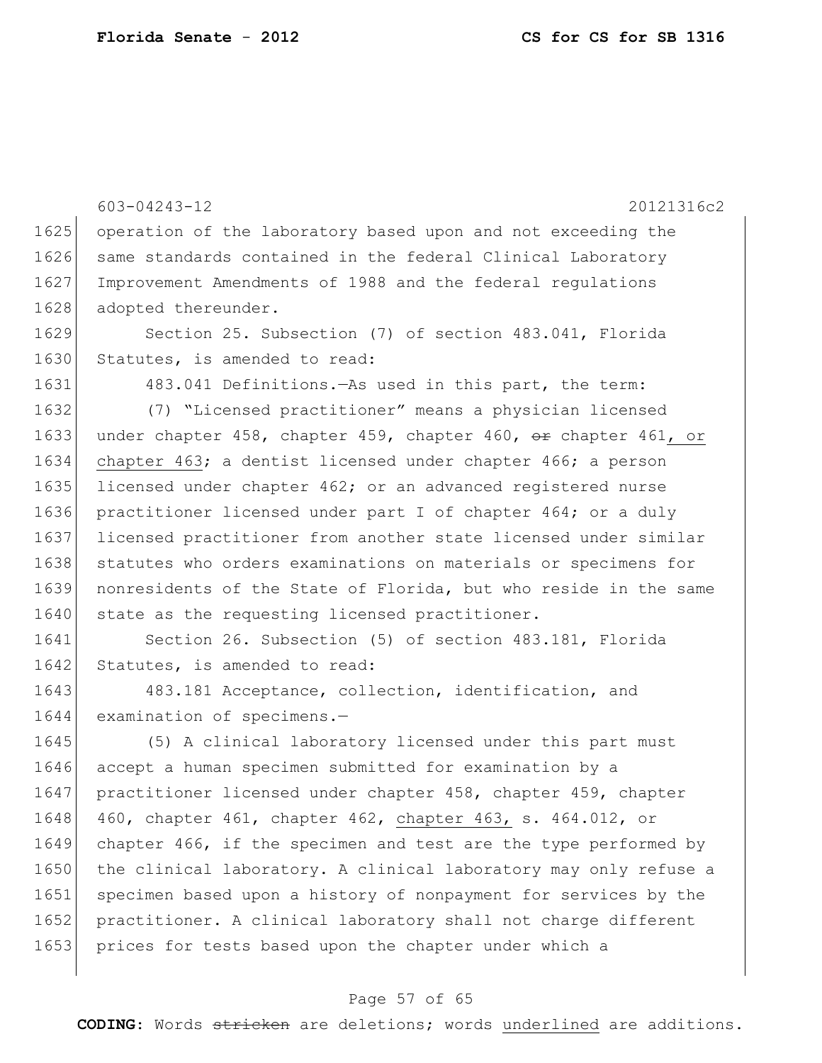operation of the laboratory based upon and not exceeding the same standards contained in the federal Clinical Laboratory Improvement Amendments of 1988 and the federal regulations adopted thereunder.

Section 25. Subsection (7) of section 483.041, Florida Statutes, is amended to read:

483.041 Definitions.—As used in this part, the term:

(7) "Licensed practitioner" means a physician licensed under chapter 458, chapter 459, chapter 460, ~~or~~ chapter 461, or chapter 463; a dentist licensed under chapter 466; a person licensed under chapter 462; or an advanced registered nurse practitioner licensed under part I of chapter 464; or a duly licensed practitioner from another state licensed under similar statutes who orders examinations on materials or specimens for nonresidents of the State of Florida, but who reside in the same state as the requesting licensed practitioner.

Section 26. Subsection (5) of section 483.181, Florida Statutes, is amended to read:

483.181 Acceptance, collection, identification, and examination of specimens.—

(5) A clinical laboratory licensed under this part must accept a human specimen submitted for examination by a practitioner licensed under chapter 458, chapter 459, chapter 460, chapter 461, chapter 462, chapter 463, s. 464.012, or chapter 466, if the specimen and test are the type performed by the clinical laboratory. A clinical laboratory may only refuse a specimen based upon a history of nonpayment for services by the practitioner. A clinical laboratory shall not charge different prices for tests based upon the chapter under which a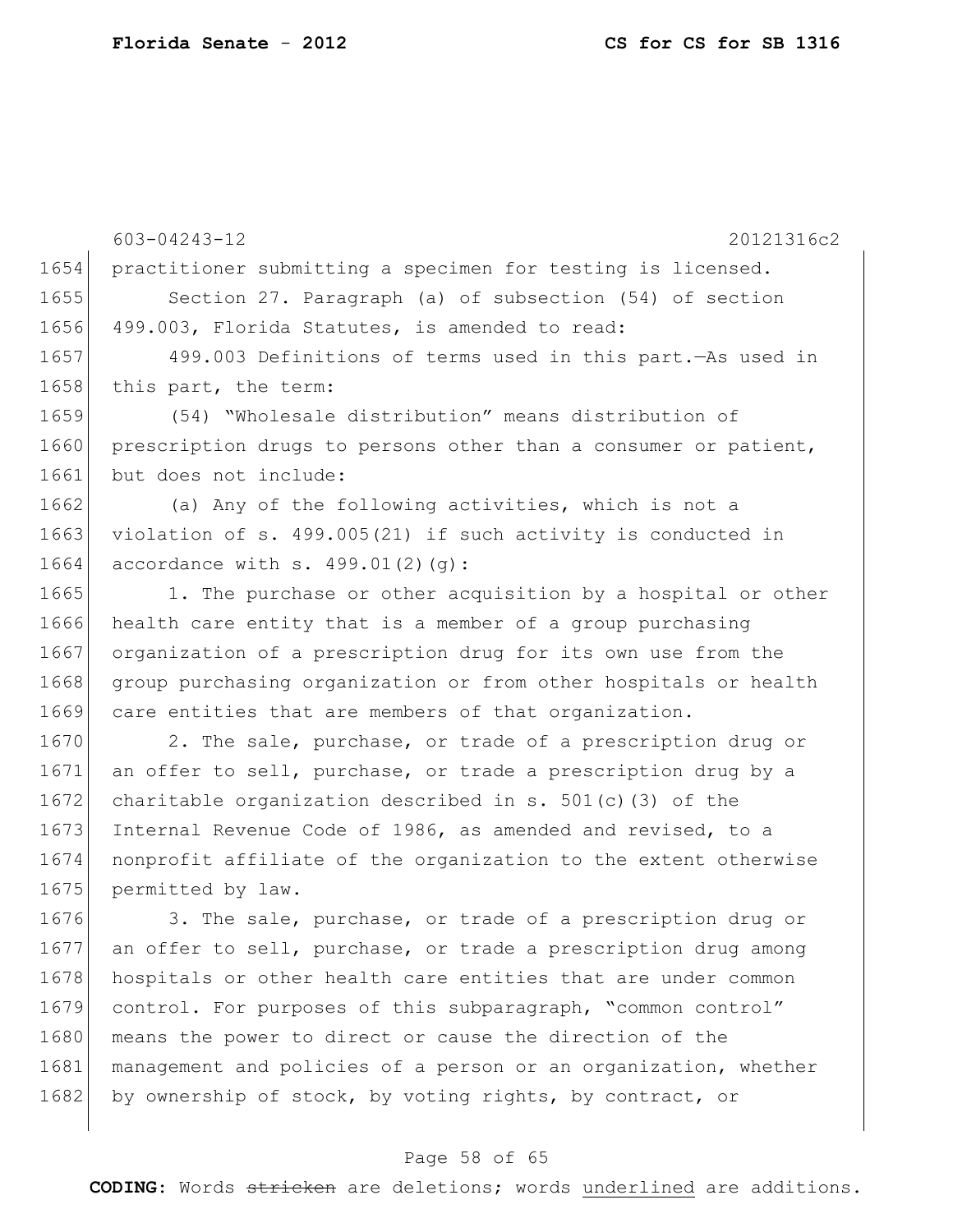practitioner submitting a specimen for testing is licensed.

Section 27. Paragraph (a) of subsection (54) of section 499.003, Florida Statutes, is amended to read:

499.003 Definitions of terms used in this part.—As used in this part, the term:

(54) "Wholesale distribution" means distribution of prescription drugs to persons other than a consumer or patient, but does not include:

(a) Any of the following activities, which is not a violation of s. 499.005(21) if such activity is conducted in accordance with s. 499.01(2)(g):

1. The purchase or other acquisition by a hospital or other health care entity that is a member of a group purchasing organization of a prescription drug for its own use from the group purchasing organization or from other hospitals or health care entities that are members of that organization.

2. The sale, purchase, or trade of a prescription drug or an offer to sell, purchase, or trade a prescription drug by a charitable organization described in s. 501(c)(3) of the Internal Revenue Code of 1986, as amended and revised, to a nonprofit affiliate of the organization to the extent otherwise permitted by law.

3. The sale, purchase, or trade of a prescription drug or an offer to sell, purchase, or trade a prescription drug among hospitals or other health care entities that are under common control. For purposes of this subparagraph, "common control" means the power to direct or cause the direction of the management and policies of a person or an organization, whether by ownership of stock, by voting rights, by contract, or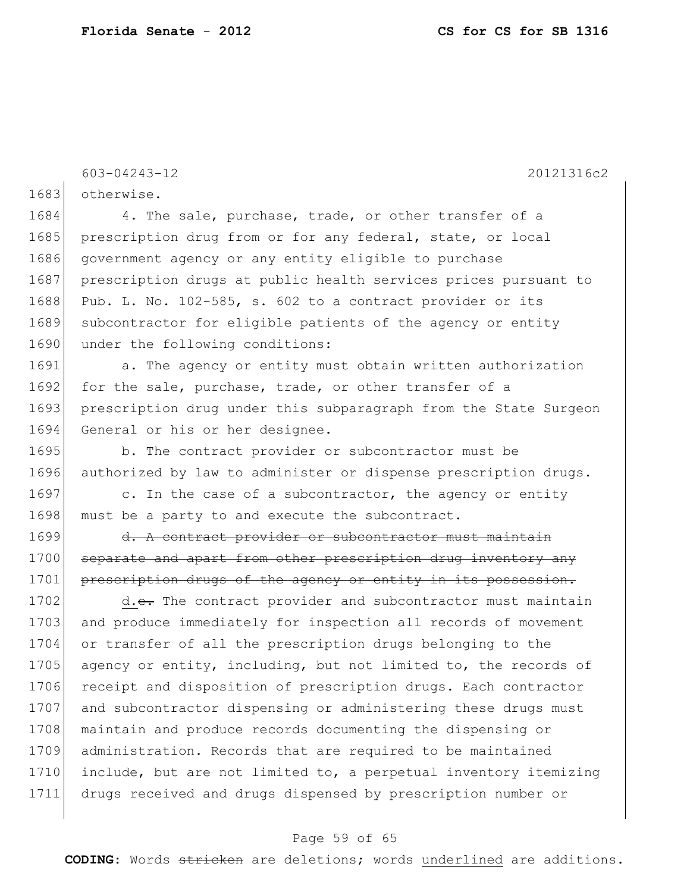otherwise.

4. The sale, purchase, trade, or other transfer of a prescription drug from or for any federal, state, or local government agency or any entity eligible to purchase prescription drugs at public health services prices pursuant to Pub. L. No. 102-585, s. 602 to a contract provider or its subcontractor for eligible patients of the agency or entity under the following conditions:

a. The agency or entity must obtain written authorization for the sale, purchase, trade, or other transfer of a prescription drug under this subparagraph from the State Surgeon General or his or her designee.

b. The contract provider or subcontractor must be authorized by law to administer or dispense prescription drugs.

c. In the case of a subcontractor, the agency or entity must be a party to and execute the subcontract.

~~d. A contract provider or subcontractor must maintain separate and apart from other prescription drug inventory any prescription drugs of the agency or entity in its possession.~~

<u>d.</u>~~e.~~ The contract provider and subcontractor must maintain and produce immediately for inspection all records of movement or transfer of all the prescription drugs belonging to the agency or entity, including, but not limited to, the records of receipt and disposition of prescription drugs. Each contractor and subcontractor dispensing or administering these drugs must maintain and produce records documenting the dispensing or administration. Records that are required to be maintained include, but are not limited to, a perpetual inventory itemizing drugs received and drugs dispensed by prescription number or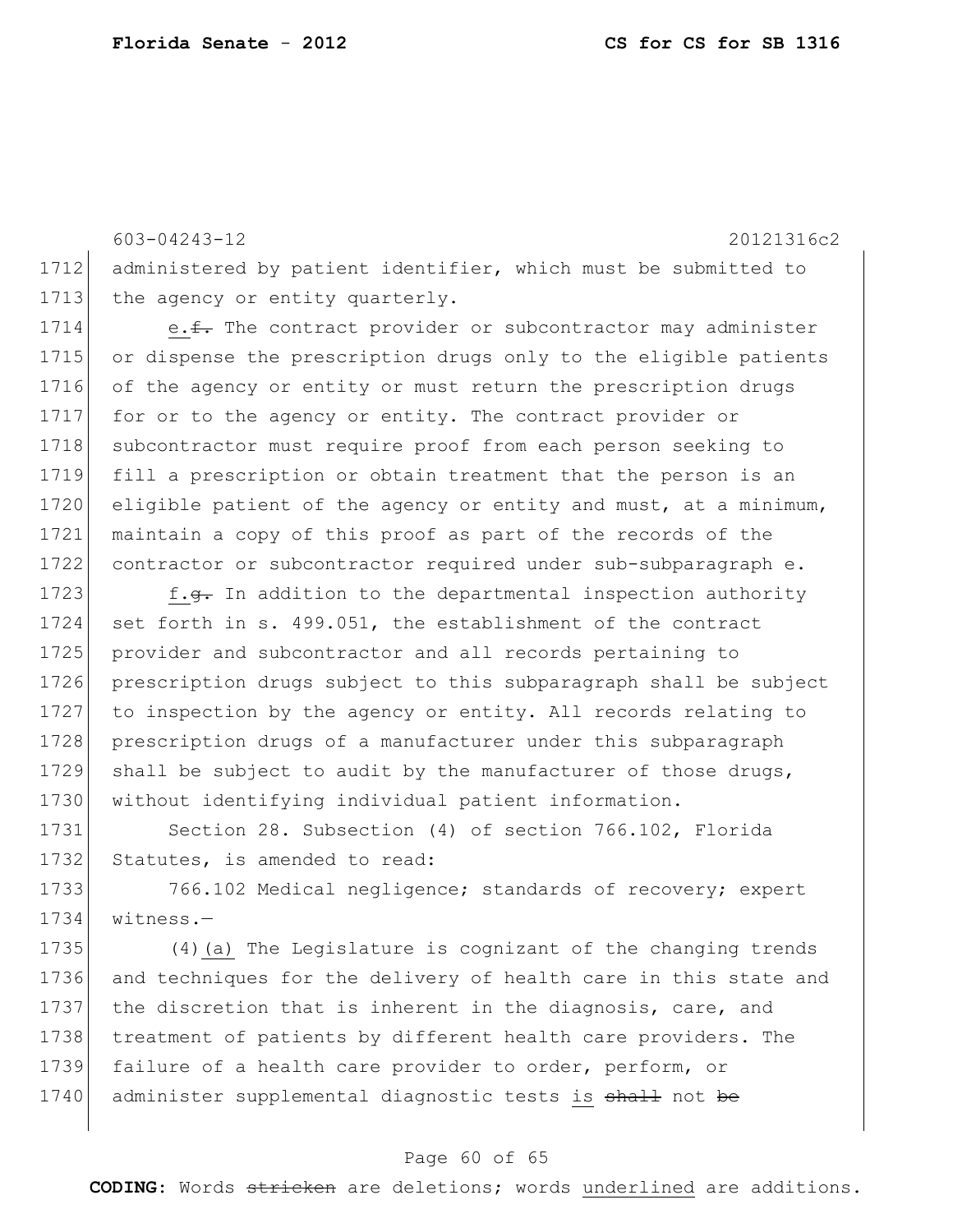administered by patient identifier, which must be submitted to the agency or entity quarterly.

e.~~f.~~ The contract provider or subcontractor may administer or dispense the prescription drugs only to the eligible patients of the agency or entity or must return the prescription drugs for or to the agency or entity. The contract provider or subcontractor must require proof from each person seeking to fill a prescription or obtain treatment that the person is an eligible patient of the agency or entity and must, at a minimum, maintain a copy of this proof as part of the records of the contractor or subcontractor required under sub-subparagraph e.

f.~~g.~~ In addition to the departmental inspection authority set forth in s. 499.051, the establishment of the contract provider and subcontractor and all records pertaining to prescription drugs subject to this subparagraph shall be subject to inspection by the agency or entity. All records relating to prescription drugs of a manufacturer under this subparagraph shall be subject to audit by the manufacturer of those drugs, without identifying individual patient information.

Section 28. Subsection (4) of section 766.102, Florida Statutes, is amended to read:

766.102 Medical negligence; standards of recovery; expert witness.—

(4)(a) The Legislature is cognizant of the changing trends and techniques for the delivery of health care in this state and the discretion that is inherent in the diagnosis, care, and treatment of patients by different health care providers. The failure of a health care provider to order, perform, or administer supplemental diagnostic tests is ~~shall~~ not ~~be~~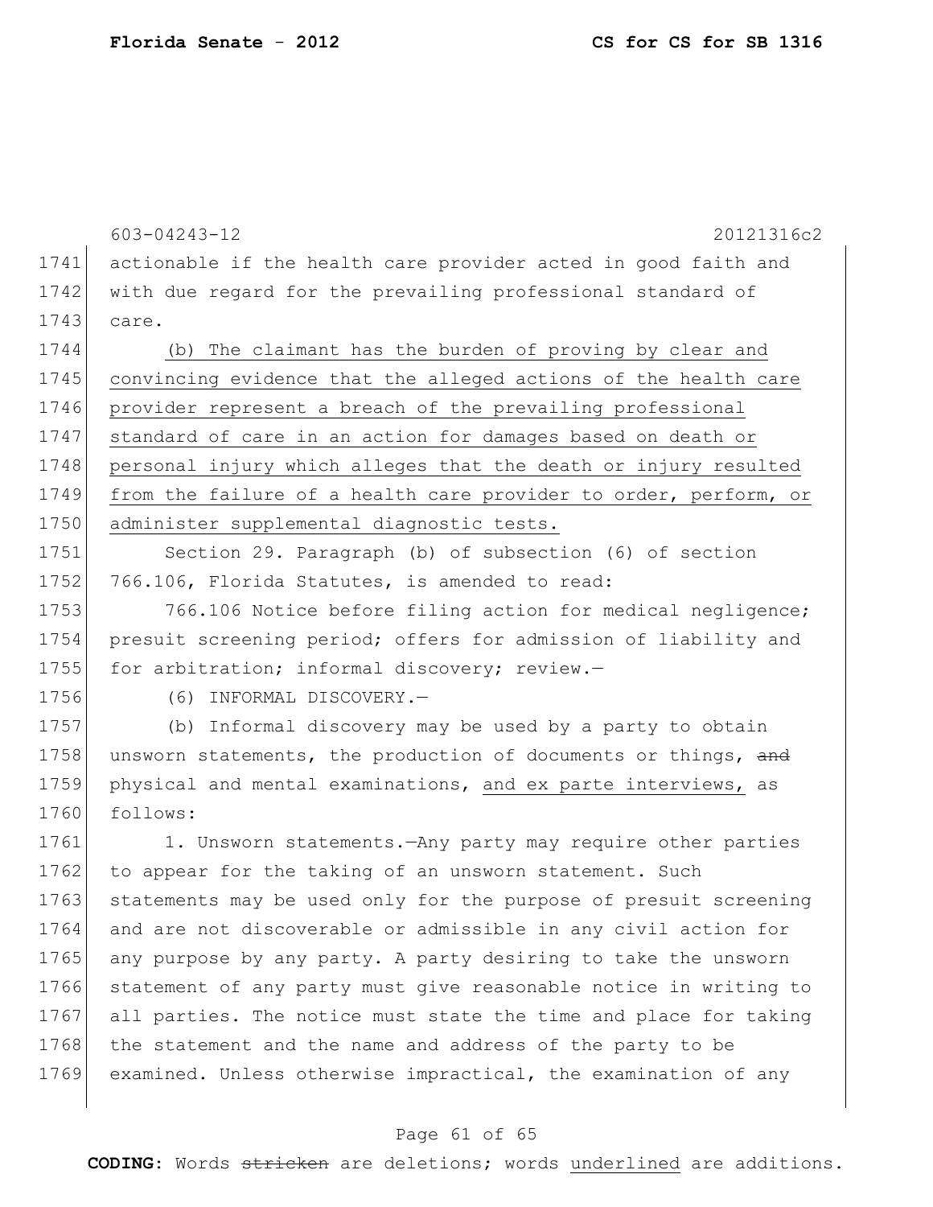actionable if the health care provider acted in good faith and with due regard for the prevailing professional standard of care.

(b) The claimant has the burden of proving by clear and convincing evidence that the alleged actions of the health care provider represent a breach of the prevailing professional standard of care in an action for damages based on death or personal injury which alleges that the death or injury resulted from the failure of a health care provider to order, perform, or administer supplemental diagnostic tests.

Section 29. Paragraph (b) of subsection (6) of section 766.106, Florida Statutes, is amended to read:

766.106 Notice before filing action for medical negligence; presuit screening period; offers for admission of liability and for arbitration; informal discovery; review.—

(6) INFORMAL DISCOVERY.—

(b) Informal discovery may be used by a party to obtain unsworn statements, the production of documents or things, ~~and~~ physical and mental examinations, and ex parte interviews, as follows:

1. Unsworn statements.—Any party may require other parties to appear for the taking of an unsworn statement. Such statements may be used only for the purpose of presuit screening and are not discoverable or admissible in any civil action for any purpose by any party. A party desiring to take the unsworn statement of any party must give reasonable notice in writing to all parties. The notice must state the time and place for taking the statement and the name and address of the party to be examined. Unless otherwise impractical, the examination of any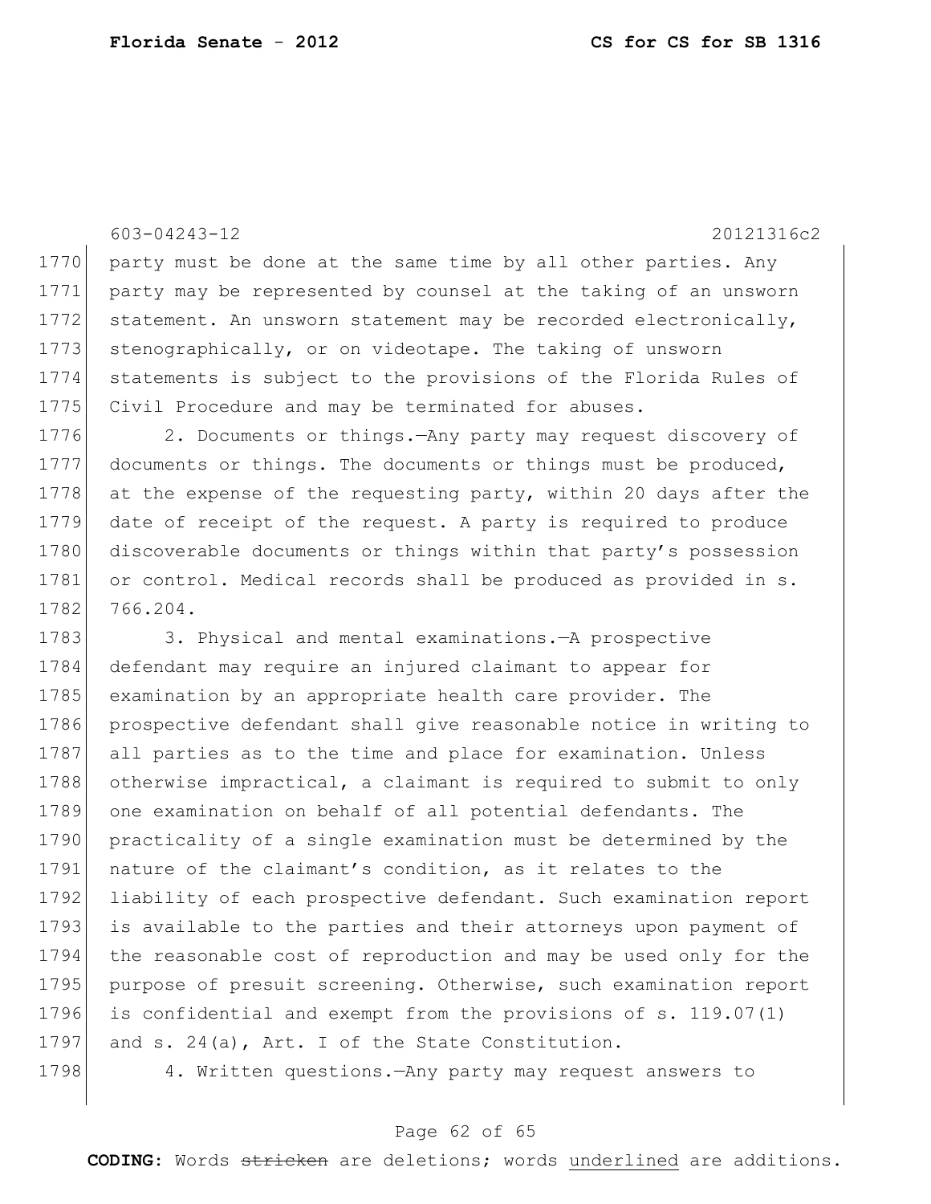party must be done at the same time by all other parties. Any party may be represented by counsel at the taking of an unsworn statement. An unsworn statement may be recorded electronically, stenographically, or on videotape. The taking of unsworn statements is subject to the provisions of the Florida Rules of Civil Procedure and may be terminated for abuses.

2. Documents or things.—Any party may request discovery of documents or things. The documents or things must be produced, at the expense of the requesting party, within 20 days after the date of receipt of the request. A party is required to produce discoverable documents or things within that party's possession or control. Medical records shall be produced as provided in s. 766.204.

3. Physical and mental examinations.—A prospective defendant may require an injured claimant to appear for examination by an appropriate health care provider. The prospective defendant shall give reasonable notice in writing to all parties as to the time and place for examination. Unless otherwise impractical, a claimant is required to submit to only one examination on behalf of all potential defendants. The practicality of a single examination must be determined by the nature of the claimant's condition, as it relates to the liability of each prospective defendant. Such examination report is available to the parties and their attorneys upon payment of the reasonable cost of reproduction and may be used only for the purpose of presuit screening. Otherwise, such examination report is confidential and exempt from the provisions of s. 119.07(1) and s. 24(a), Art. I of the State Constitution.

4. Written questions.—Any party may request answers to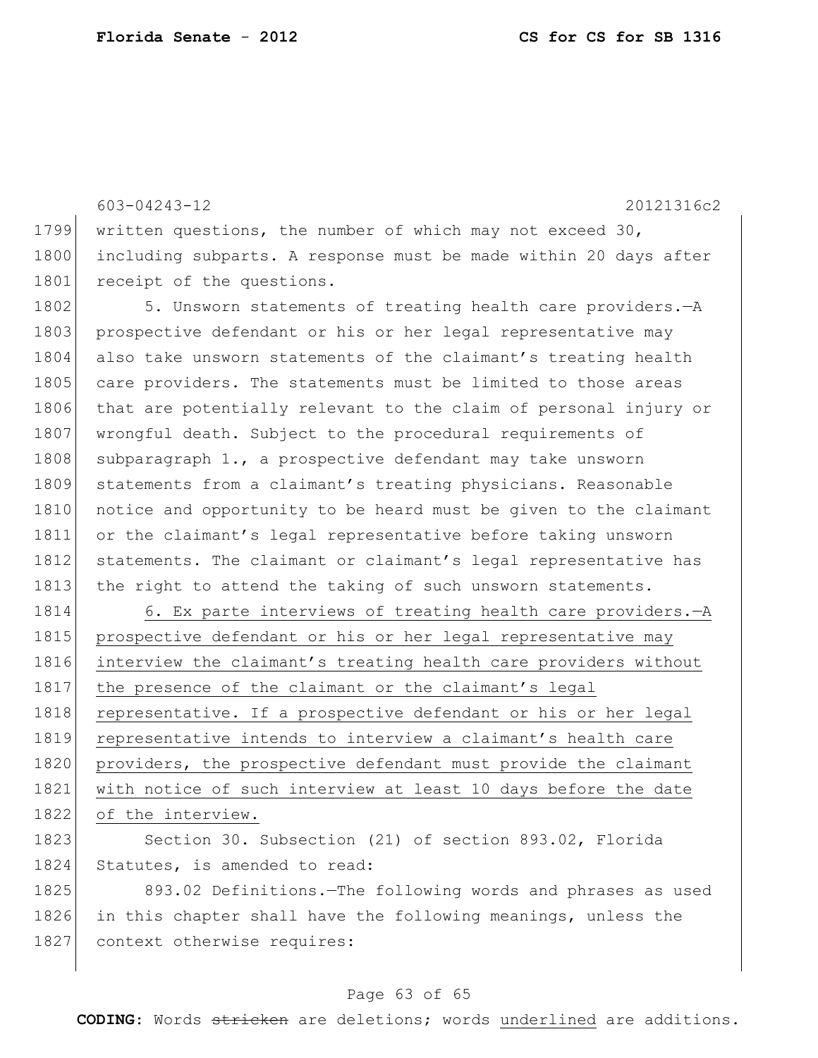written questions, the number of which may not exceed 30, including subparts. A response must be made within 20 days after receipt of the questions.

5. Unsworn statements of treating health care providers.—A prospective defendant or his or her legal representative may also take unsworn statements of the claimant's treating health care providers. The statements must be limited to those areas that are potentially relevant to the claim of personal injury or wrongful death. Subject to the procedural requirements of subparagraph 1., a prospective defendant may take unsworn statements from a claimant's treating physicians. Reasonable notice and opportunity to be heard must be given to the claimant or the claimant's legal representative before taking unsworn statements. The claimant or claimant's legal representative has the right to attend the taking of such unsworn statements.

6. Ex parte interviews of treating health care providers.—A prospective defendant or his or her legal representative may interview the claimant's treating health care providers without the presence of the claimant or the claimant's legal representative. If a prospective defendant or his or her legal representative intends to interview a claimant's health care providers, the prospective defendant must provide the claimant with notice of such interview at least 10 days before the date of the interview.

Section 30. Subsection (21) of section 893.02, Florida Statutes, is amended to read:

893.02 Definitions.—The following words and phrases as used in this chapter shall have the following meanings, unless the context otherwise requires: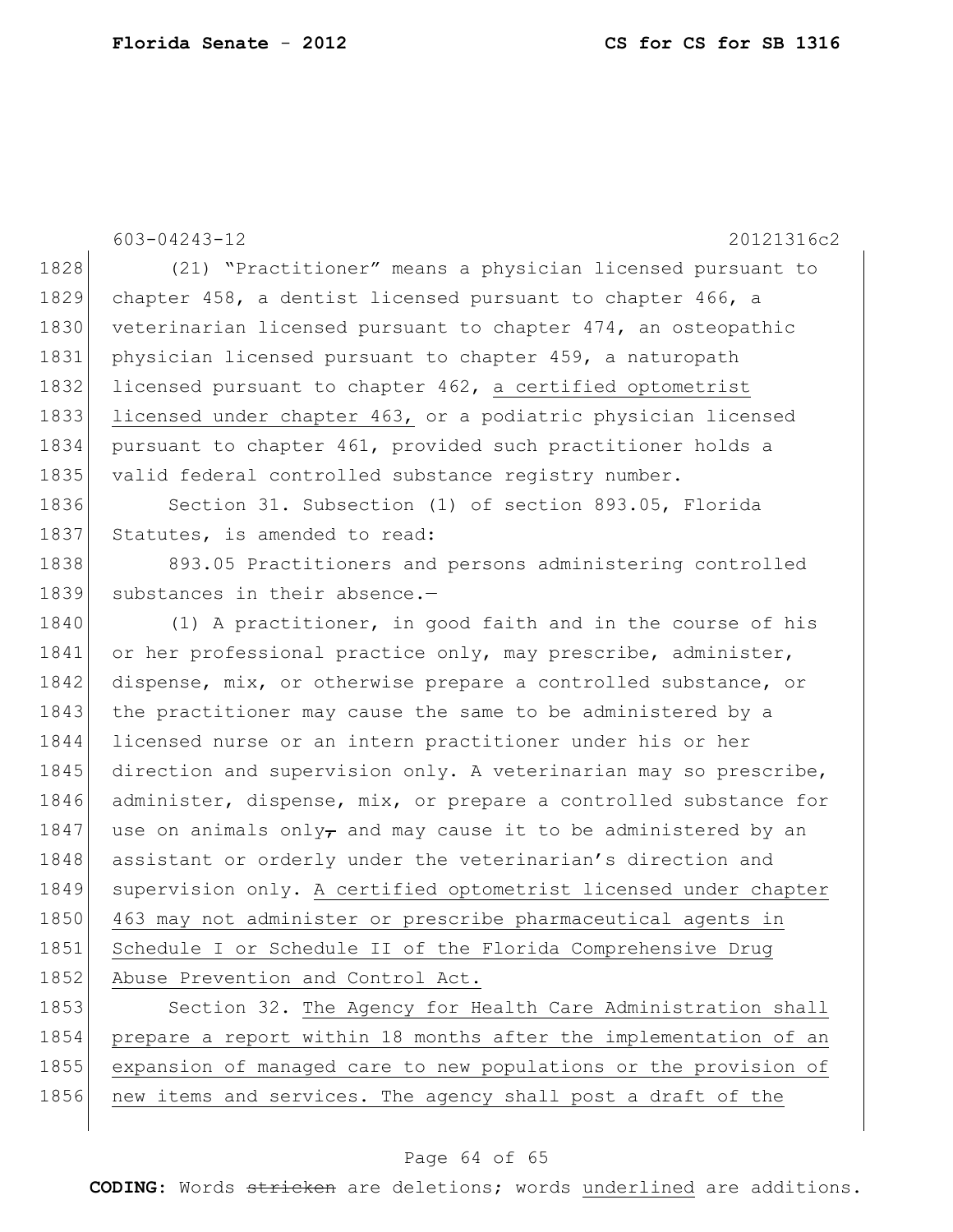603-04243-12 20121316c2

1828 (21) "Practitioner" means a physician licensed pursuant to
1829 chapter 458, a dentist licensed pursuant to chapter 466, a
1830 veterinarian licensed pursuant to chapter 474, an osteopathic
1831 physician licensed pursuant to chapter 459, a naturopath
1832 licensed pursuant to chapter 462, <u>a certified optometrist</u>
1833 <u>licensed under chapter 463,</u> or a podiatric physician licensed
1834 pursuant to chapter 461, provided such practitioner holds a
1835 valid federal controlled substance registry number.

1836 Section 31. Subsection (1) of section 893.05, Florida
1837 Statutes, is amended to read:

1838 893.05 Practitioners and persons administering controlled
1839 substances in their absence.—

1840 (1) A practitioner, in good faith and in the course of his
1841 or her professional practice only, may prescribe, administer,
1842 dispense, mix, or otherwise prepare a controlled substance, or
1843 the practitioner may cause the same to be administered by a
1844 licensed nurse or an intern practitioner under his or her
1845 direction and supervision only. A veterinarian may so prescribe,
1846 administer, dispense, mix, or prepare a controlled substance for
1847 use on animals only~~,~~ and may cause it to be administered by an
1848 assistant or orderly under the veterinarian's direction and
1849 supervision only. <u>A certified optometrist licensed under chapter</u>
1850 <u>463 may not administer or prescribe pharmaceutical agents in</u>
1851 <u>Schedule I or Schedule II of the Florida Comprehensive Drug</u>
1852 <u>Abuse Prevention and Control Act.</u>

1853 Section 32. <u>The Agency for Health Care Administration shall</u>
1854 <u>prepare a report within 18 months after the implementation of an</u>
1855 <u>expansion of managed care to new populations or the provision of</u>
1856 <u>new items and services. The agency shall post a draft of the</u>

**CODING:** Words ~~stricken~~ are deletions; words <u>underlined</u> are additions.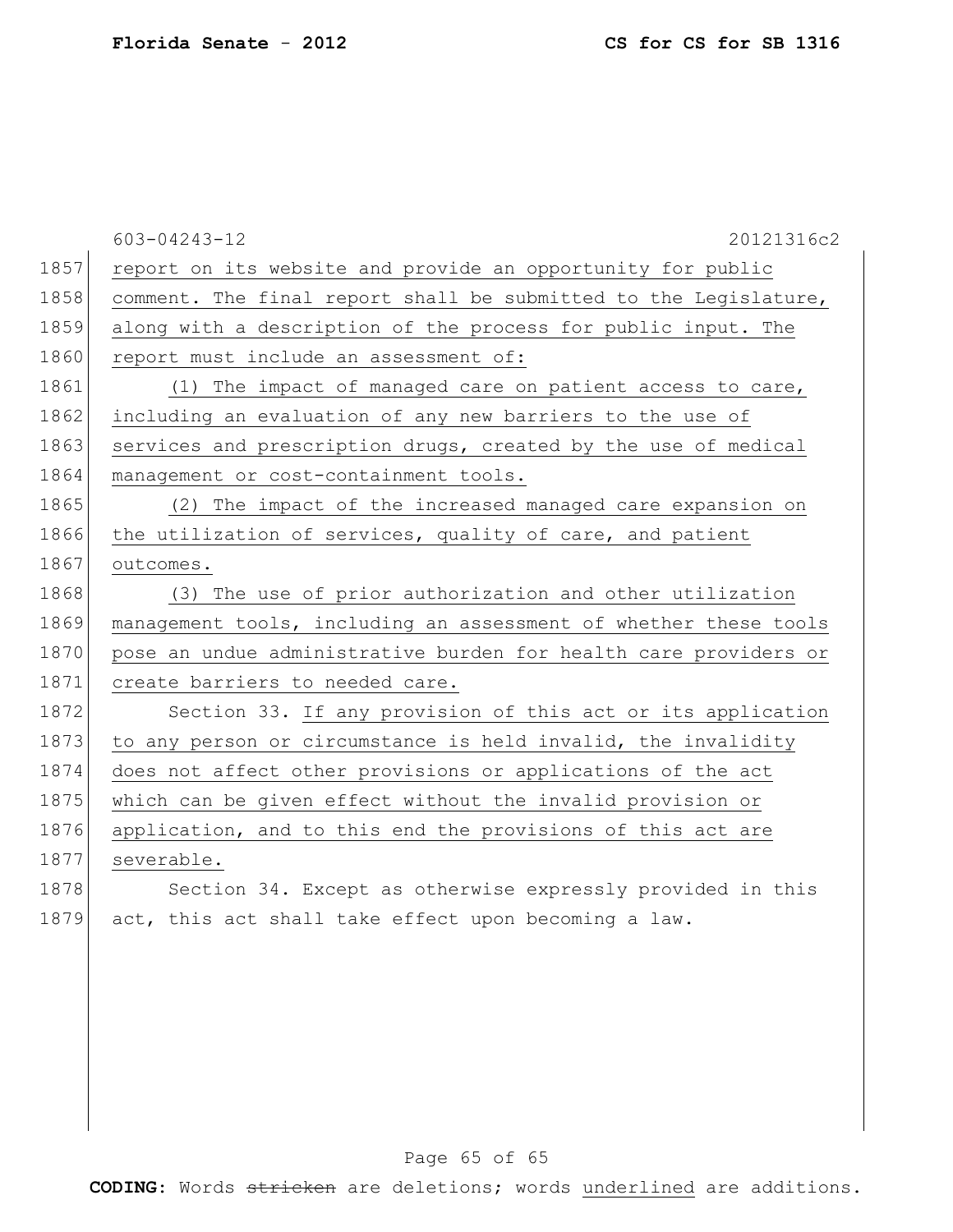report on its website and provide an opportunity for public comment. The final report shall be submitted to the Legislature, along with a description of the process for public input. The report must include an assessment of:

(1) The impact of managed care on patient access to care, including an evaluation of any new barriers to the use of services and prescription drugs, created by the use of medical management or cost-containment tools.

(2) The impact of the increased managed care expansion on the utilization of services, quality of care, and patient outcomes.

(3) The use of prior authorization and other utilization management tools, including an assessment of whether these tools pose an undue administrative burden for health care providers or create barriers to needed care.

Section 33. If any provision of this act or its application to any person or circumstance is held invalid, the invalidity does not affect other provisions or applications of the act which can be given effect without the invalid provision or application, and to this end the provisions of this act are severable.

Section 34. Except as otherwise expressly provided in this act, this act shall take effect upon becoming a law.